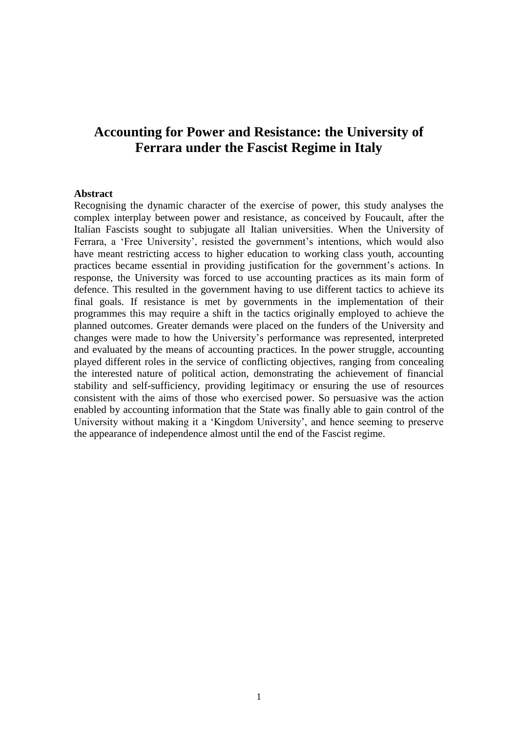# Accounting for Power and Resistance: the University of Ferrara under the Fascist Regime in Italy

**Abstract**

Recognising the dynamic character of the exercise of power, this study analyses the complex interplay between power and resistance, as conceived by Foucault, after the Italian Fascists sought to subjugate all Italian universities. When the University of Ferrara, a 'Free University', resisted the government's intentions, which would also have meant restricting access to higher education to working class youth, accounting practices became essential in providing justification for the government's actions. In response, the University was forced to use accounting practices as its main form of defence. This resulted in the government having to use different tactics to achieve its final goals. If resistance is met by governments in the implementation of their programmes this may require a shift in the tactics originally employed to achieve the planned outcomes. Greater demands were placed on the funders of the University and changes were made to how the University's performance was represented, interpreted and evaluated by the means of accounting practices. In the power struggle, accounting played different roles in the service of conflicting objectives, ranging from concealing the interested nature of political action, demonstrating the achievement of financial stability and self-sufficiency, providing legitimacy or ensuring the use of resources consistent with the aims of those who exercised power. So persuasive was the action enabled by accounting information that the State was finally able to gain control of the University without making it a 'Kingdom University', and hence seeming to preserve the appearance of independence almost until the end of the Fascist regime.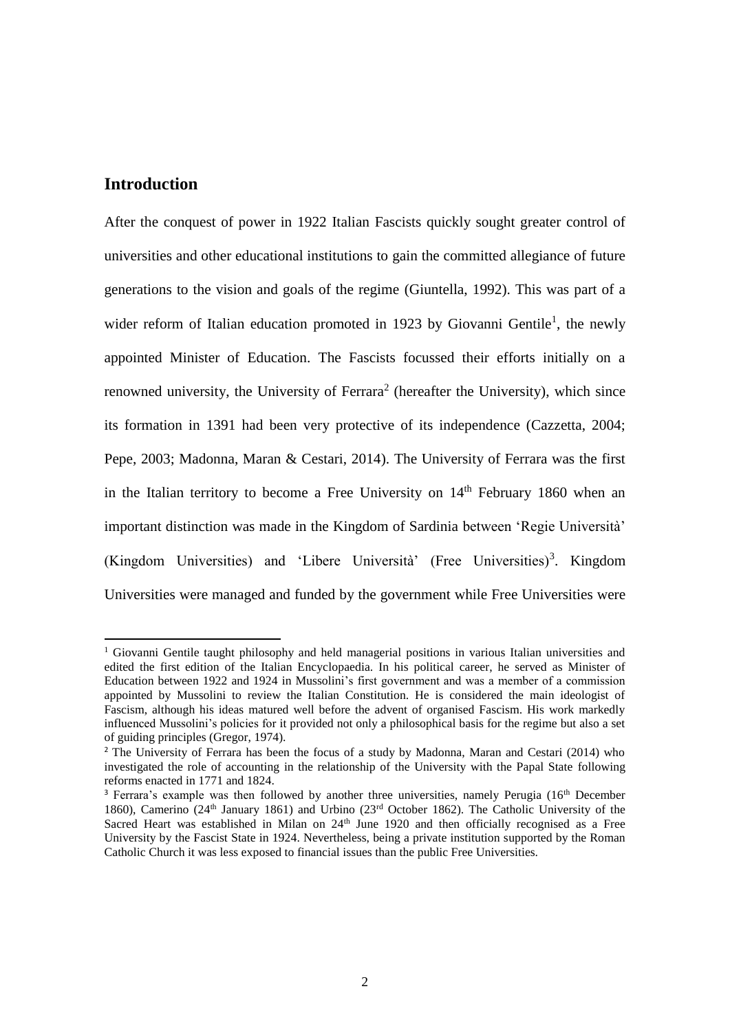## Introduction

After the conquest of power in 1922 Italian Fascists quickly sought greater control of universities and other educational institutions to gain the committed allegiance of future generations to the vision and goals of the regime (Giuntella, 1992). This was part of a wider reform of Italian education promoted in 1923 by Giovanni Gentile[1], the newly appointed Minister of Education. The Fascists focussed their efforts initially on a renowned university, the University of Ferrara[2] (hereafter the University), which since its formation in 1391 had been very protective of its independence (Cazzetta, 2004; Pepe, 2003; Madonna, Maran & Cestari, 2014). The University of Ferrara was the first in the Italian territory to become a Free University on 14th February 1860 when an important distinction was made in the Kingdom of Sardinia between 'Regie Università' (Kingdom Universities) and 'Libere Università' (Free Universities)[3]. Kingdom Universities were managed and funded by the government while Free Universities were

---

[1] Giovanni Gentile taught philosophy and held managerial positions in various Italian universities and edited the first edition of the Italian Encyclopaedia. In his political career, he served as Minister of Education between 1922 and 1924 in Mussolini's first government and was a member of a commission appointed by Mussolini to review the Italian Constitution. He is considered the main ideologist of Fascism, although his ideas matured well before the advent of organised Fascism. His work markedly influenced Mussolini's policies for it provided not only a philosophical basis for the regime but also a set of guiding principles (Gregor, 1974).

[2] The University of Ferrara has been the focus of a study by Madonna, Maran and Cestari (2014) who investigated the role of accounting in the relationship of the University with the Papal State following reforms enacted in 1771 and 1824.

[3] Ferrara's example was then followed by another three universities, namely Perugia (16th December 1860), Camerino (24th January 1861) and Urbino (23rd October 1862). The Catholic University of the Sacred Heart was established in Milan on 24th June 1920 and then officially recognised as a Free University by the Fascist State in 1924. Nevertheless, being a private institution supported by the Roman Catholic Church it was less exposed to financial issues than the public Free Universities.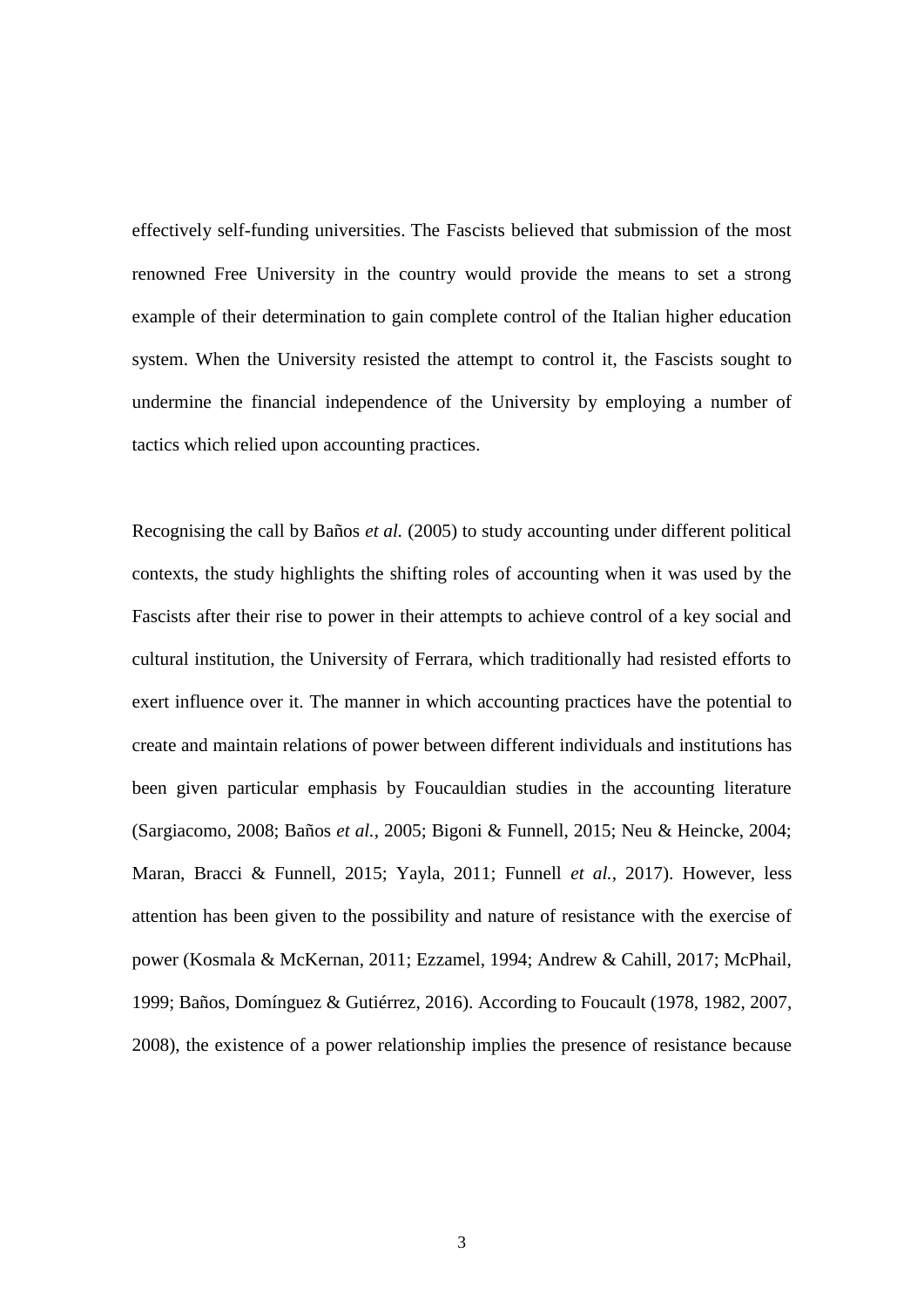effectively self-funding universities. The Fascists believed that submission of the most renowned Free University in the country would provide the means to set a strong example of their determination to gain complete control of the Italian higher education system. When the University resisted the attempt to control it, the Fascists sought to undermine the financial independence of the University by employing a number of tactics which relied upon accounting practices.

Recognising the call by Baños *et al.* (2005) to study accounting under different political contexts, the study highlights the shifting roles of accounting when it was used by the Fascists after their rise to power in their attempts to achieve control of a key social and cultural institution, the University of Ferrara, which traditionally had resisted efforts to exert influence over it. The manner in which accounting practices have the potential to create and maintain relations of power between different individuals and institutions has been given particular emphasis by Foucauldian studies in the accounting literature (Sargiacomo, 2008; Baños *et al.*, 2005; Bigoni & Funnell, 2015; Neu & Heincke, 2004; Maran, Bracci & Funnell, 2015; Yayla, 2011; Funnell *et al.*, 2017). However, less attention has been given to the possibility and nature of resistance with the exercise of power (Kosmala & McKernan, 2011; Ezzamel, 1994; Andrew & Cahill, 2017; McPhail, 1999; Baños, Domínguez & Gutiérrez, 2016). According to Foucault (1978, 1982, 2007, 2008), the existence of a power relationship implies the presence of resistance because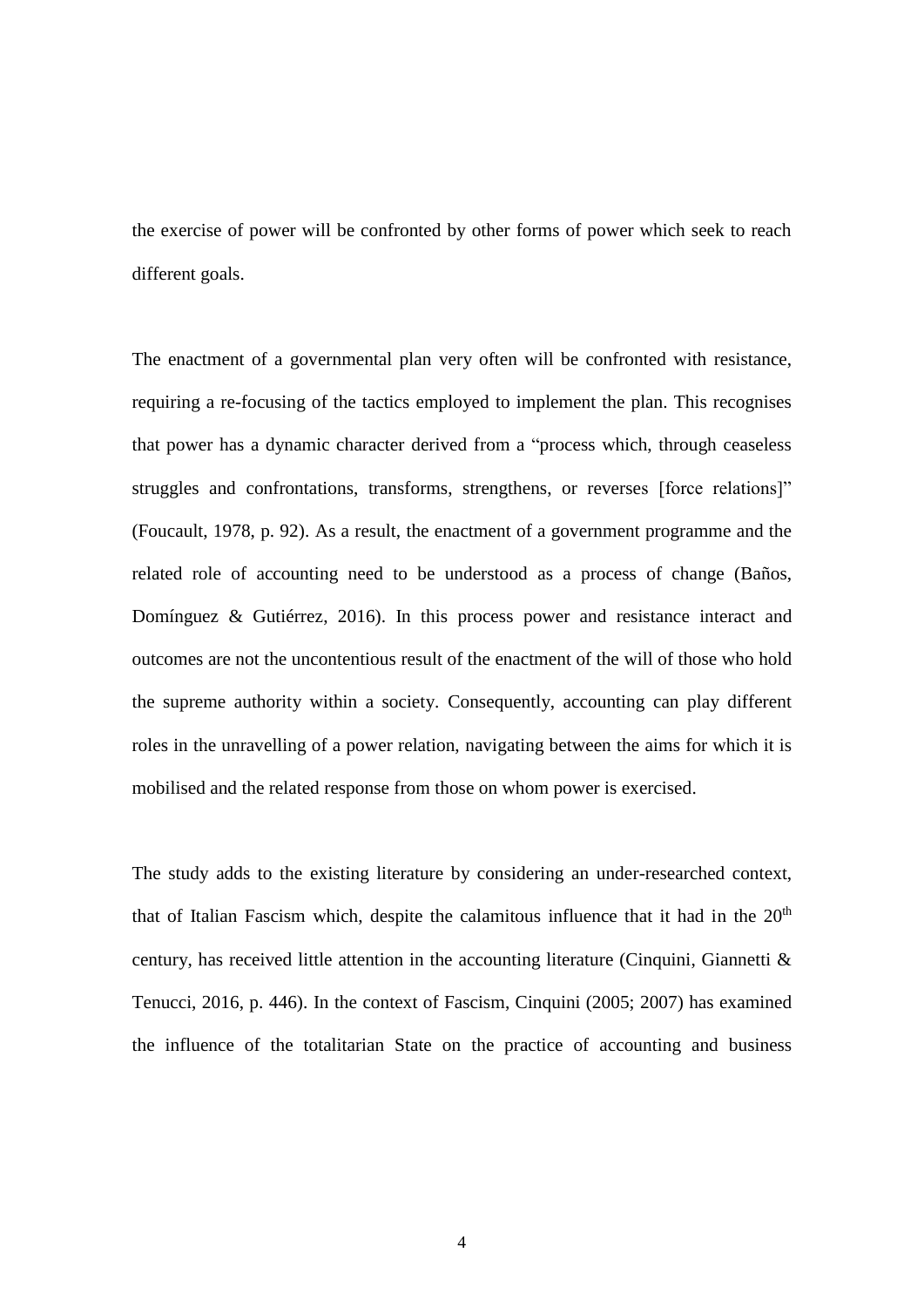the exercise of power will be confronted by other forms of power which seek to reach different goals.

The enactment of a governmental plan very often will be confronted with resistance, requiring a re-focusing of the tactics employed to implement the plan. This recognises that power has a dynamic character derived from a "process which, through ceaseless struggles and confrontations, transforms, strengthens, or reverses [force relations]" (Foucault, 1978, p. 92). As a result, the enactment of a government programme and the related role of accounting need to be understood as a process of change (Baños, Domínguez & Gutiérrez, 2016). In this process power and resistance interact and outcomes are not the uncontentious result of the enactment of the will of those who hold the supreme authority within a society. Consequently, accounting can play different roles in the unravelling of a power relation, navigating between the aims for which it is mobilised and the related response from those on whom power is exercised.

The study adds to the existing literature by considering an under-researched context, that of Italian Fascism which, despite the calamitous influence that it had in the 20th century, has received little attention in the accounting literature (Cinquini, Giannetti & Tenucci, 2016, p. 446). In the context of Fascism, Cinquini (2005; 2007) has examined the influence of the totalitarian State on the practice of accounting and business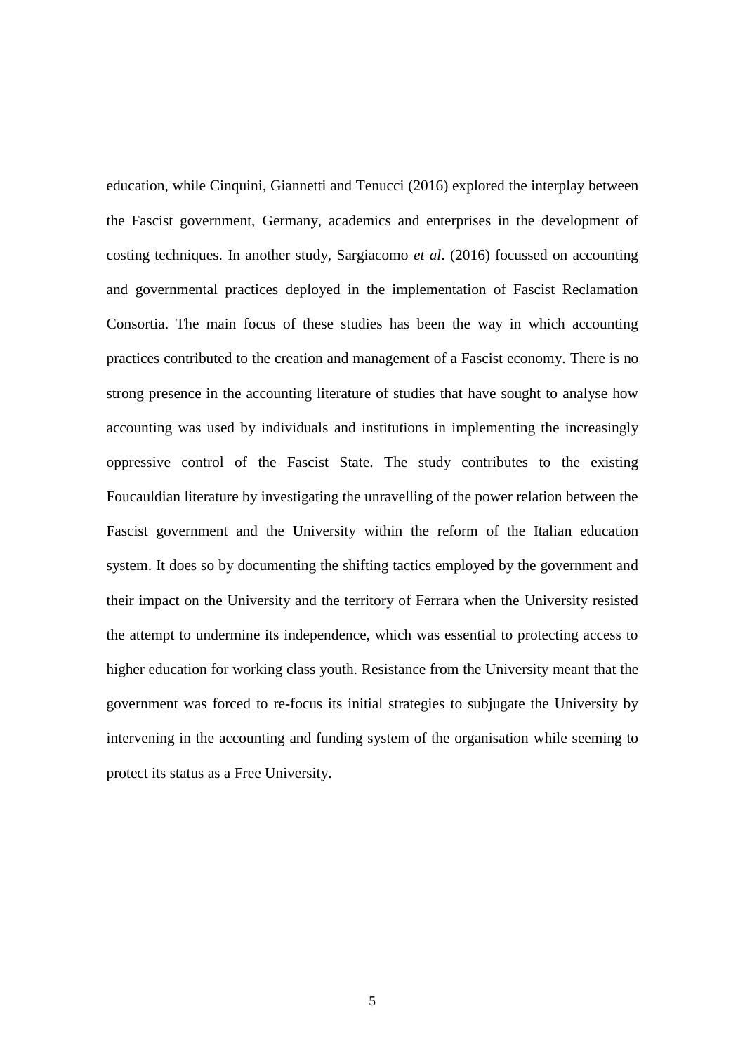education, while Cinquini, Giannetti and Tenucci (2016) explored the interplay between the Fascist government, Germany, academics and enterprises in the development of costing techniques. In another study, Sargiacomo *et al*. (2016) focussed on accounting and governmental practices deployed in the implementation of Fascist Reclamation Consortia. The main focus of these studies has been the way in which accounting practices contributed to the creation and management of a Fascist economy. There is no strong presence in the accounting literature of studies that have sought to analyse how accounting was used by individuals and institutions in implementing the increasingly oppressive control of the Fascist State. The study contributes to the existing Foucauldian literature by investigating the unravelling of the power relation between the Fascist government and the University within the reform of the Italian education system. It does so by documenting the shifting tactics employed by the government and their impact on the University and the territory of Ferrara when the University resisted the attempt to undermine its independence, which was essential to protecting access to higher education for working class youth. Resistance from the University meant that the government was forced to re-focus its initial strategies to subjugate the University by intervening in the accounting and funding system of the organisation while seeming to protect its status as a Free University.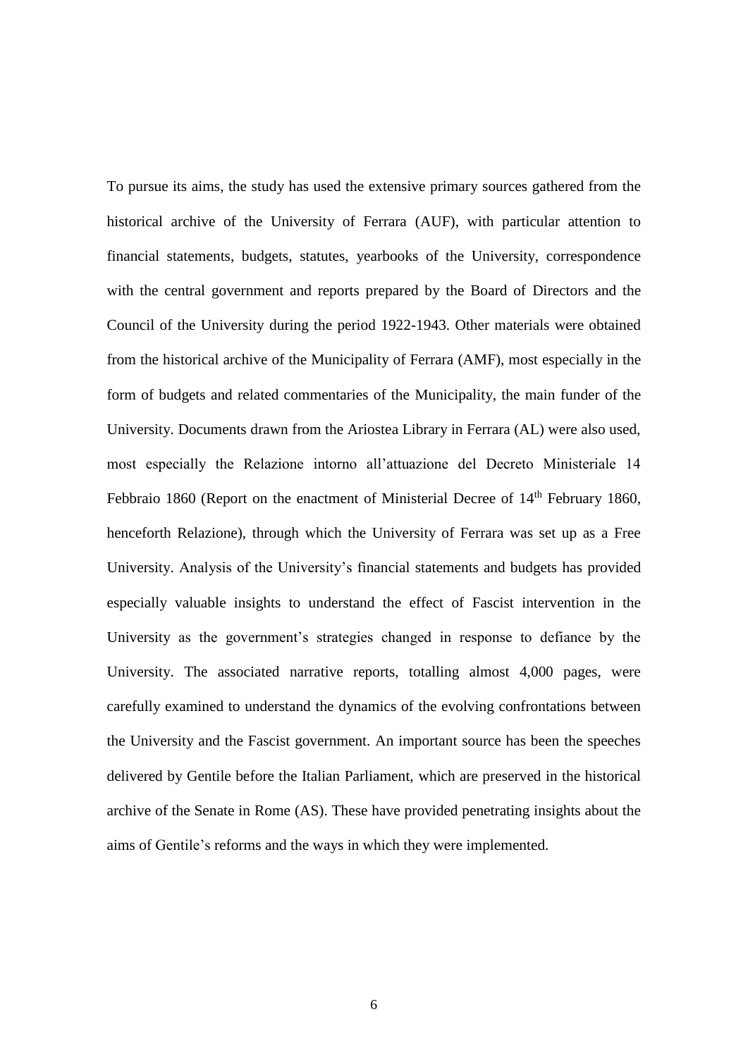To pursue its aims, the study has used the extensive primary sources gathered from the historical archive of the University of Ferrara (AUF), with particular attention to financial statements, budgets, statutes, yearbooks of the University, correspondence with the central government and reports prepared by the Board of Directors and the Council of the University during the period 1922-1943. Other materials were obtained from the historical archive of the Municipality of Ferrara (AMF), most especially in the form of budgets and related commentaries of the Municipality, the main funder of the University. Documents drawn from the Ariostea Library in Ferrara (AL) were also used, most especially the Relazione intorno all'attuazione del Decreto Ministeriale 14 Febbraio 1860 (Report on the enactment of Ministerial Decree of 14th February 1860, henceforth Relazione), through which the University of Ferrara was set up as a Free University. Analysis of the University's financial statements and budgets has provided especially valuable insights to understand the effect of Fascist intervention in the University as the government's strategies changed in response to defiance by the University. The associated narrative reports, totalling almost 4,000 pages, were carefully examined to understand the dynamics of the evolving confrontations between the University and the Fascist government. An important source has been the speeches delivered by Gentile before the Italian Parliament, which are preserved in the historical archive of the Senate in Rome (AS). These have provided penetrating insights about the aims of Gentile's reforms and the ways in which they were implemented.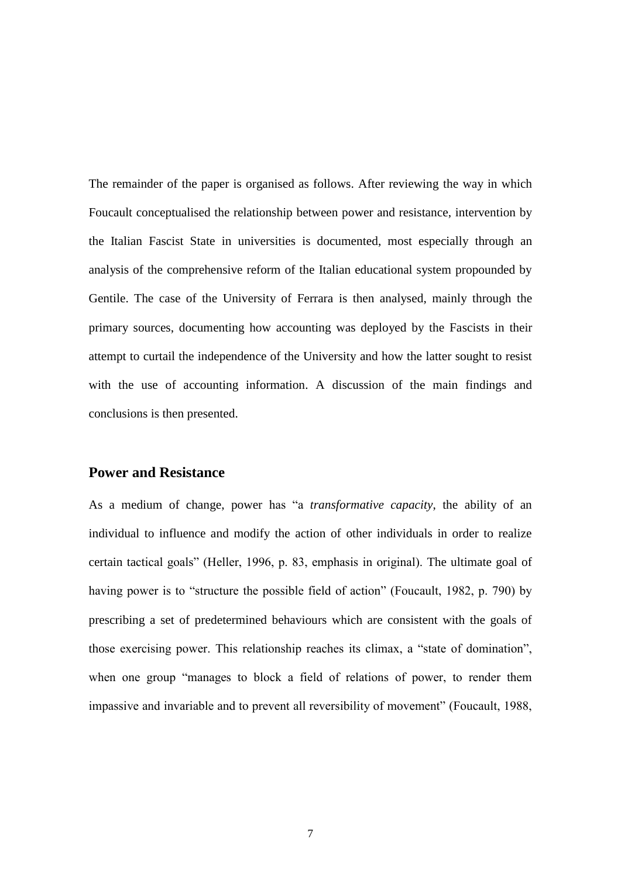The remainder of the paper is organised as follows. After reviewing the way in which Foucault conceptualised the relationship between power and resistance, intervention by the Italian Fascist State in universities is documented, most especially through an analysis of the comprehensive reform of the Italian educational system propounded by Gentile. The case of the University of Ferrara is then analysed, mainly through the primary sources, documenting how accounting was deployed by the Fascists in their attempt to curtail the independence of the University and how the latter sought to resist with the use of accounting information. A discussion of the main findings and conclusions is then presented.

## Power and Resistance

As a medium of change, power has "a *transformative capacity*, the ability of an individual to influence and modify the action of other individuals in order to realize certain tactical goals" (Heller, 1996, p. 83, emphasis in original). The ultimate goal of having power is to "structure the possible field of action" (Foucault, 1982, p. 790) by prescribing a set of predetermined behaviours which are consistent with the goals of those exercising power. This relationship reaches its climax, a "state of domination", when one group "manages to block a field of relations of power, to render them impassive and invariable and to prevent all reversibility of movement" (Foucault, 1988,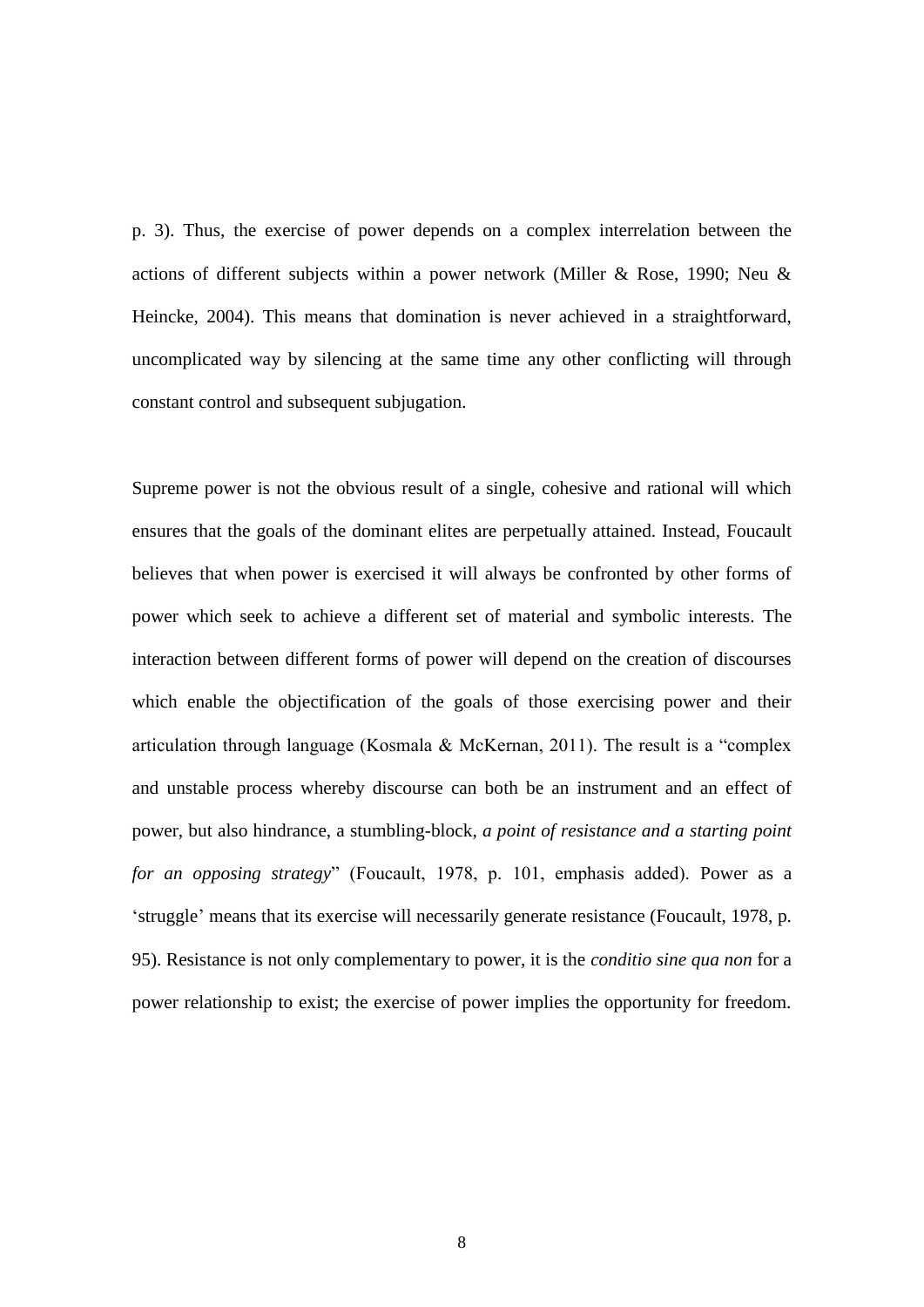p. 3). Thus, the exercise of power depends on a complex interrelation between the actions of different subjects within a power network (Miller & Rose, 1990; Neu & Heincke, 2004). This means that domination is never achieved in a straightforward, uncomplicated way by silencing at the same time any other conflicting will through constant control and subsequent subjugation.

Supreme power is not the obvious result of a single, cohesive and rational will which ensures that the goals of the dominant elites are perpetually attained. Instead, Foucault believes that when power is exercised it will always be confronted by other forms of power which seek to achieve a different set of material and symbolic interests. The interaction between different forms of power will depend on the creation of discourses which enable the objectification of the goals of those exercising power and their articulation through language (Kosmala & McKernan, 2011). The result is a "complex and unstable process whereby discourse can both be an instrument and an effect of power, but also hindrance, a stumbling-block, *a point of resistance and a starting point for an opposing strategy*" (Foucault, 1978, p. 101, emphasis added). Power as a 'struggle' means that its exercise will necessarily generate resistance (Foucault, 1978, p. 95). Resistance is not only complementary to power, it is the *conditio sine qua non* for a power relationship to exist; the exercise of power implies the opportunity for freedom.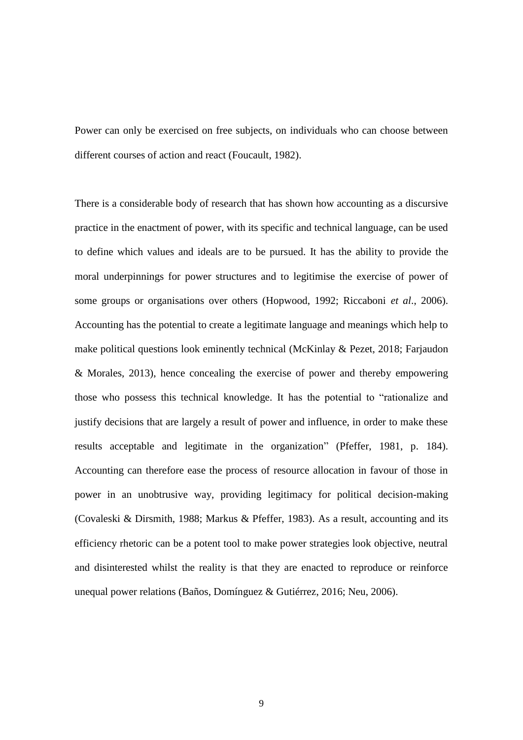Power can only be exercised on free subjects, on individuals who can choose between different courses of action and react (Foucault, 1982).

There is a considerable body of research that has shown how accounting as a discursive practice in the enactment of power, with its specific and technical language, can be used to define which values and ideals are to be pursued. It has the ability to provide the moral underpinnings for power structures and to legitimise the exercise of power of some groups or organisations over others (Hopwood, 1992; Riccaboni *et al*., 2006). Accounting has the potential to create a legitimate language and meanings which help to make political questions look eminently technical (McKinlay & Pezet, 2018; Farjaudon & Morales, 2013), hence concealing the exercise of power and thereby empowering those who possess this technical knowledge. It has the potential to "rationalize and justify decisions that are largely a result of power and influence, in order to make these results acceptable and legitimate in the organization" (Pfeffer, 1981, p. 184). Accounting can therefore ease the process of resource allocation in favour of those in power in an unobtrusive way, providing legitimacy for political decision-making (Covaleski & Dirsmith, 1988; Markus & Pfeffer, 1983). As a result, accounting and its efficiency rhetoric can be a potent tool to make power strategies look objective, neutral and disinterested whilst the reality is that they are enacted to reproduce or reinforce unequal power relations (Baños, Domínguez & Gutiérrez, 2016; Neu, 2006).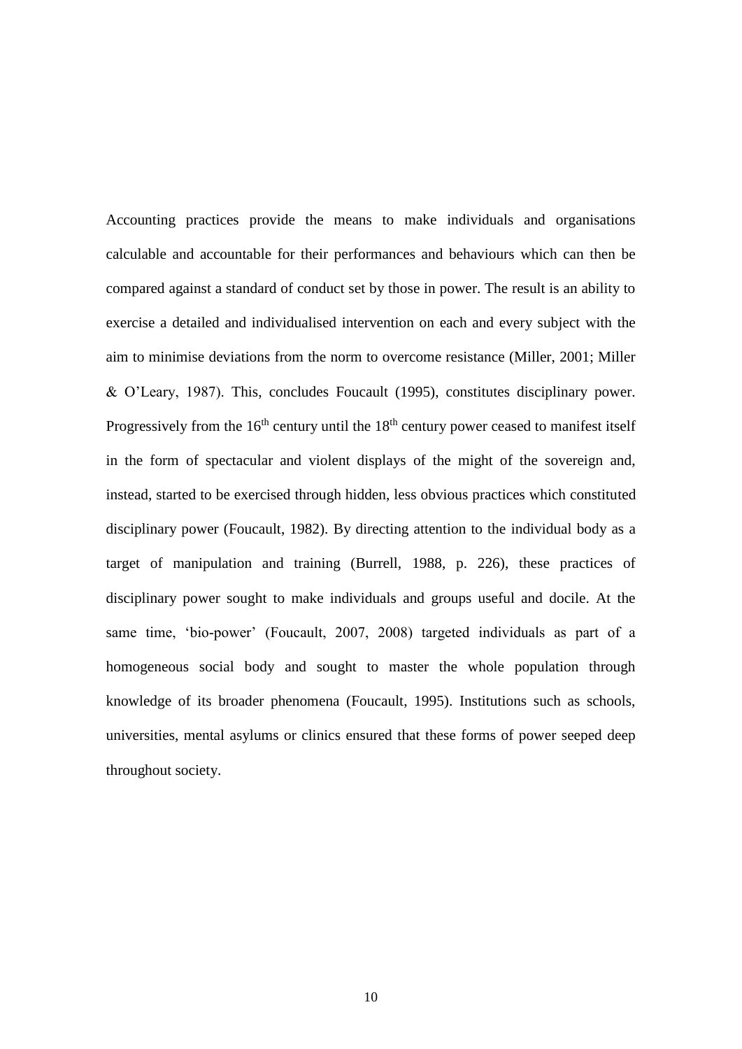Accounting practices provide the means to make individuals and organisations calculable and accountable for their performances and behaviours which can then be compared against a standard of conduct set by those in power. The result is an ability to exercise a detailed and individualised intervention on each and every subject with the aim to minimise deviations from the norm to overcome resistance (Miller, 2001; Miller & O'Leary, 1987). This, concludes Foucault (1995), constitutes disciplinary power. Progressively from the 16th century until the 18th century power ceased to manifest itself in the form of spectacular and violent displays of the might of the sovereign and, instead, started to be exercised through hidden, less obvious practices which constituted disciplinary power (Foucault, 1982). By directing attention to the individual body as a target of manipulation and training (Burrell, 1988, p. 226), these practices of disciplinary power sought to make individuals and groups useful and docile. At the same time, 'bio-power' (Foucault, 2007, 2008) targeted individuals as part of a homogeneous social body and sought to master the whole population through knowledge of its broader phenomena (Foucault, 1995). Institutions such as schools, universities, mental asylums or clinics ensured that these forms of power seeped deep throughout society.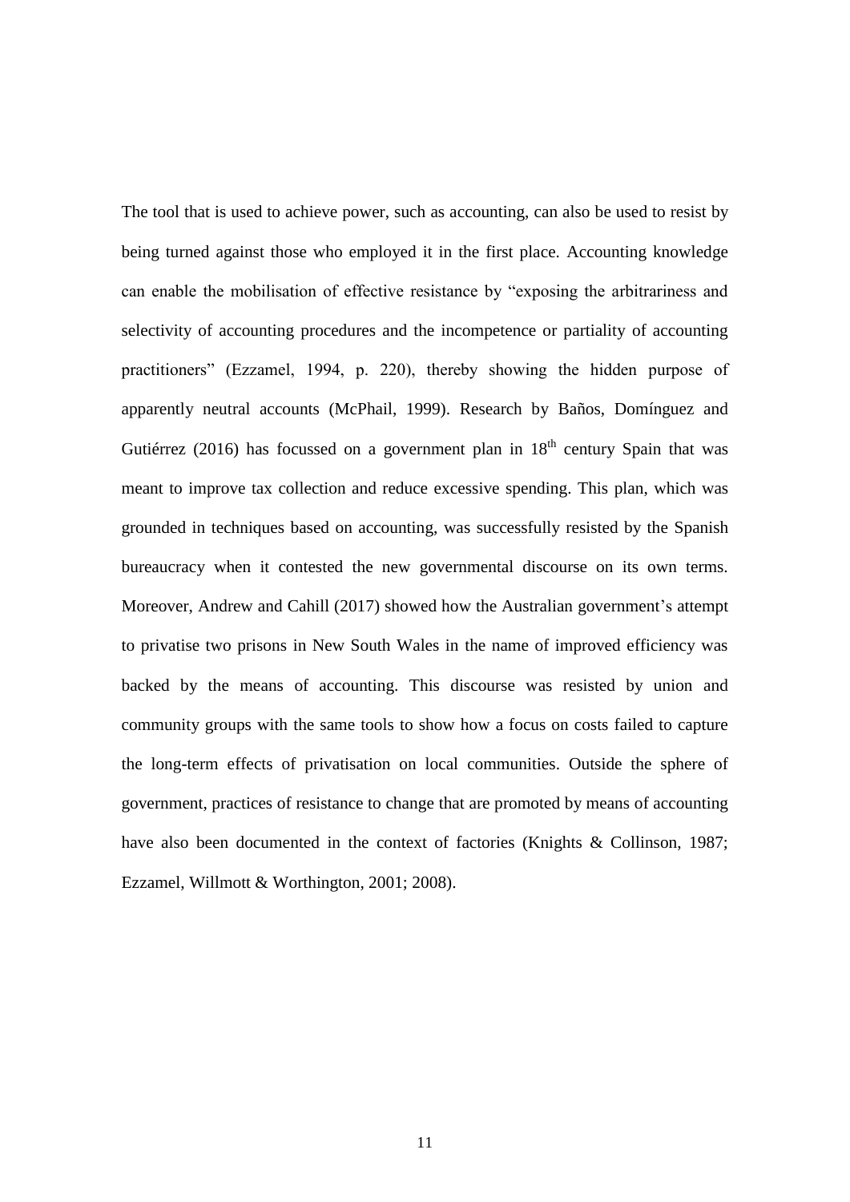The tool that is used to achieve power, such as accounting, can also be used to resist by being turned against those who employed it in the first place. Accounting knowledge can enable the mobilisation of effective resistance by "exposing the arbitrariness and selectivity of accounting procedures and the incompetence or partiality of accounting practitioners" (Ezzamel, 1994, p. 220), thereby showing the hidden purpose of apparently neutral accounts (McPhail, 1999). Research by Baños, Domínguez and Gutiérrez (2016) has focussed on a government plan in 18th century Spain that was meant to improve tax collection and reduce excessive spending. This plan, which was grounded in techniques based on accounting, was successfully resisted by the Spanish bureaucracy when it contested the new governmental discourse on its own terms. Moreover, Andrew and Cahill (2017) showed how the Australian government's attempt to privatise two prisons in New South Wales in the name of improved efficiency was backed by the means of accounting. This discourse was resisted by union and community groups with the same tools to show how a focus on costs failed to capture the long-term effects of privatisation on local communities. Outside the sphere of government, practices of resistance to change that are promoted by means of accounting have also been documented in the context of factories (Knights & Collinson, 1987; Ezzamel, Willmott & Worthington, 2001; 2008).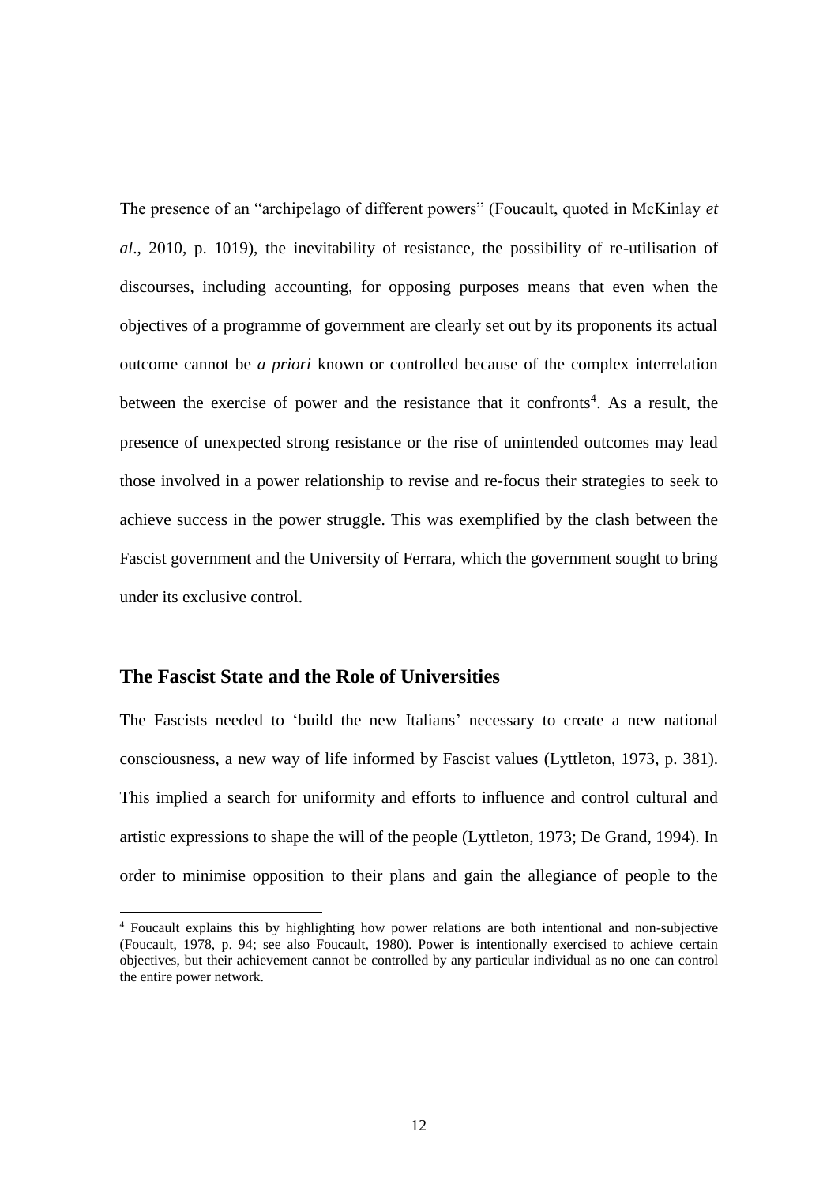The presence of an "archipelago of different powers" (Foucault, quoted in McKinlay *et al*., 2010, p. 1019), the inevitability of resistance, the possibility of re-utilisation of discourses, including accounting, for opposing purposes means that even when the objectives of a programme of government are clearly set out by its proponents its actual outcome cannot be *a priori* known or controlled because of the complex interrelation between the exercise of power and the resistance that it confronts[4]. As a result, the presence of unexpected strong resistance or the rise of unintended outcomes may lead those involved in a power relationship to revise and re-focus their strategies to seek to achieve success in the power struggle. This was exemplified by the clash between the Fascist government and the University of Ferrara, which the government sought to bring under its exclusive control.

## The Fascist State and the Role of Universities

The Fascists needed to 'build the new Italians' necessary to create a new national consciousness, a new way of life informed by Fascist values (Lyttleton, 1973, p. 381). This implied a search for uniformity and efforts to influence and control cultural and artistic expressions to shape the will of the people (Lyttleton, 1973; De Grand, 1994). In order to minimise opposition to their plans and gain the allegiance of people to the

[4] Foucault explains this by highlighting how power relations are both intentional and non-subjective (Foucault, 1978, p. 94; see also Foucault, 1980). Power is intentionally exercised to achieve certain objectives, but their achievement cannot be controlled by any particular individual as no one can control the entire power network.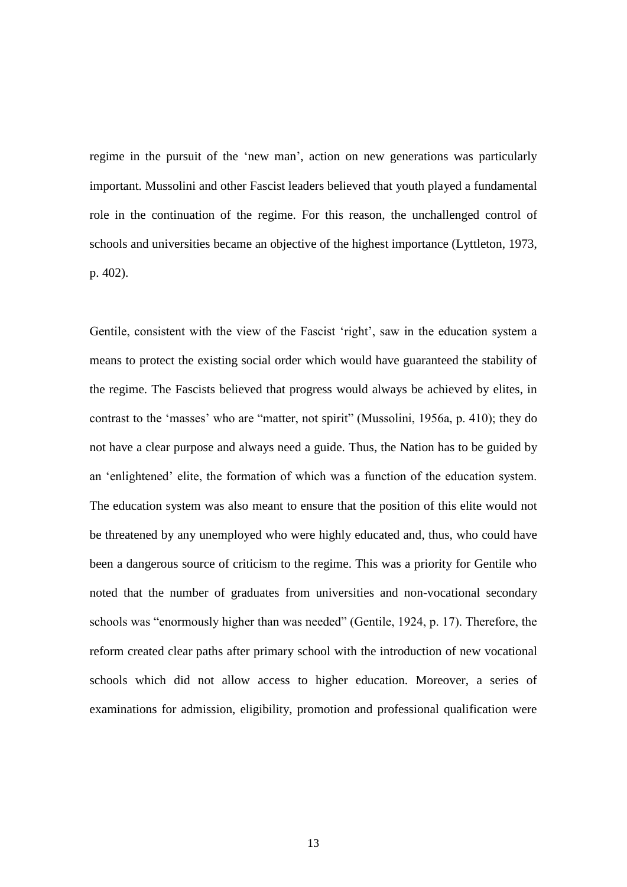regime in the pursuit of the 'new man', action on new generations was particularly important. Mussolini and other Fascist leaders believed that youth played a fundamental role in the continuation of the regime. For this reason, the unchallenged control of schools and universities became an objective of the highest importance (Lyttleton, 1973, p. 402).

Gentile, consistent with the view of the Fascist 'right', saw in the education system a means to protect the existing social order which would have guaranteed the stability of the regime. The Fascists believed that progress would always be achieved by elites, in contrast to the 'masses' who are "matter, not spirit" (Mussolini, 1956a, p. 410); they do not have a clear purpose and always need a guide. Thus, the Nation has to be guided by an 'enlightened' elite, the formation of which was a function of the education system. The education system was also meant to ensure that the position of this elite would not be threatened by any unemployed who were highly educated and, thus, who could have been a dangerous source of criticism to the regime. This was a priority for Gentile who noted that the number of graduates from universities and non-vocational secondary schools was "enormously higher than was needed" (Gentile, 1924, p. 17). Therefore, the reform created clear paths after primary school with the introduction of new vocational schools which did not allow access to higher education. Moreover, a series of examinations for admission, eligibility, promotion and professional qualification were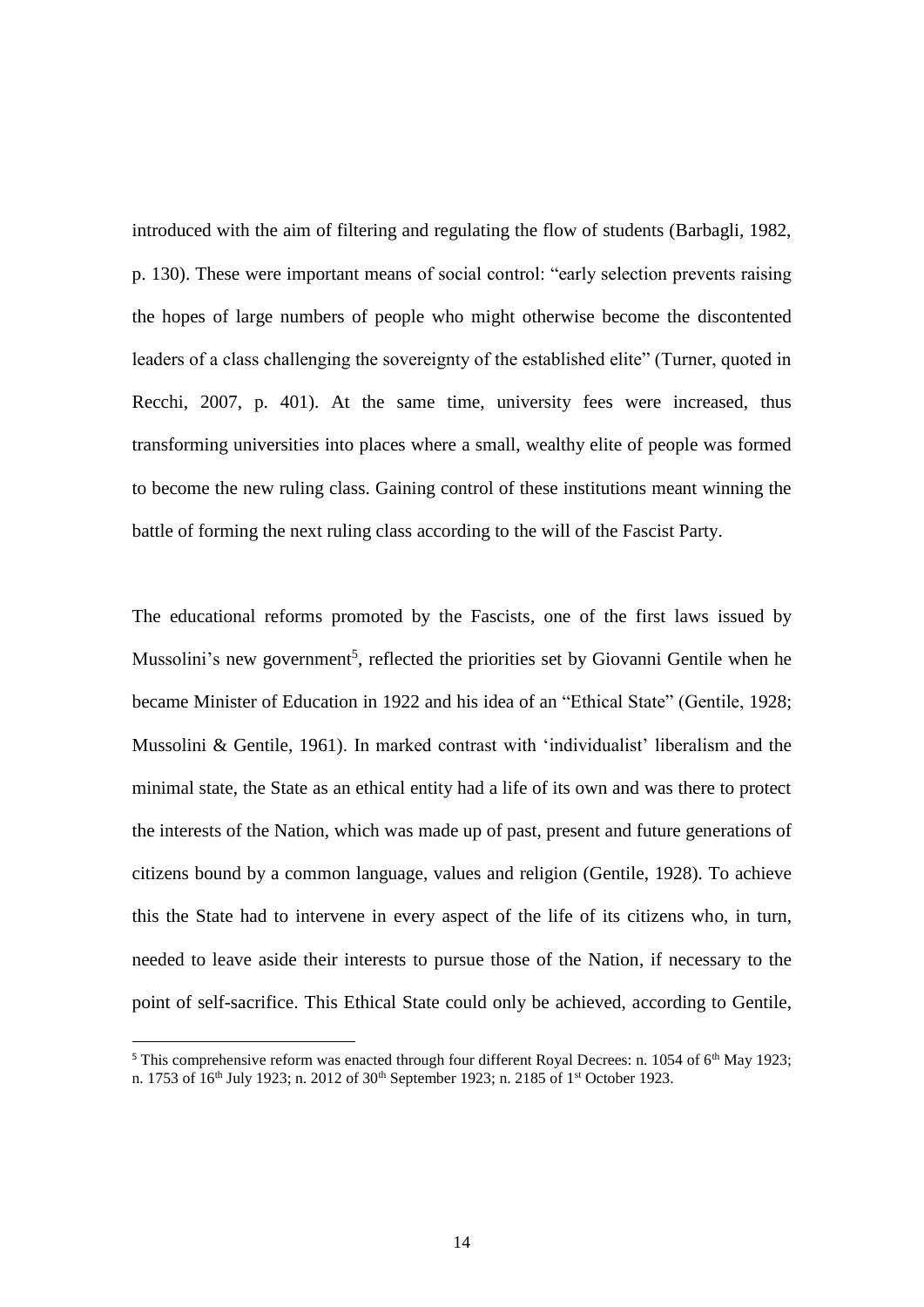introduced with the aim of filtering and regulating the flow of students (Barbagli, 1982, p. 130). These were important means of social control: "early selection prevents raising the hopes of large numbers of people who might otherwise become the discontented leaders of a class challenging the sovereignty of the established elite" (Turner, quoted in Recchi, 2007, p. 401). At the same time, university fees were increased, thus transforming universities into places where a small, wealthy elite of people was formed to become the new ruling class. Gaining control of these institutions meant winning the battle of forming the next ruling class according to the will of the Fascist Party.

The educational reforms promoted by the Fascists, one of the first laws issued by Mussolini's new government[5], reflected the priorities set by Giovanni Gentile when he became Minister of Education in 1922 and his idea of an "Ethical State" (Gentile, 1928; Mussolini & Gentile, 1961). In marked contrast with 'individualist' liberalism and the minimal state, the State as an ethical entity had a life of its own and was there to protect the interests of the Nation, which was made up of past, present and future generations of citizens bound by a common language, values and religion (Gentile, 1928). To achieve this the State had to intervene in every aspect of the life of its citizens who, in turn, needed to leave aside their interests to pursue those of the Nation, if necessary to the point of self-sacrifice. This Ethical State could only be achieved, according to Gentile,

[5] This comprehensive reform was enacted through four different Royal Decrees: n. 1054 of 6th May 1923; n. 1753 of 16th July 1923; n. 2012 of 30th September 1923; n. 2185 of 1st October 1923.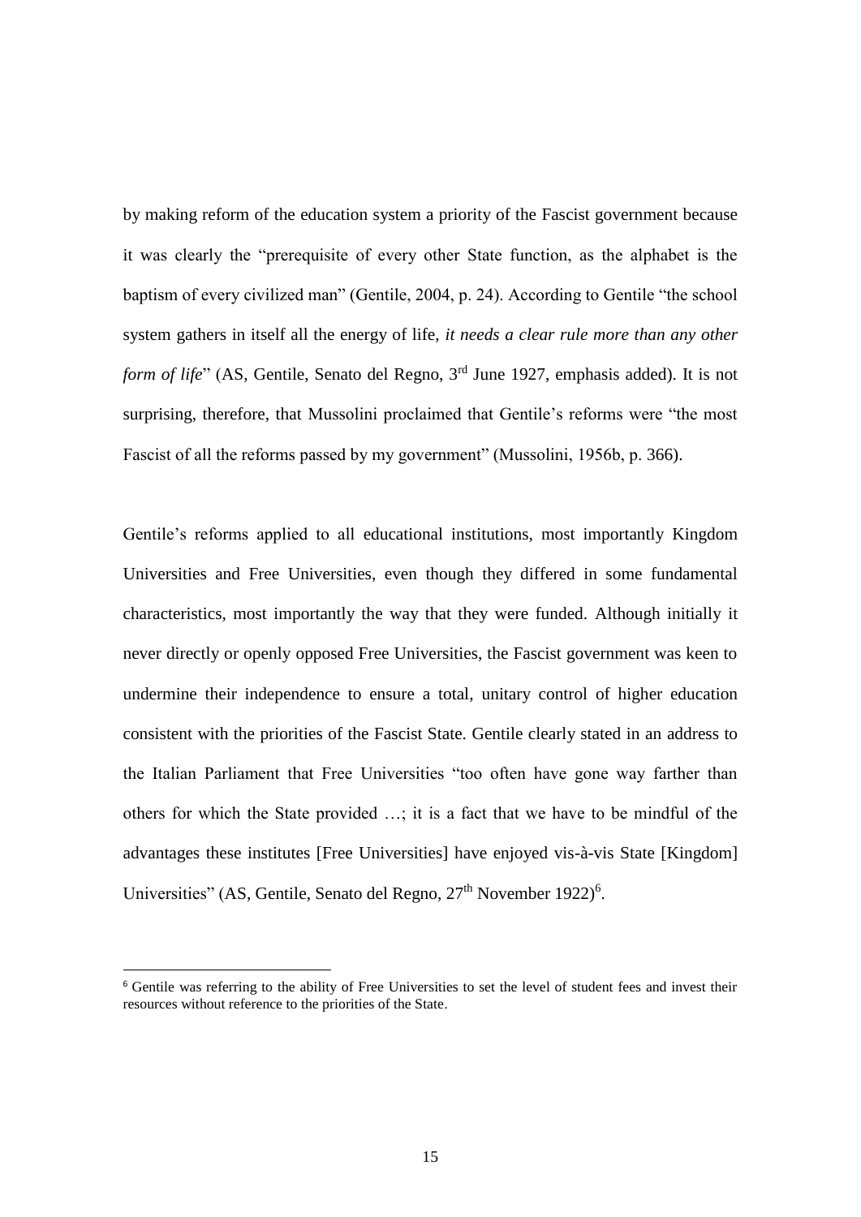by making reform of the education system a priority of the Fascist government because it was clearly the "prerequisite of every other State function, as the alphabet is the baptism of every civilized man" (Gentile, 2004, p. 24). According to Gentile "the school system gathers in itself all the energy of life, *it needs a clear rule more than any other form of life*" (AS, Gentile, Senato del Regno, 3rd June 1927, emphasis added). It is not surprising, therefore, that Mussolini proclaimed that Gentile's reforms were "the most Fascist of all the reforms passed by my government" (Mussolini, 1956b, p. 366).

Gentile's reforms applied to all educational institutions, most importantly Kingdom Universities and Free Universities, even though they differed in some fundamental characteristics, most importantly the way that they were funded. Although initially it never directly or openly opposed Free Universities, the Fascist government was keen to undermine their independence to ensure a total, unitary control of higher education consistent with the priorities of the Fascist State. Gentile clearly stated in an address to the Italian Parliament that Free Universities "too often have gone way farther than others for which the State provided …; it is a fact that we have to be mindful of the advantages these institutes [Free Universities] have enjoyed vis-à-vis State [Kingdom] Universities" (AS, Gentile, Senato del Regno, 27th November 1922)[6].

[6] Gentile was referring to the ability of Free Universities to set the level of student fees and invest their resources without reference to the priorities of the State.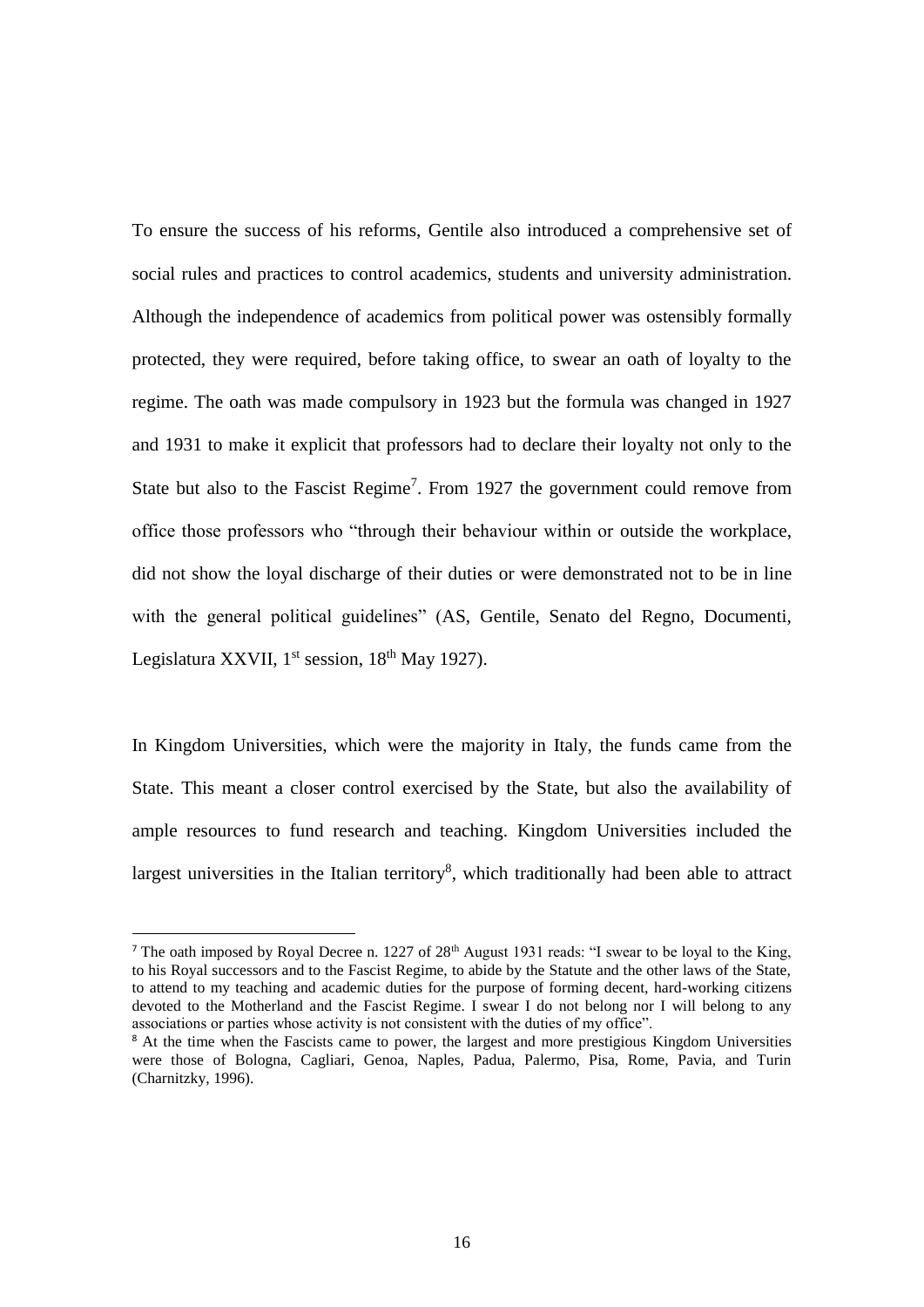To ensure the success of his reforms, Gentile also introduced a comprehensive set of social rules and practices to control academics, students and university administration. Although the independence of academics from political power was ostensibly formally protected, they were required, before taking office, to swear an oath of loyalty to the regime. The oath was made compulsory in 1923 but the formula was changed in 1927 and 1931 to make it explicit that professors had to declare their loyalty not only to the State but also to the Fascist Regime[7]. From 1927 the government could remove from office those professors who "through their behaviour within or outside the workplace, did not show the loyal discharge of their duties or were demonstrated not to be in line with the general political guidelines" (AS, Gentile, Senato del Regno, Documenti, Legislatura XXVII, 1st session, 18th May 1927).

In Kingdom Universities, which were the majority in Italy, the funds came from the State. This meant a closer control exercised by the State, but also the availability of ample resources to fund research and teaching. Kingdom Universities included the largest universities in the Italian territory[8], which traditionally had been able to attract

---

[7] The oath imposed by Royal Decree n. 1227 of 28th August 1931 reads: "I swear to be loyal to the King, to his Royal successors and to the Fascist Regime, to abide by the Statute and the other laws of the State, to attend to my teaching and academic duties for the purpose of forming decent, hard-working citizens devoted to the Motherland and the Fascist Regime. I swear I do not belong nor I will belong to any associations or parties whose activity is not consistent with the duties of my office".

[8] At the time when the Fascists came to power, the largest and more prestigious Kingdom Universities were those of Bologna, Cagliari, Genoa, Naples, Padua, Palermo, Pisa, Rome, Pavia, and Turin (Charnitzky, 1996).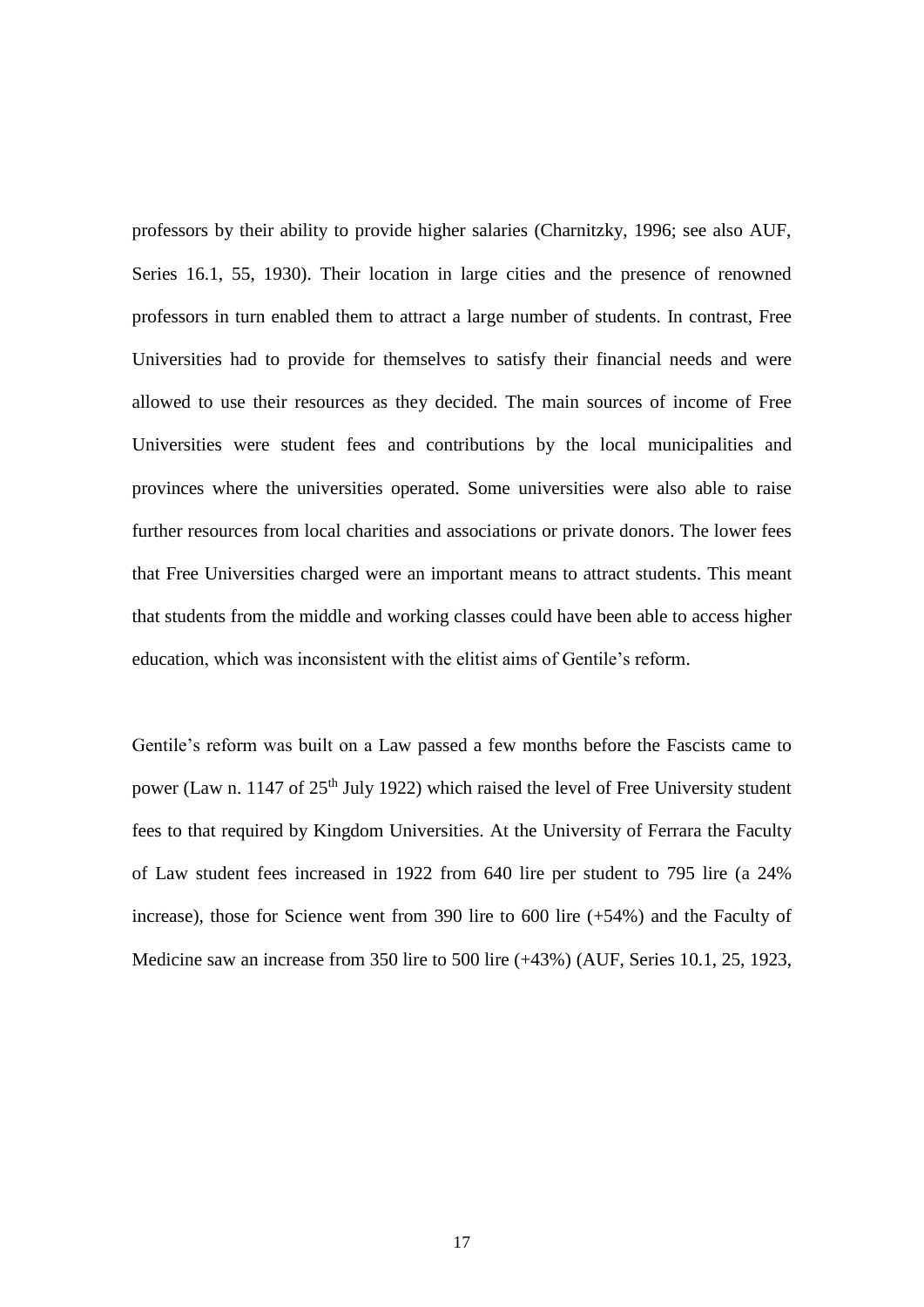professors by their ability to provide higher salaries (Charnitzky, 1996; see also AUF, Series 16.1, 55, 1930). Their location in large cities and the presence of renowned professors in turn enabled them to attract a large number of students. In contrast, Free Universities had to provide for themselves to satisfy their financial needs and were allowed to use their resources as they decided. The main sources of income of Free Universities were student fees and contributions by the local municipalities and provinces where the universities operated. Some universities were also able to raise further resources from local charities and associations or private donors. The lower fees that Free Universities charged were an important means to attract students. This meant that students from the middle and working classes could have been able to access higher education, which was inconsistent with the elitist aims of Gentile's reform.

Gentile's reform was built on a Law passed a few months before the Fascists came to power (Law n. 1147 of 25th July 1922) which raised the level of Free University student fees to that required by Kingdom Universities. At the University of Ferrara the Faculty of Law student fees increased in 1922 from 640 lire per student to 795 lire (a 24% increase), those for Science went from 390 lire to 600 lire (+54%) and the Faculty of Medicine saw an increase from 350 lire to 500 lire (+43%) (AUF, Series 10.1, 25, 1923,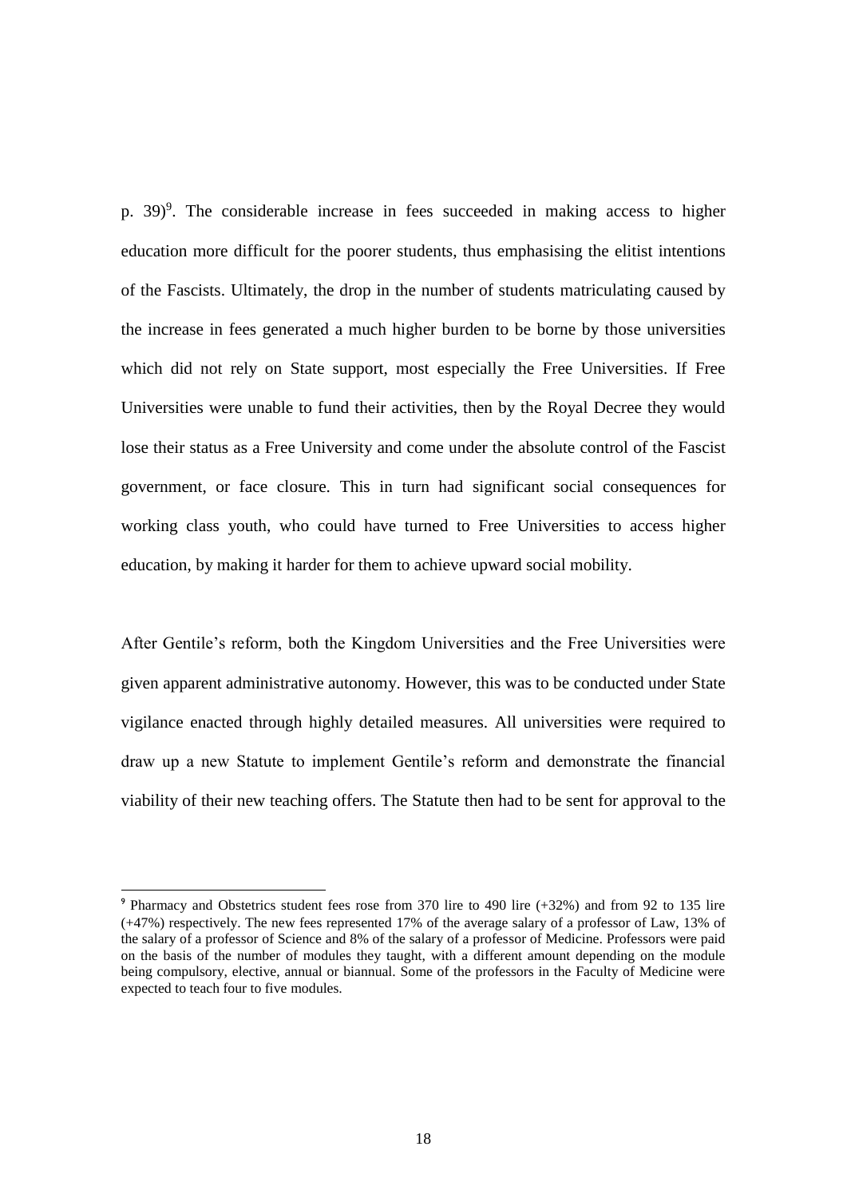p. 39)[9]. The considerable increase in fees succeeded in making access to higher education more difficult for the poorer students, thus emphasising the elitist intentions of the Fascists. Ultimately, the drop in the number of students matriculating caused by the increase in fees generated a much higher burden to be borne by those universities which did not rely on State support, most especially the Free Universities. If Free Universities were unable to fund their activities, then by the Royal Decree they would lose their status as a Free University and come under the absolute control of the Fascist government, or face closure. This in turn had significant social consequences for working class youth, who could have turned to Free Universities to access higher education, by making it harder for them to achieve upward social mobility.

After Gentile's reform, both the Kingdom Universities and the Free Universities were given apparent administrative autonomy. However, this was to be conducted under State vigilance enacted through highly detailed measures. All universities were required to draw up a new Statute to implement Gentile's reform and demonstrate the financial viability of their new teaching offers. The Statute then had to be sent for approval to the

---

[9] Pharmacy and Obstetrics student fees rose from 370 lire to 490 lire (+32%) and from 92 to 135 lire (+47%) respectively. The new fees represented 17% of the average salary of a professor of Law, 13% of the salary of a professor of Science and 8% of the salary of a professor of Medicine. Professors were paid on the basis of the number of modules they taught, with a different amount depending on the module being compulsory, elective, annual or biannual. Some of the professors in the Faculty of Medicine were expected to teach four to five modules.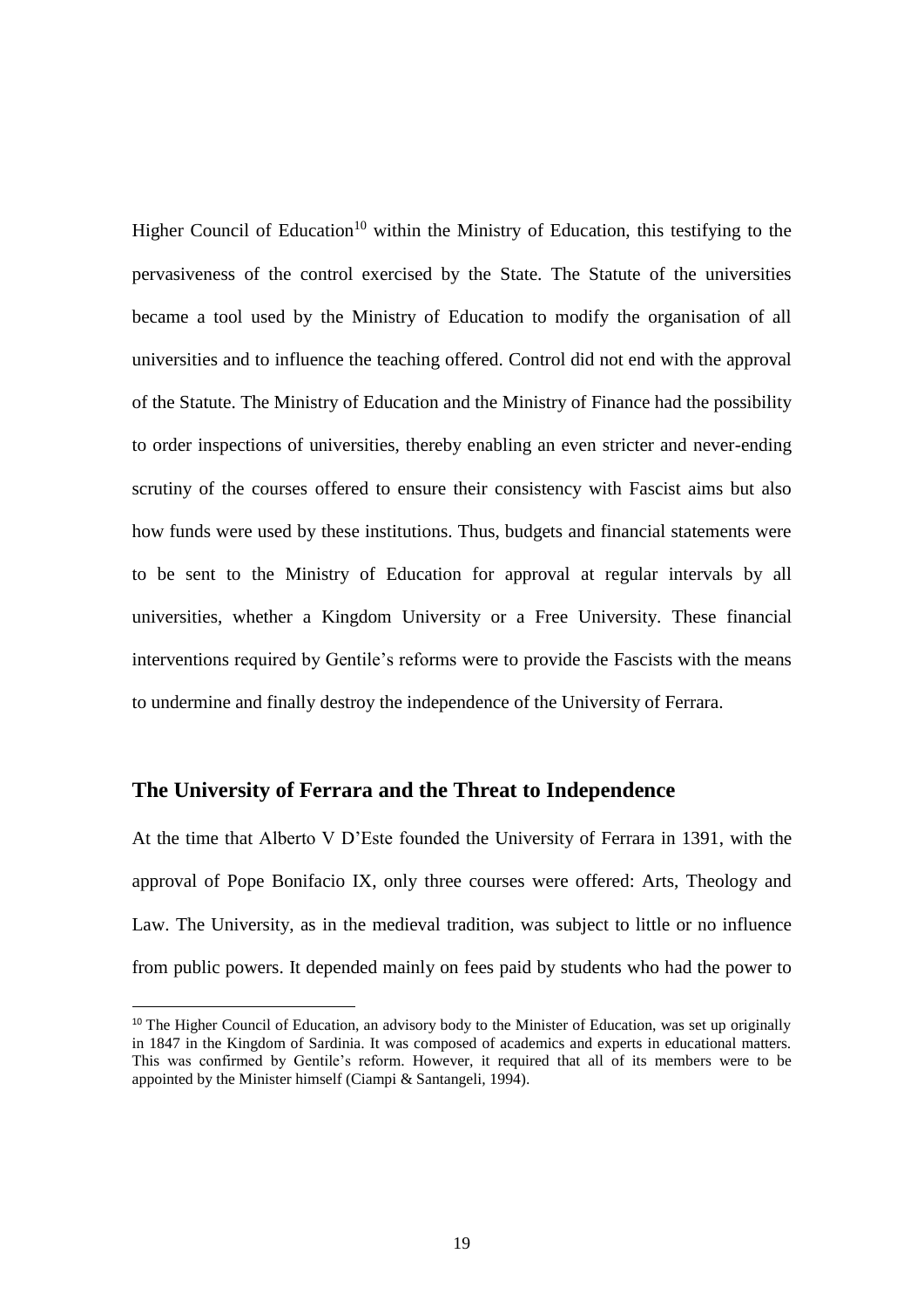Higher Council of Education[10] within the Ministry of Education, this testifying to the pervasiveness of the control exercised by the State. The Statute of the universities became a tool used by the Ministry of Education to modify the organisation of all universities and to influence the teaching offered. Control did not end with the approval of the Statute. The Ministry of Education and the Ministry of Finance had the possibility to order inspections of universities, thereby enabling an even stricter and never-ending scrutiny of the courses offered to ensure their consistency with Fascist aims but also how funds were used by these institutions. Thus, budgets and financial statements were to be sent to the Ministry of Education for approval at regular intervals by all universities, whether a Kingdom University or a Free University. These financial interventions required by Gentile's reforms were to provide the Fascists with the means to undermine and finally destroy the independence of the University of Ferrara.

## The University of Ferrara and the Threat to Independence

At the time that Alberto V D'Este founded the University of Ferrara in 1391, with the approval of Pope Bonifacio IX, only three courses were offered: Arts, Theology and Law. The University, as in the medieval tradition, was subject to little or no influence from public powers. It depended mainly on fees paid by students who had the power to

[10] The Higher Council of Education, an advisory body to the Minister of Education, was set up originally in 1847 in the Kingdom of Sardinia. It was composed of academics and experts in educational matters. This was confirmed by Gentile's reform. However, it required that all of its members were to be appointed by the Minister himself (Ciampi & Santangeli, 1994).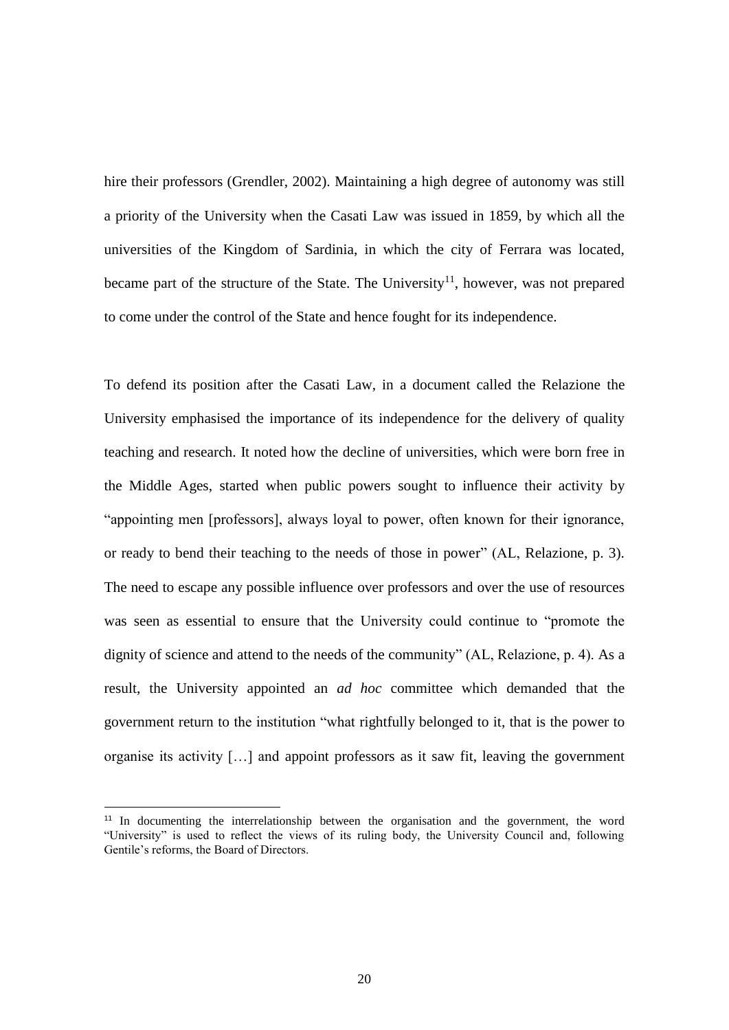hire their professors (Grendler, 2002). Maintaining a high degree of autonomy was still a priority of the University when the Casati Law was issued in 1859, by which all the universities of the Kingdom of Sardinia, in which the city of Ferrara was located, became part of the structure of the State. The University[11], however, was not prepared to come under the control of the State and hence fought for its independence.

To defend its position after the Casati Law, in a document called the Relazione the University emphasised the importance of its independence for the delivery of quality teaching and research. It noted how the decline of universities, which were born free in the Middle Ages, started when public powers sought to influence their activity by "appointing men [professors], always loyal to power, often known for their ignorance, or ready to bend their teaching to the needs of those in power" (AL, Relazione, p. 3). The need to escape any possible influence over professors and over the use of resources was seen as essential to ensure that the University could continue to "promote the dignity of science and attend to the needs of the community" (AL, Relazione, p. 4). As a result, the University appointed an *ad hoc* committee which demanded that the government return to the institution "what rightfully belonged to it, that is the power to organise its activity […] and appoint professors as it saw fit, leaving the government

[11] In documenting the interrelationship between the organisation and the government, the word "University" is used to reflect the views of its ruling body, the University Council and, following Gentile's reforms, the Board of Directors.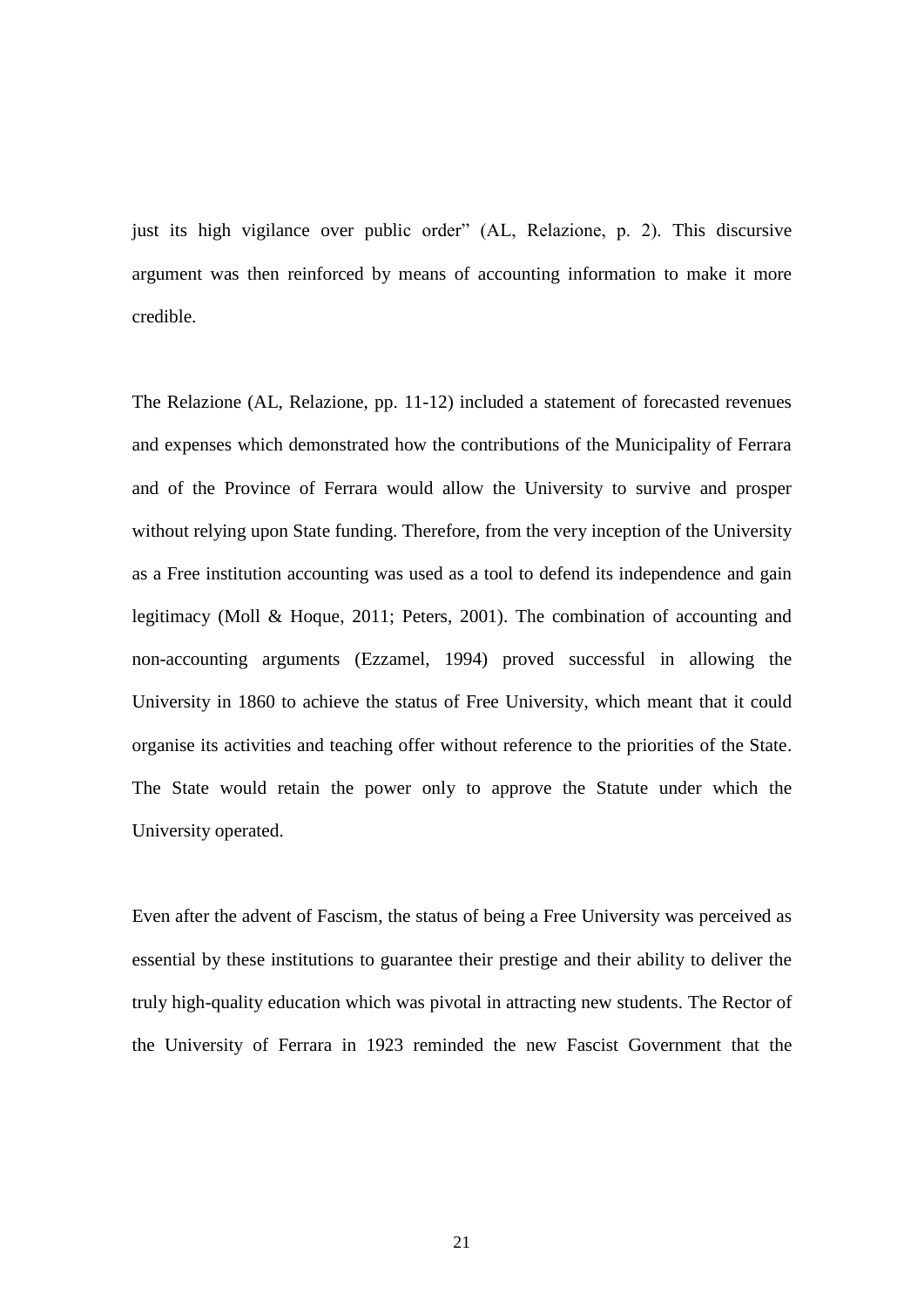just its high vigilance over public order" (AL, Relazione, p. 2). This discursive argument was then reinforced by means of accounting information to make it more credible.

The Relazione (AL, Relazione, pp. 11-12) included a statement of forecasted revenues and expenses which demonstrated how the contributions of the Municipality of Ferrara and of the Province of Ferrara would allow the University to survive and prosper without relying upon State funding. Therefore, from the very inception of the University as a Free institution accounting was used as a tool to defend its independence and gain legitimacy (Moll & Hoque, 2011; Peters, 2001). The combination of accounting and non-accounting arguments (Ezzamel, 1994) proved successful in allowing the University in 1860 to achieve the status of Free University, which meant that it could organise its activities and teaching offer without reference to the priorities of the State. The State would retain the power only to approve the Statute under which the University operated.

Even after the advent of Fascism, the status of being a Free University was perceived as essential by these institutions to guarantee their prestige and their ability to deliver the truly high-quality education which was pivotal in attracting new students. The Rector of the University of Ferrara in 1923 reminded the new Fascist Government that the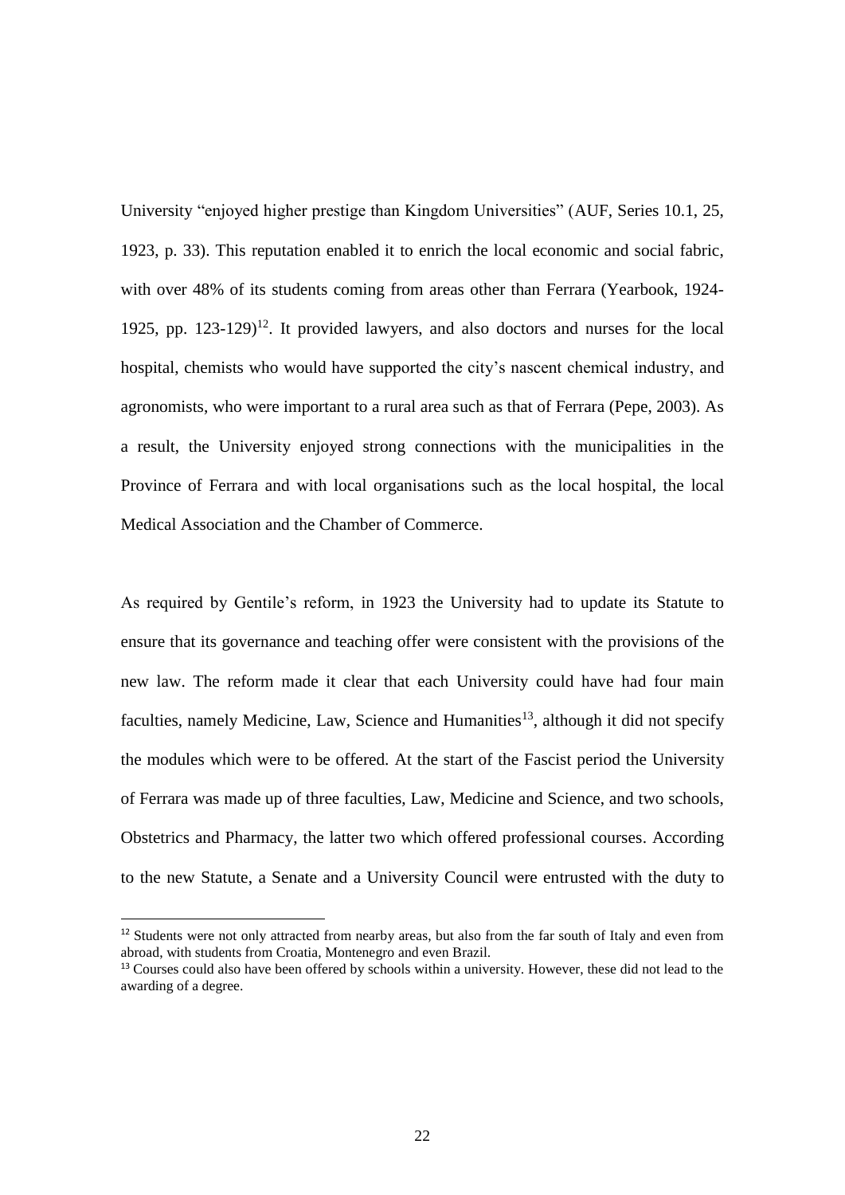University "enjoyed higher prestige than Kingdom Universities" (AUF, Series 10.1, 25, 1923, p. 33). This reputation enabled it to enrich the local economic and social fabric, with over 48% of its students coming from areas other than Ferrara (Yearbook, 1924-1925, pp. 123-129)[12]. It provided lawyers, and also doctors and nurses for the local hospital, chemists who would have supported the city's nascent chemical industry, and agronomists, who were important to a rural area such as that of Ferrara (Pepe, 2003). As a result, the University enjoyed strong connections with the municipalities in the Province of Ferrara and with local organisations such as the local hospital, the local Medical Association and the Chamber of Commerce.

As required by Gentile's reform, in 1923 the University had to update its Statute to ensure that its governance and teaching offer were consistent with the provisions of the new law. The reform made it clear that each University could have had four main faculties, namely Medicine, Law, Science and Humanities[13], although it did not specify the modules which were to be offered. At the start of the Fascist period the University of Ferrara was made up of three faculties, Law, Medicine and Science, and two schools, Obstetrics and Pharmacy, the latter two which offered professional courses. According to the new Statute, a Senate and a University Council were entrusted with the duty to

[12] Students were not only attracted from nearby areas, but also from the far south of Italy and even from abroad, with students from Croatia, Montenegro and even Brazil.

[13] Courses could also have been offered by schools within a university. However, these did not lead to the awarding of a degree.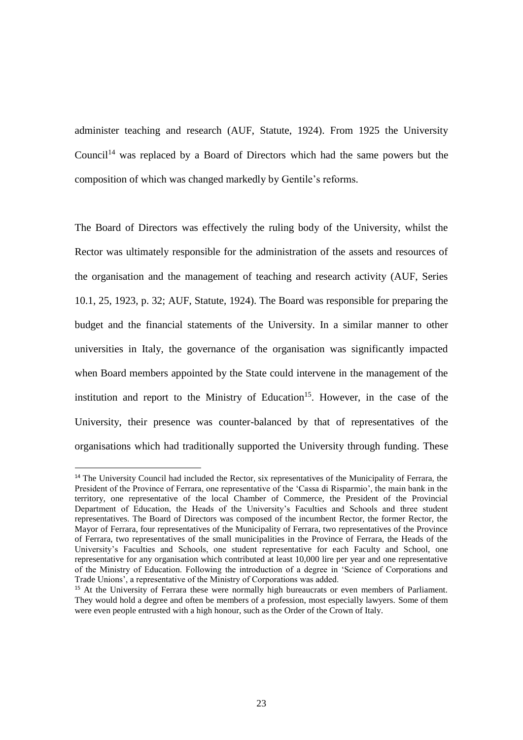administer teaching and research (AUF, Statute, 1924). From 1925 the University Council[14] was replaced by a Board of Directors which had the same powers but the composition of which was changed markedly by Gentile's reforms.

The Board of Directors was effectively the ruling body of the University, whilst the Rector was ultimately responsible for the administration of the assets and resources of the organisation and the management of teaching and research activity (AUF, Series 10.1, 25, 1923, p. 32; AUF, Statute, 1924). The Board was responsible for preparing the budget and the financial statements of the University. In a similar manner to other universities in Italy, the governance of the organisation was significantly impacted when Board members appointed by the State could intervene in the management of the institution and report to the Ministry of Education[15]. However, in the case of the University, their presence was counter-balanced by that of representatives of the organisations which had traditionally supported the University through funding. These

---

[14] The University Council had included the Rector, six representatives of the Municipality of Ferrara, the President of the Province of Ferrara, one representative of the 'Cassa di Risparmio', the main bank in the territory, one representative of the local Chamber of Commerce, the President of the Provincial Department of Education, the Heads of the University's Faculties and Schools and three student representatives. The Board of Directors was composed of the incumbent Rector, the former Rector, the Mayor of Ferrara, four representatives of the Municipality of Ferrara, two representatives of the Province of Ferrara, two representatives of the small municipalities in the Province of Ferrara, the Heads of the University's Faculties and Schools, one student representative for each Faculty and School, one representative for any organisation which contributed at least 10,000 lire per year and one representative of the Ministry of Education. Following the introduction of a degree in 'Science of Corporations and Trade Unions', a representative of the Ministry of Corporations was added.

[15] At the University of Ferrara these were normally high bureaucrats or even members of Parliament. They would hold a degree and often be members of a profession, most especially lawyers. Some of them were even people entrusted with a high honour, such as the Order of the Crown of Italy.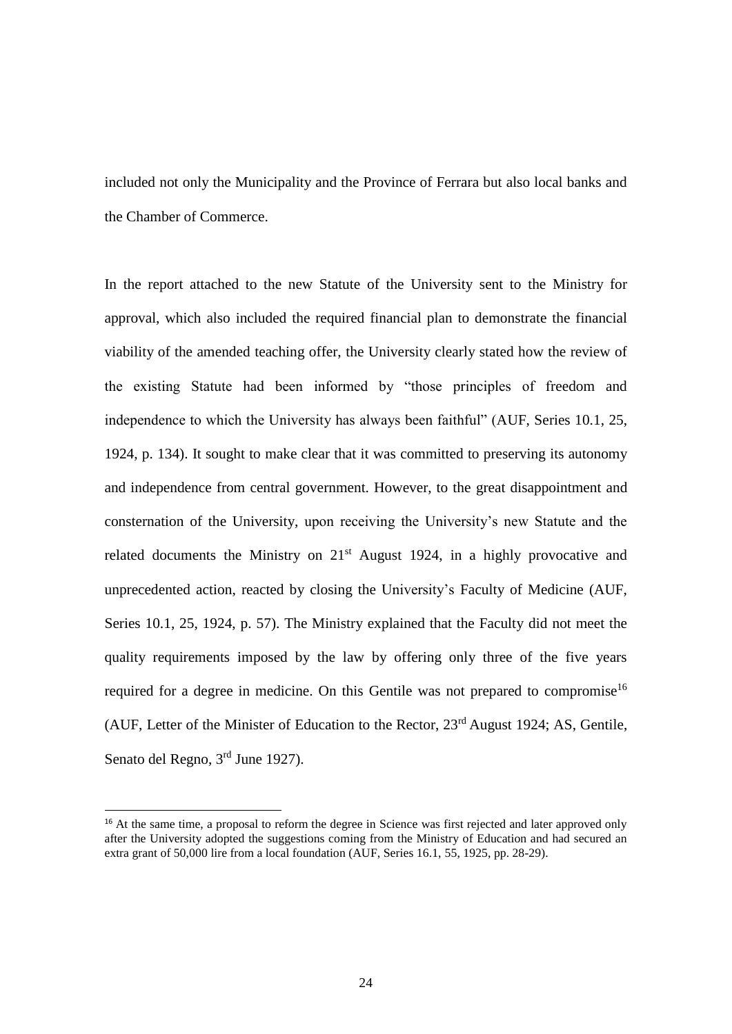included not only the Municipality and the Province of Ferrara but also local banks and the Chamber of Commerce.

In the report attached to the new Statute of the University sent to the Ministry for approval, which also included the required financial plan to demonstrate the financial viability of the amended teaching offer, the University clearly stated how the review of the existing Statute had been informed by "those principles of freedom and independence to which the University has always been faithful" (AUF, Series 10.1, 25, 1924, p. 134). It sought to make clear that it was committed to preserving its autonomy and independence from central government. However, to the great disappointment and consternation of the University, upon receiving the University's new Statute and the related documents the Ministry on 21st August 1924, in a highly provocative and unprecedented action, reacted by closing the University's Faculty of Medicine (AUF, Series 10.1, 25, 1924, p. 57). The Ministry explained that the Faculty did not meet the quality requirements imposed by the law by offering only three of the five years required for a degree in medicine. On this Gentile was not prepared to compromise[16] (AUF, Letter of the Minister of Education to the Rector, 23rd August 1924; AS, Gentile, Senato del Regno, 3rd June 1927).

[16] At the same time, a proposal to reform the degree in Science was first rejected and later approved only after the University adopted the suggestions coming from the Ministry of Education and had secured an extra grant of 50,000 lire from a local foundation (AUF, Series 16.1, 55, 1925, pp. 28-29).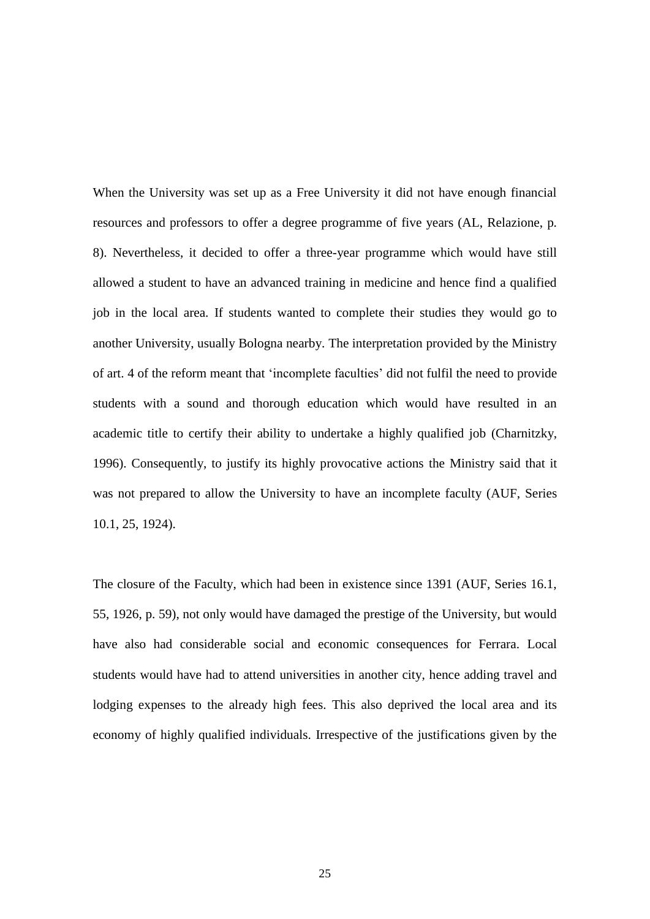When the University was set up as a Free University it did not have enough financial resources and professors to offer a degree programme of five years (AL, Relazione, p. 8). Nevertheless, it decided to offer a three-year programme which would have still allowed a student to have an advanced training in medicine and hence find a qualified job in the local area. If students wanted to complete their studies they would go to another University, usually Bologna nearby. The interpretation provided by the Ministry of art. 4 of the reform meant that 'incomplete faculties' did not fulfil the need to provide students with a sound and thorough education which would have resulted in an academic title to certify their ability to undertake a highly qualified job (Charnitzky, 1996). Consequently, to justify its highly provocative actions the Ministry said that it was not prepared to allow the University to have an incomplete faculty (AUF, Series 10.1, 25, 1924).

The closure of the Faculty, which had been in existence since 1391 (AUF, Series 16.1, 55, 1926, p. 59), not only would have damaged the prestige of the University, but would have also had considerable social and economic consequences for Ferrara. Local students would have had to attend universities in another city, hence adding travel and lodging expenses to the already high fees. This also deprived the local area and its economy of highly qualified individuals. Irrespective of the justifications given by the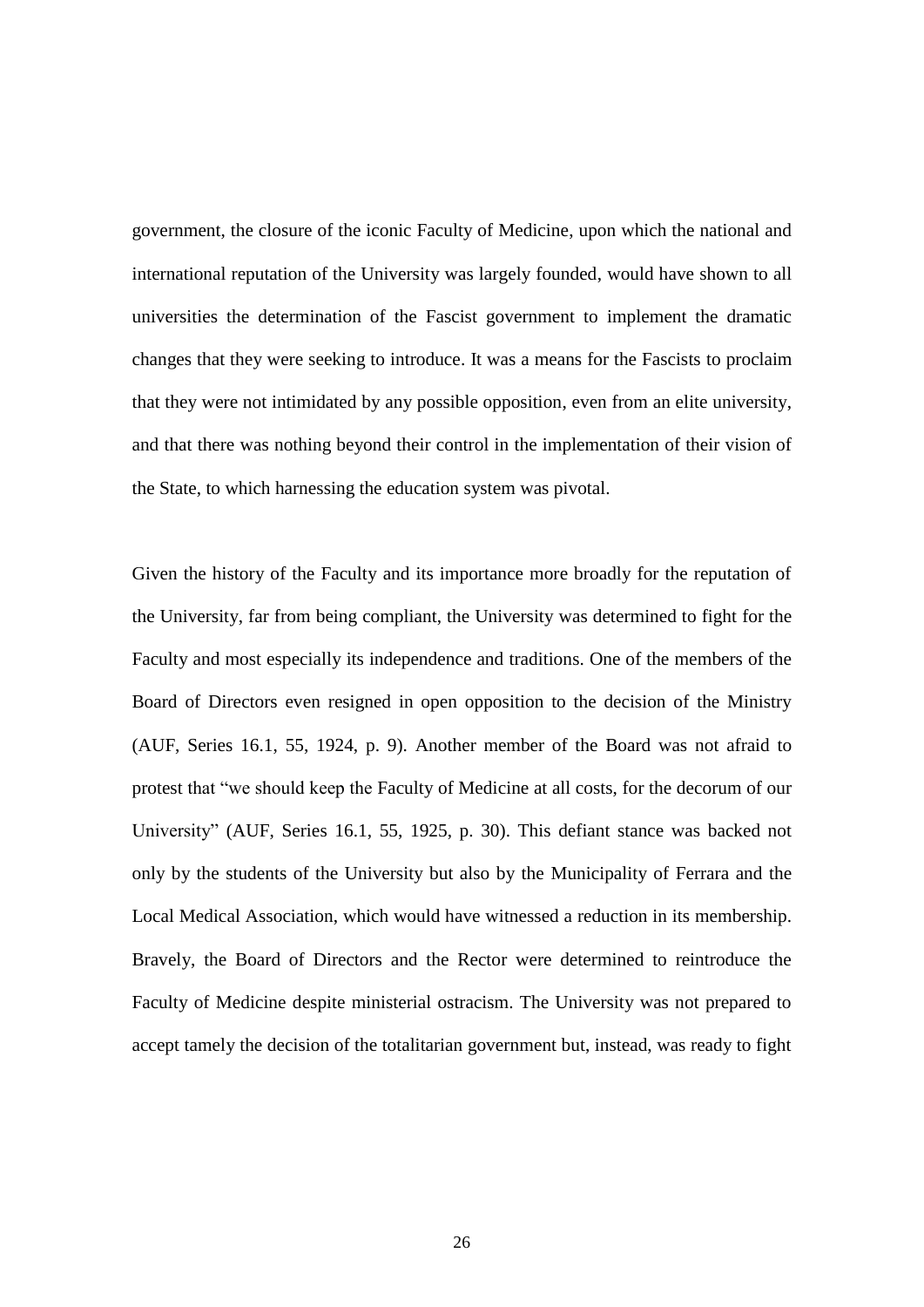government, the closure of the iconic Faculty of Medicine, upon which the national and international reputation of the University was largely founded, would have shown to all universities the determination of the Fascist government to implement the dramatic changes that they were seeking to introduce. It was a means for the Fascists to proclaim that they were not intimidated by any possible opposition, even from an elite university, and that there was nothing beyond their control in the implementation of their vision of the State, to which harnessing the education system was pivotal.

Given the history of the Faculty and its importance more broadly for the reputation of the University, far from being compliant, the University was determined to fight for the Faculty and most especially its independence and traditions. One of the members of the Board of Directors even resigned in open opposition to the decision of the Ministry (AUF, Series 16.1, 55, 1924, p. 9). Another member of the Board was not afraid to protest that "we should keep the Faculty of Medicine at all costs, for the decorum of our University" (AUF, Series 16.1, 55, 1925, p. 30). This defiant stance was backed not only by the students of the University but also by the Municipality of Ferrara and the Local Medical Association, which would have witnessed a reduction in its membership. Bravely, the Board of Directors and the Rector were determined to reintroduce the Faculty of Medicine despite ministerial ostracism. The University was not prepared to accept tamely the decision of the totalitarian government but, instead, was ready to fight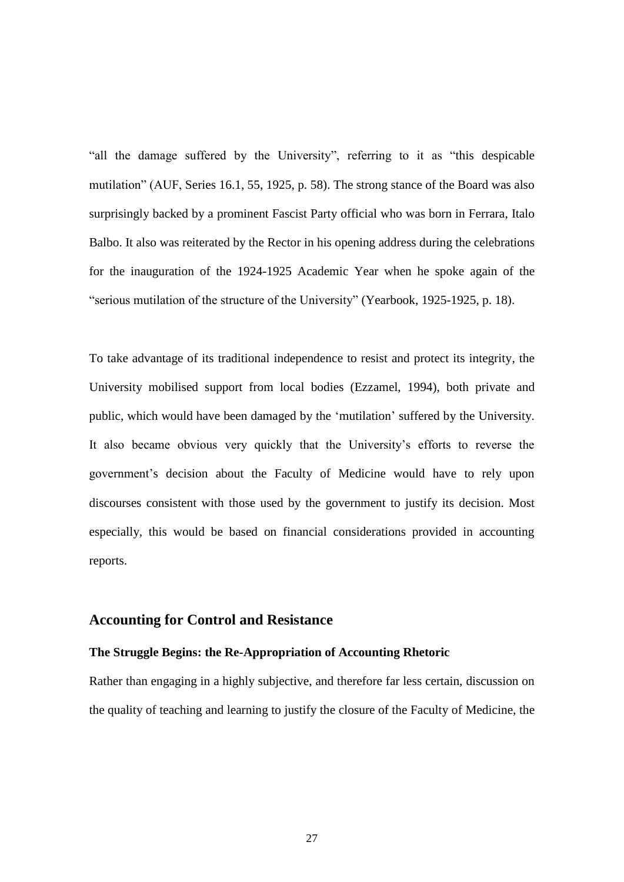"all the damage suffered by the University", referring to it as "this despicable mutilation" (AUF, Series 16.1, 55, 1925, p. 58). The strong stance of the Board was also surprisingly backed by a prominent Fascist Party official who was born in Ferrara, Italo Balbo. It also was reiterated by the Rector in his opening address during the celebrations for the inauguration of the 1924-1925 Academic Year when he spoke again of the "serious mutilation of the structure of the University" (Yearbook, 1925-1925, p. 18).

To take advantage of its traditional independence to resist and protect its integrity, the University mobilised support from local bodies (Ezzamel, 1994), both private and public, which would have been damaged by the 'mutilation' suffered by the University. It also became obvious very quickly that the University's efforts to reverse the government's decision about the Faculty of Medicine would have to rely upon discourses consistent with those used by the government to justify its decision. Most especially, this would be based on financial considerations provided in accounting reports.

## Accounting for Control and Resistance

### The Struggle Begins: the Re-Appropriation of Accounting Rhetoric

Rather than engaging in a highly subjective, and therefore far less certain, discussion on the quality of teaching and learning to justify the closure of the Faculty of Medicine, the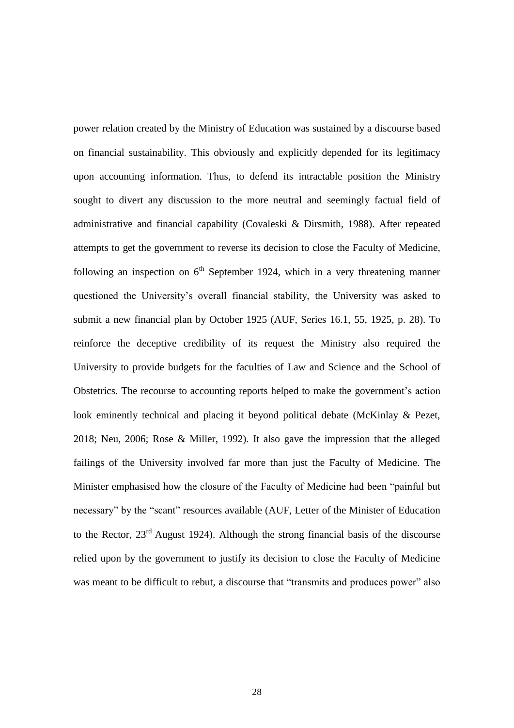power relation created by the Ministry of Education was sustained by a discourse based on financial sustainability. This obviously and explicitly depended for its legitimacy upon accounting information. Thus, to defend its intractable position the Ministry sought to divert any discussion to the more neutral and seemingly factual field of administrative and financial capability (Covaleski & Dirsmith, 1988). After repeated attempts to get the government to reverse its decision to close the Faculty of Medicine, following an inspection on 6th September 1924, which in a very threatening manner questioned the University's overall financial stability, the University was asked to submit a new financial plan by October 1925 (AUF, Series 16.1, 55, 1925, p. 28). To reinforce the deceptive credibility of its request the Ministry also required the University to provide budgets for the faculties of Law and Science and the School of Obstetrics. The recourse to accounting reports helped to make the government's action look eminently technical and placing it beyond political debate (McKinlay & Pezet, 2018; Neu, 2006; Rose & Miller, 1992). It also gave the impression that the alleged failings of the University involved far more than just the Faculty of Medicine. The Minister emphasised how the closure of the Faculty of Medicine had been "painful but necessary" by the "scant" resources available (AUF, Letter of the Minister of Education to the Rector, 23rd August 1924). Although the strong financial basis of the discourse relied upon by the government to justify its decision to close the Faculty of Medicine was meant to be difficult to rebut, a discourse that "transmits and produces power" also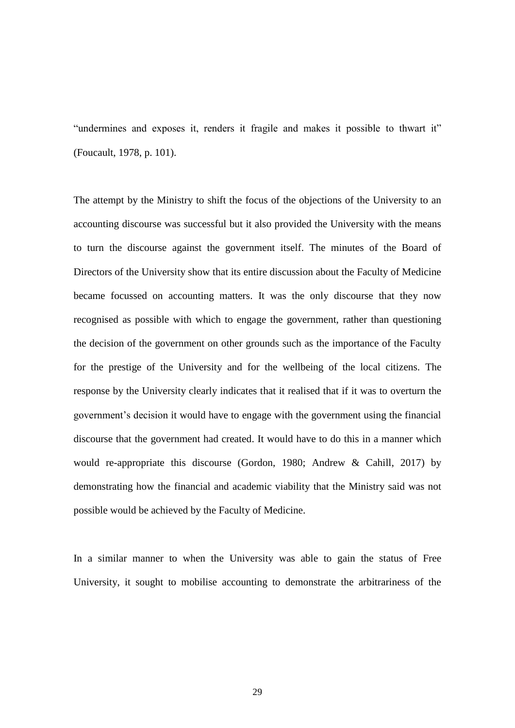"undermines and exposes it, renders it fragile and makes it possible to thwart it" (Foucault, 1978, p. 101).

The attempt by the Ministry to shift the focus of the objections of the University to an accounting discourse was successful but it also provided the University with the means to turn the discourse against the government itself. The minutes of the Board of Directors of the University show that its entire discussion about the Faculty of Medicine became focussed on accounting matters. It was the only discourse that they now recognised as possible with which to engage the government, rather than questioning the decision of the government on other grounds such as the importance of the Faculty for the prestige of the University and for the wellbeing of the local citizens. The response by the University clearly indicates that it realised that if it was to overturn the government's decision it would have to engage with the government using the financial discourse that the government had created. It would have to do this in a manner which would re-appropriate this discourse (Gordon, 1980; Andrew & Cahill, 2017) by demonstrating how the financial and academic viability that the Ministry said was not possible would be achieved by the Faculty of Medicine.

In a similar manner to when the University was able to gain the status of Free University, it sought to mobilise accounting to demonstrate the arbitrariness of the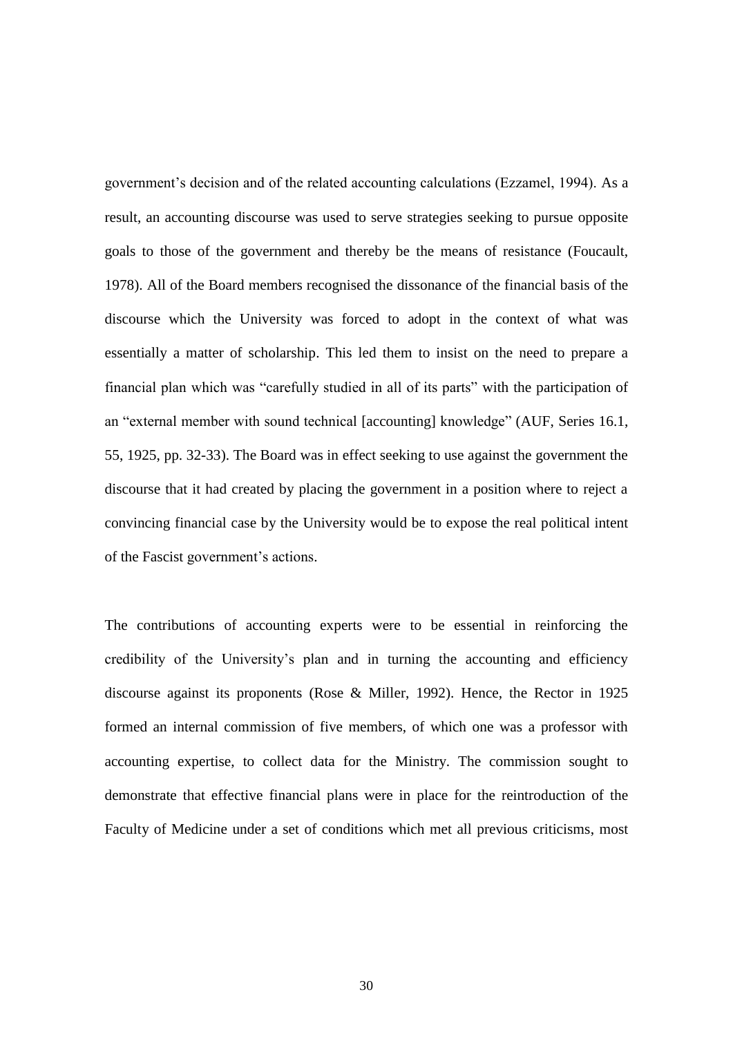government's decision and of the related accounting calculations (Ezzamel, 1994). As a result, an accounting discourse was used to serve strategies seeking to pursue opposite goals to those of the government and thereby be the means of resistance (Foucault, 1978). All of the Board members recognised the dissonance of the financial basis of the discourse which the University was forced to adopt in the context of what was essentially a matter of scholarship. This led them to insist on the need to prepare a financial plan which was "carefully studied in all of its parts" with the participation of an "external member with sound technical [accounting] knowledge" (AUF, Series 16.1, 55, 1925, pp. 32-33). The Board was in effect seeking to use against the government the discourse that it had created by placing the government in a position where to reject a convincing financial case by the University would be to expose the real political intent of the Fascist government's actions.

The contributions of accounting experts were to be essential in reinforcing the credibility of the University's plan and in turning the accounting and efficiency discourse against its proponents (Rose & Miller, 1992). Hence, the Rector in 1925 formed an internal commission of five members, of which one was a professor with accounting expertise, to collect data for the Ministry. The commission sought to demonstrate that effective financial plans were in place for the reintroduction of the Faculty of Medicine under a set of conditions which met all previous criticisms, most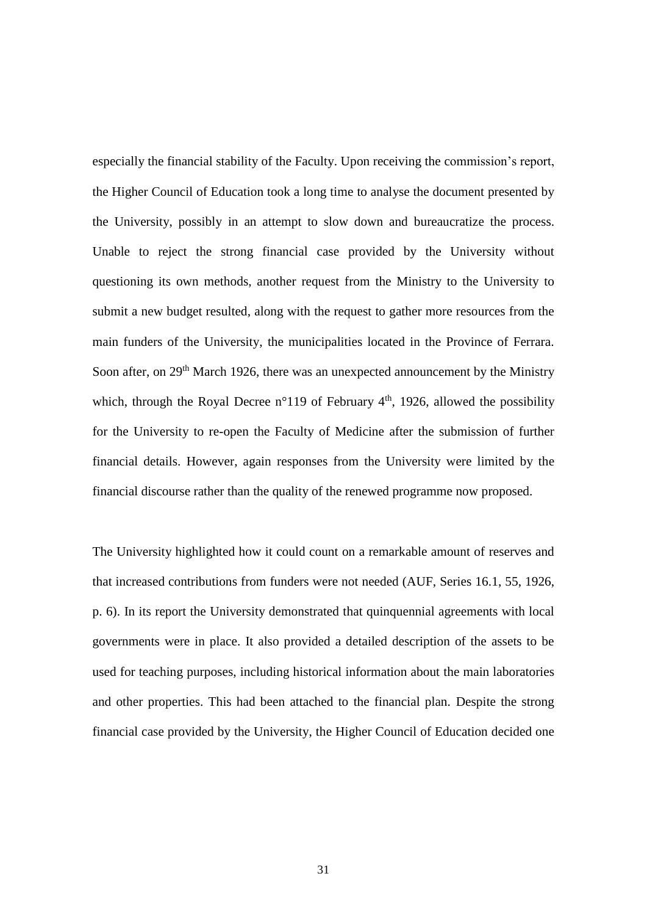especially the financial stability of the Faculty. Upon receiving the commission's report, the Higher Council of Education took a long time to analyse the document presented by the University, possibly in an attempt to slow down and bureaucratize the process. Unable to reject the strong financial case provided by the University without questioning its own methods, another request from the Ministry to the University to submit a new budget resulted, along with the request to gather more resources from the main funders of the University, the municipalities located in the Province of Ferrara. Soon after, on 29th March 1926, there was an unexpected announcement by the Ministry which, through the Royal Decree n°119 of February 4th, 1926, allowed the possibility for the University to re-open the Faculty of Medicine after the submission of further financial details. However, again responses from the University were limited by the financial discourse rather than the quality of the renewed programme now proposed.

The University highlighted how it could count on a remarkable amount of reserves and that increased contributions from funders were not needed (AUF, Series 16.1, 55, 1926, p. 6). In its report the University demonstrated that quinquennial agreements with local governments were in place. It also provided a detailed description of the assets to be used for teaching purposes, including historical information about the main laboratories and other properties. This had been attached to the financial plan. Despite the strong financial case provided by the University, the Higher Council of Education decided one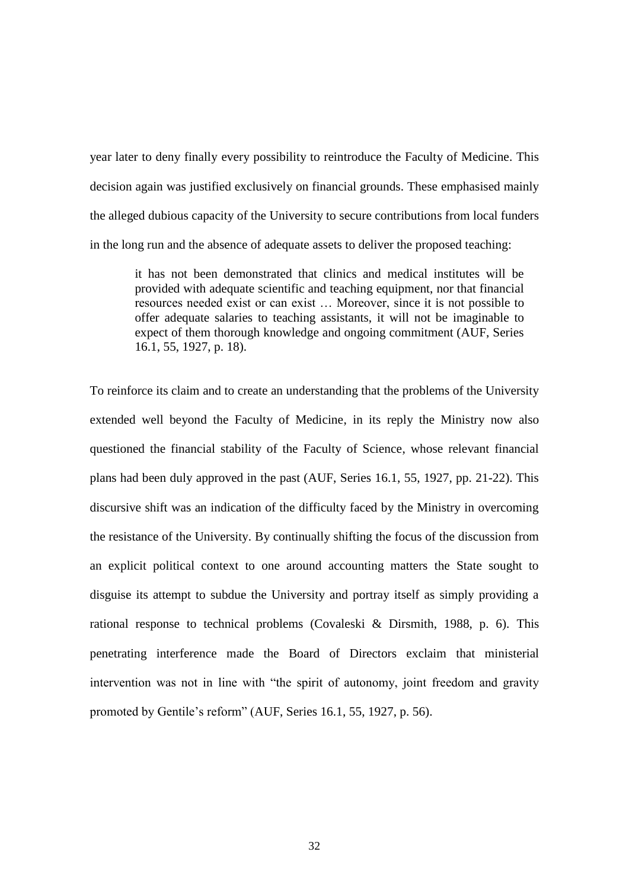year later to deny finally every possibility to reintroduce the Faculty of Medicine. This decision again was justified exclusively on financial grounds. These emphasised mainly the alleged dubious capacity of the University to secure contributions from local funders in the long run and the absence of adequate assets to deliver the proposed teaching:

> it has not been demonstrated that clinics and medical institutes will be provided with adequate scientific and teaching equipment, nor that financial resources needed exist or can exist … Moreover, since it is not possible to offer adequate salaries to teaching assistants, it will not be imaginable to expect of them thorough knowledge and ongoing commitment (AUF, Series 16.1, 55, 1927, p. 18).

To reinforce its claim and to create an understanding that the problems of the University extended well beyond the Faculty of Medicine, in its reply the Ministry now also questioned the financial stability of the Faculty of Science, whose relevant financial plans had been duly approved in the past (AUF, Series 16.1, 55, 1927, pp. 21-22). This discursive shift was an indication of the difficulty faced by the Ministry in overcoming the resistance of the University. By continually shifting the focus of the discussion from an explicit political context to one around accounting matters the State sought to disguise its attempt to subdue the University and portray itself as simply providing a rational response to technical problems (Covaleski & Dirsmith, 1988, p. 6). This penetrating interference made the Board of Directors exclaim that ministerial intervention was not in line with "the spirit of autonomy, joint freedom and gravity promoted by Gentile's reform" (AUF, Series 16.1, 55, 1927, p. 56).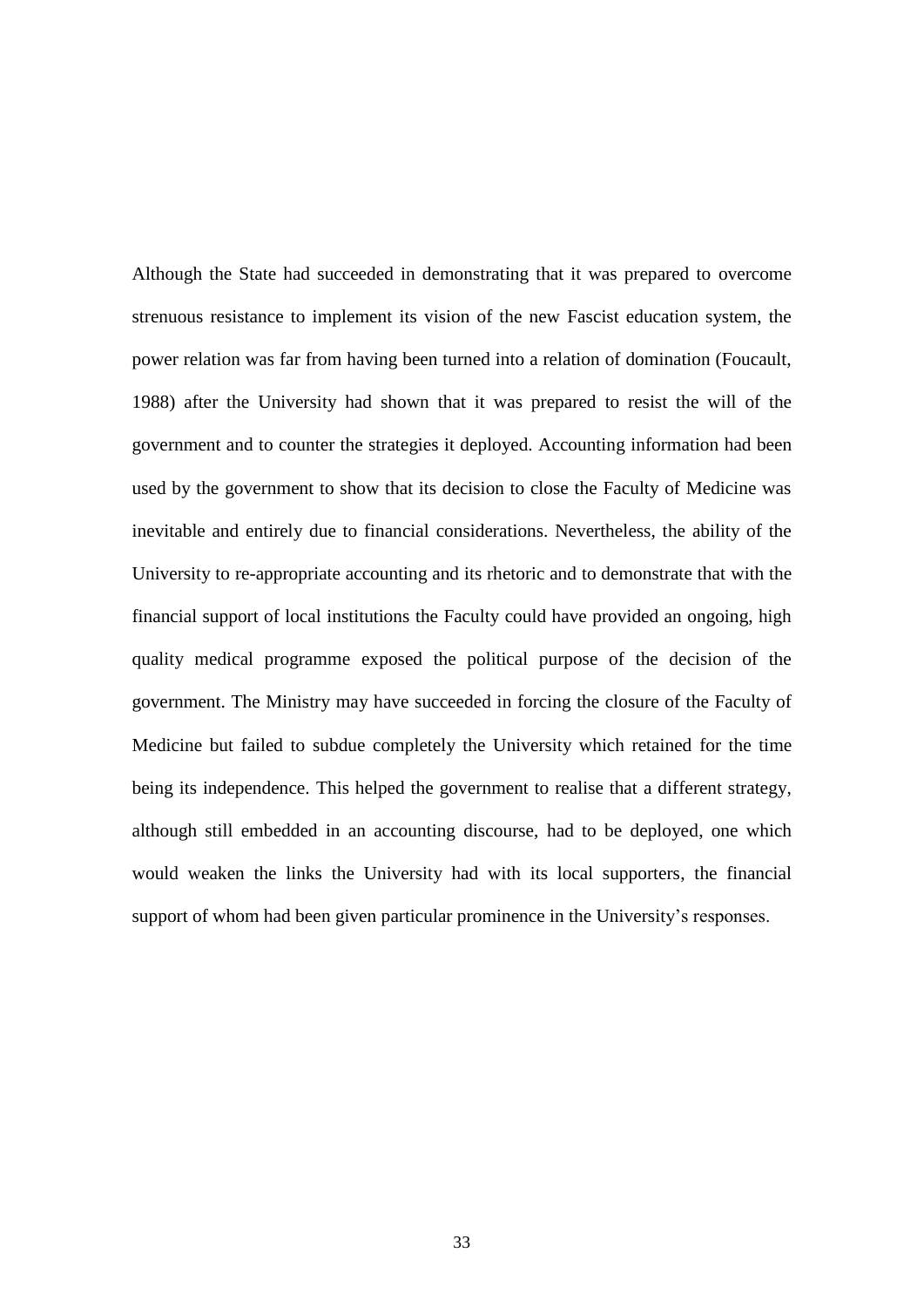Although the State had succeeded in demonstrating that it was prepared to overcome strenuous resistance to implement its vision of the new Fascist education system, the power relation was far from having been turned into a relation of domination (Foucault, 1988) after the University had shown that it was prepared to resist the will of the government and to counter the strategies it deployed. Accounting information had been used by the government to show that its decision to close the Faculty of Medicine was inevitable and entirely due to financial considerations. Nevertheless, the ability of the University to re-appropriate accounting and its rhetoric and to demonstrate that with the financial support of local institutions the Faculty could have provided an ongoing, high quality medical programme exposed the political purpose of the decision of the government. The Ministry may have succeeded in forcing the closure of the Faculty of Medicine but failed to subdue completely the University which retained for the time being its independence. This helped the government to realise that a different strategy, although still embedded in an accounting discourse, had to be deployed, one which would weaken the links the University had with its local supporters, the financial support of whom had been given particular prominence in the University's responses.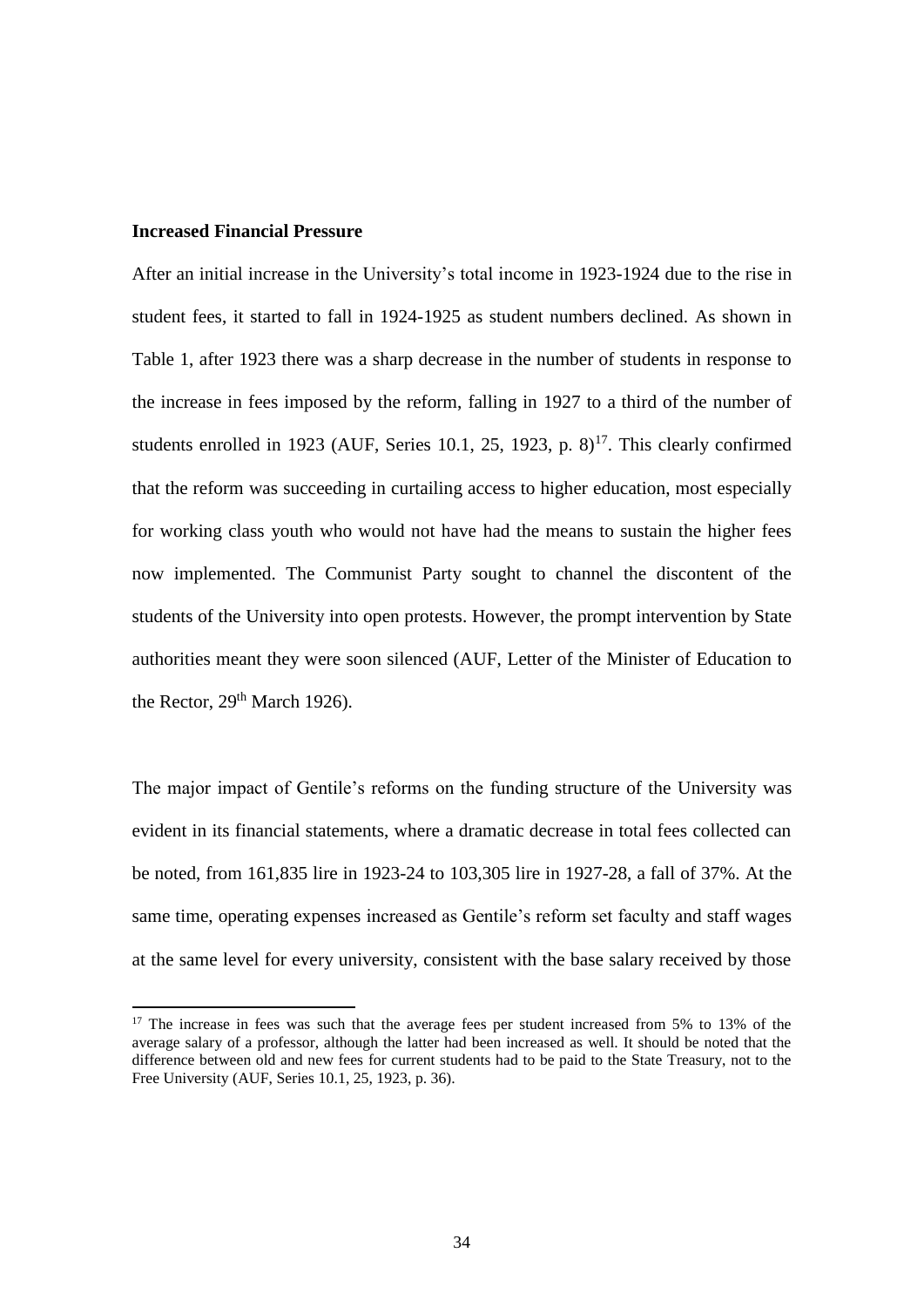**Increased Financial Pressure**

After an initial increase in the University's total income in 1923-1924 due to the rise in student fees, it started to fall in 1924-1925 as student numbers declined. As shown in Table 1, after 1923 there was a sharp decrease in the number of students in response to the increase in fees imposed by the reform, falling in 1927 to a third of the number of students enrolled in 1923 (AUF, Series 10.1, 25, 1923, p. 8)[17]. This clearly confirmed that the reform was succeeding in curtailing access to higher education, most especially for working class youth who would not have had the means to sustain the higher fees now implemented. The Communist Party sought to channel the discontent of the students of the University into open protests. However, the prompt intervention by State authorities meant they were soon silenced (AUF, Letter of the Minister of Education to the Rector, 29th March 1926).

The major impact of Gentile's reforms on the funding structure of the University was evident in its financial statements, where a dramatic decrease in total fees collected can be noted, from 161,835 lire in 1923-24 to 103,305 lire in 1927-28, a fall of 37%. At the same time, operating expenses increased as Gentile's reform set faculty and staff wages at the same level for every university, consistent with the base salary received by those

[17] The increase in fees was such that the average fees per student increased from 5% to 13% of the average salary of a professor, although the latter had been increased as well. It should be noted that the difference between old and new fees for current students had to be paid to the State Treasury, not to the Free University (AUF, Series 10.1, 25, 1923, p. 36).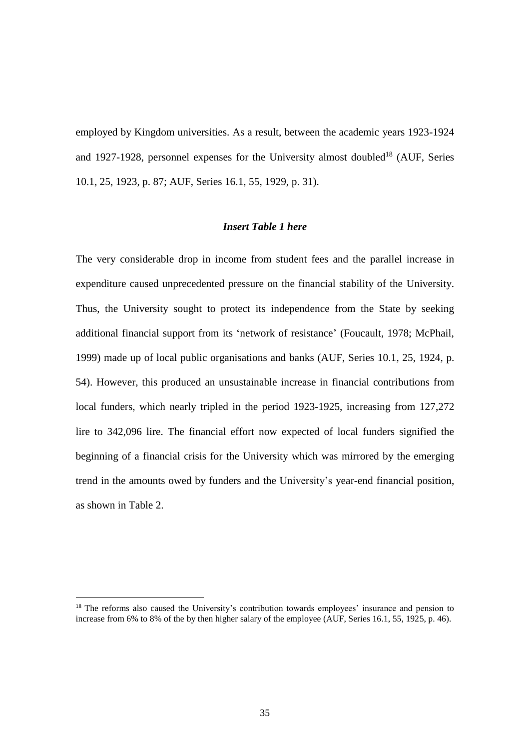employed by Kingdom universities. As a result, between the academic years 1923-1924 and 1927-1928, personnel expenses for the University almost doubled[18] (AUF, Series 10.1, 25, 1923, p. 87; AUF, Series 16.1, 55, 1929, p. 31).

***Insert Table 1 here***

The very considerable drop in income from student fees and the parallel increase in expenditure caused unprecedented pressure on the financial stability of the University. Thus, the University sought to protect its independence from the State by seeking additional financial support from its 'network of resistance' (Foucault, 1978; McPhail, 1999) made up of local public organisations and banks (AUF, Series 10.1, 25, 1924, p. 54). However, this produced an unsustainable increase in financial contributions from local funders, which nearly tripled in the period 1923-1925, increasing from 127,272 lire to 342,096 lire. The financial effort now expected of local funders signified the beginning of a financial crisis for the University which was mirrored by the emerging trend in the amounts owed by funders and the University's year-end financial position, as shown in Table 2.

[18] The reforms also caused the University's contribution towards employees' insurance and pension to increase from 6% to 8% of the by then higher salary of the employee (AUF, Series 16.1, 55, 1925, p. 46).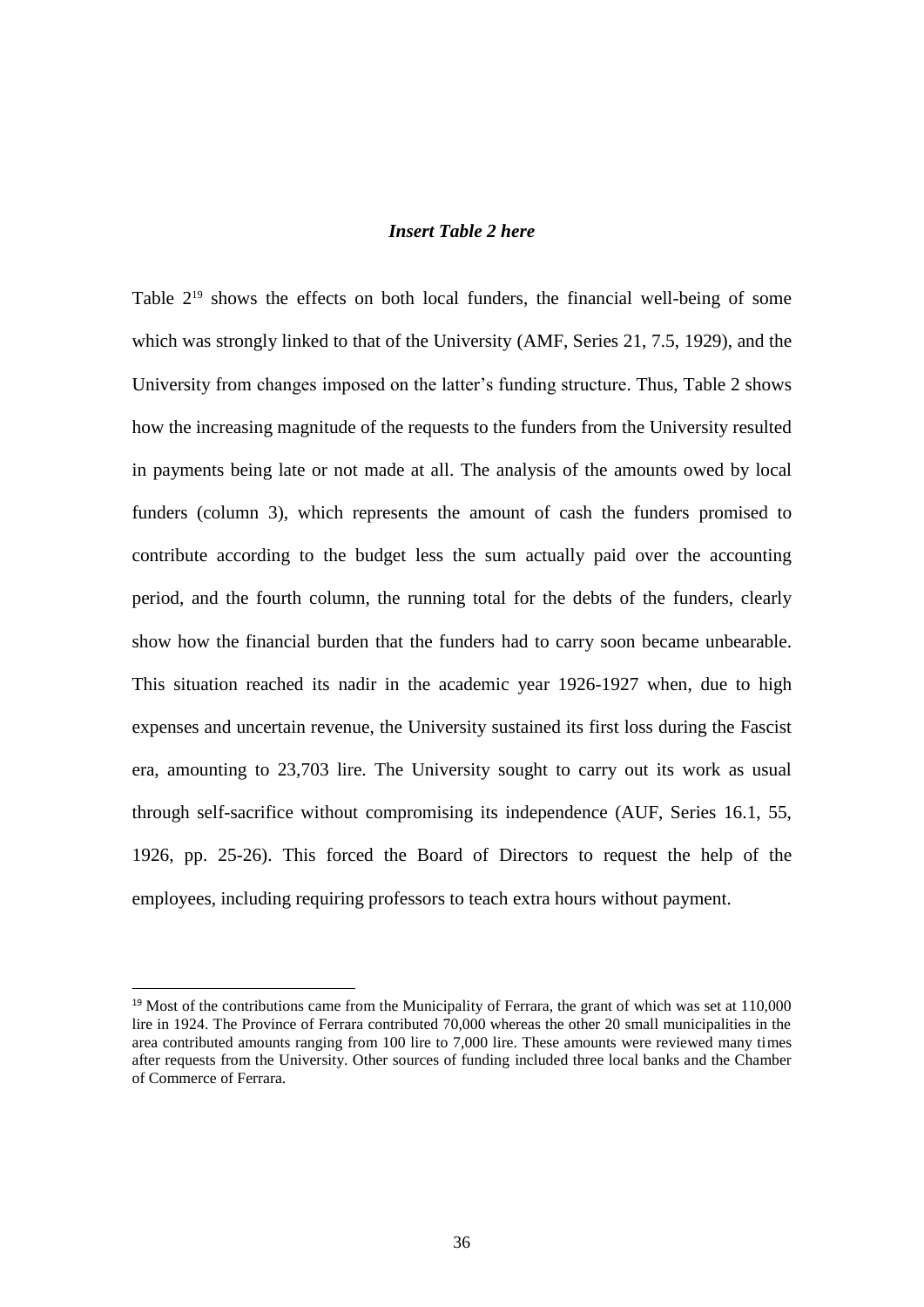***Insert Table 2 here***

Table 2[19] shows the effects on both local funders, the financial well-being of some which was strongly linked to that of the University (AMF, Series 21, 7.5, 1929), and the University from changes imposed on the latter's funding structure. Thus, Table 2 shows how the increasing magnitude of the requests to the funders from the University resulted in payments being late or not made at all. The analysis of the amounts owed by local funders (column 3), which represents the amount of cash the funders promised to contribute according to the budget less the sum actually paid over the accounting period, and the fourth column, the running total for the debts of the funders, clearly show how the financial burden that the funders had to carry soon became unbearable. This situation reached its nadir in the academic year 1926-1927 when, due to high expenses and uncertain revenue, the University sustained its first loss during the Fascist era, amounting to 23,703 lire. The University sought to carry out its work as usual through self-sacrifice without compromising its independence (AUF, Series 16.1, 55, 1926, pp. 25-26). This forced the Board of Directors to request the help of the employees, including requiring professors to teach extra hours without payment.

[19] Most of the contributions came from the Municipality of Ferrara, the grant of which was set at 110,000 lire in 1924. The Province of Ferrara contributed 70,000 whereas the other 20 small municipalities in the area contributed amounts ranging from 100 lire to 7,000 lire. These amounts were reviewed many times after requests from the University. Other sources of funding included three local banks and the Chamber of Commerce of Ferrara.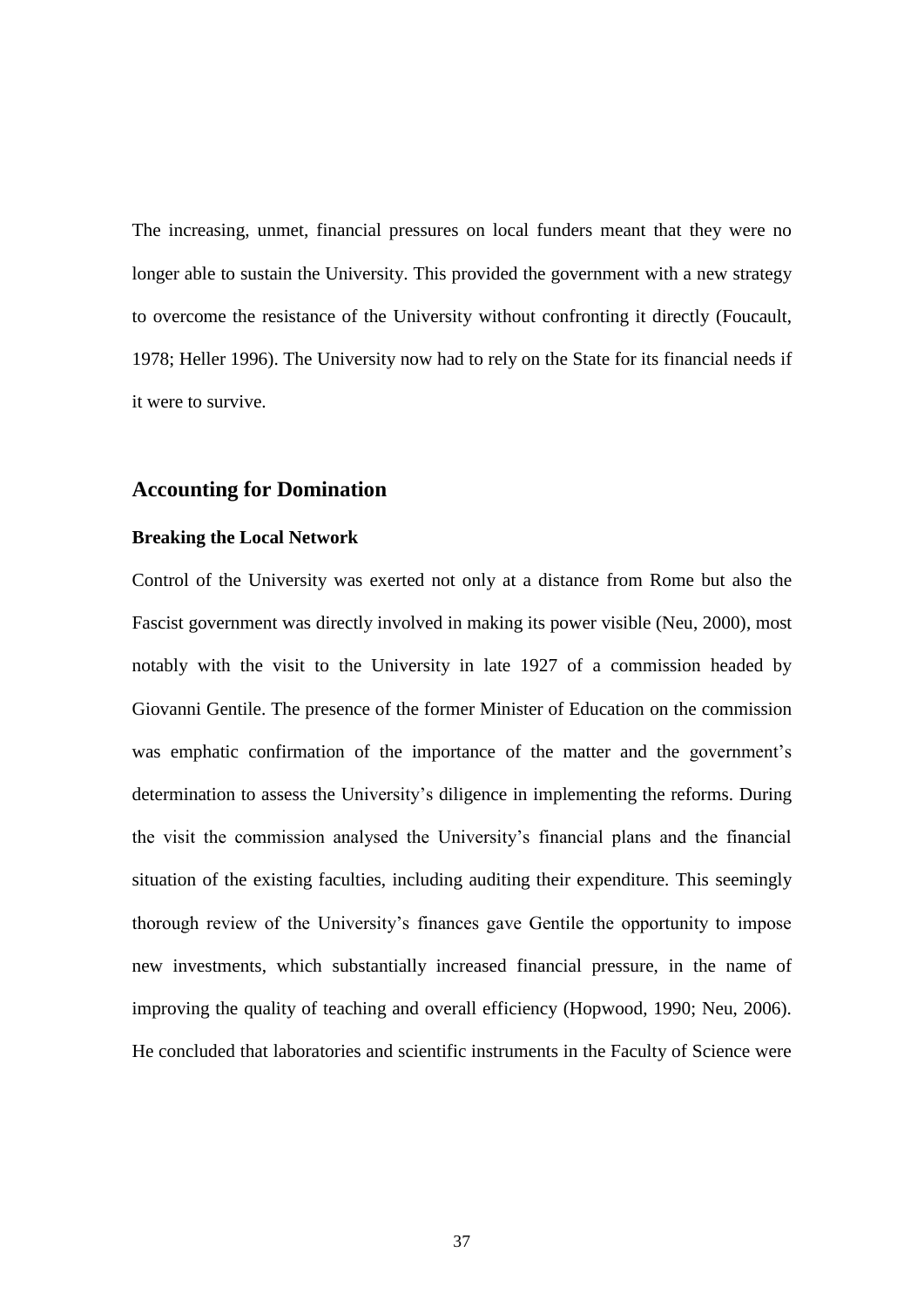The increasing, unmet, financial pressures on local funders meant that they were no longer able to sustain the University. This provided the government with a new strategy to overcome the resistance of the University without confronting it directly (Foucault, 1978; Heller 1996). The University now had to rely on the State for its financial needs if it were to survive.

## Accounting for Domination

### Breaking the Local Network

Control of the University was exerted not only at a distance from Rome but also the Fascist government was directly involved in making its power visible (Neu, 2000), most notably with the visit to the University in late 1927 of a commission headed by Giovanni Gentile. The presence of the former Minister of Education on the commission was emphatic confirmation of the importance of the matter and the government's determination to assess the University's diligence in implementing the reforms. During the visit the commission analysed the University's financial plans and the financial situation of the existing faculties, including auditing their expenditure. This seemingly thorough review of the University's finances gave Gentile the opportunity to impose new investments, which substantially increased financial pressure, in the name of improving the quality of teaching and overall efficiency (Hopwood, 1990; Neu, 2006). He concluded that laboratories and scientific instruments in the Faculty of Science were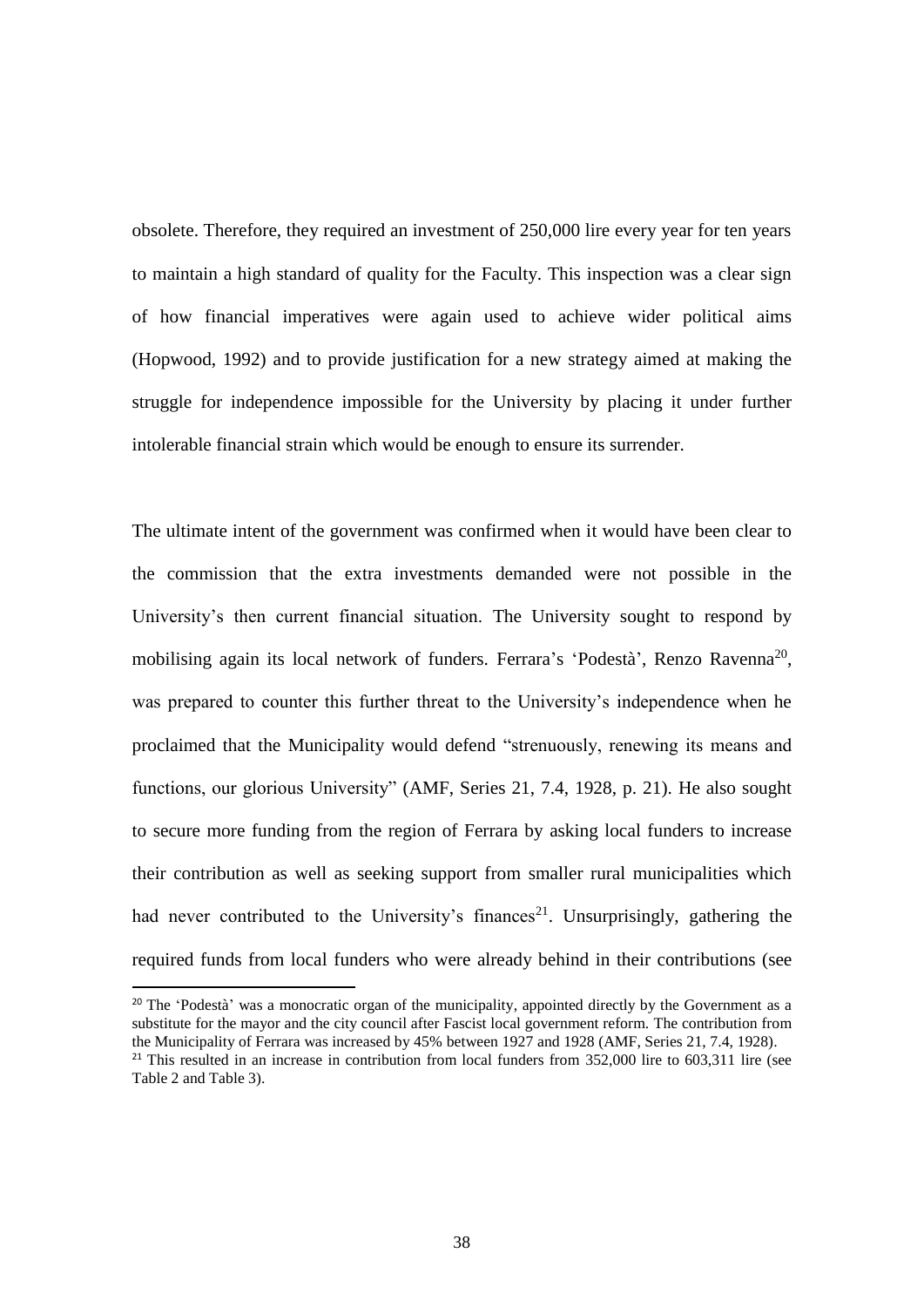obsolete. Therefore, they required an investment of 250,000 lire every year for ten years to maintain a high standard of quality for the Faculty. This inspection was a clear sign of how financial imperatives were again used to achieve wider political aims (Hopwood, 1992) and to provide justification for a new strategy aimed at making the struggle for independence impossible for the University by placing it under further intolerable financial strain which would be enough to ensure its surrender.

The ultimate intent of the government was confirmed when it would have been clear to the commission that the extra investments demanded were not possible in the University's then current financial situation. The University sought to respond by mobilising again its local network of funders. Ferrara's 'Podestà', Renzo Ravenna[20], was prepared to counter this further threat to the University's independence when he proclaimed that the Municipality would defend "strenuously, renewing its means and functions, our glorious University" (AMF, Series 21, 7.4, 1928, p. 21). He also sought to secure more funding from the region of Ferrara by asking local funders to increase their contribution as well as seeking support from smaller rural municipalities which had never contributed to the University's finances[21]. Unsurprisingly, gathering the required funds from local funders who were already behind in their contributions (see

[20] The 'Podestà' was a monocratic organ of the municipality, appointed directly by the Government as a substitute for the mayor and the city council after Fascist local government reform. The contribution from the Municipality of Ferrara was increased by 45% between 1927 and 1928 (AMF, Series 21, 7.4, 1928).

[21] This resulted in an increase in contribution from local funders from 352,000 lire to 603,311 lire (see Table 2 and Table 3).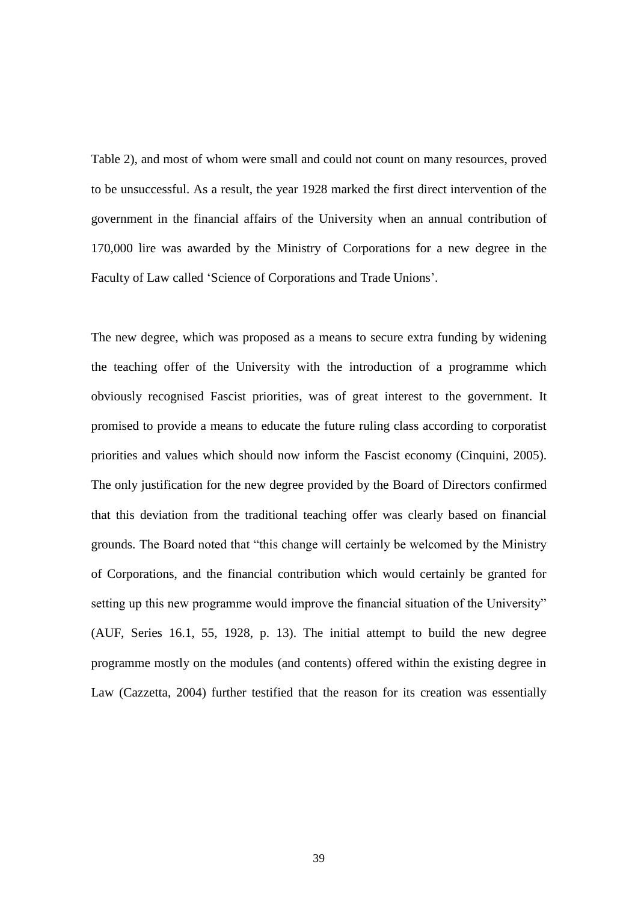Table 2), and most of whom were small and could not count on many resources, proved to be unsuccessful. As a result, the year 1928 marked the first direct intervention of the government in the financial affairs of the University when an annual contribution of 170,000 lire was awarded by the Ministry of Corporations for a new degree in the Faculty of Law called 'Science of Corporations and Trade Unions'.

The new degree, which was proposed as a means to secure extra funding by widening the teaching offer of the University with the introduction of a programme which obviously recognised Fascist priorities, was of great interest to the government. It promised to provide a means to educate the future ruling class according to corporatist priorities and values which should now inform the Fascist economy (Cinquini, 2005). The only justification for the new degree provided by the Board of Directors confirmed that this deviation from the traditional teaching offer was clearly based on financial grounds. The Board noted that "this change will certainly be welcomed by the Ministry of Corporations, and the financial contribution which would certainly be granted for setting up this new programme would improve the financial situation of the University" (AUF, Series 16.1, 55, 1928, p. 13). The initial attempt to build the new degree programme mostly on the modules (and contents) offered within the existing degree in Law (Cazzetta, 2004) further testified that the reason for its creation was essentially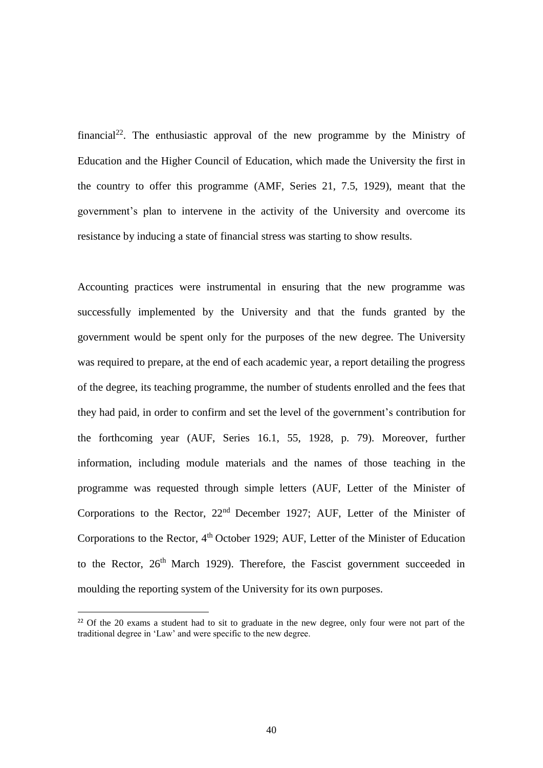financial[22]. The enthusiastic approval of the new programme by the Ministry of Education and the Higher Council of Education, which made the University the first in the country to offer this programme (AMF, Series 21, 7.5, 1929), meant that the government's plan to intervene in the activity of the University and overcome its resistance by inducing a state of financial stress was starting to show results.

Accounting practices were instrumental in ensuring that the new programme was successfully implemented by the University and that the funds granted by the government would be spent only for the purposes of the new degree. The University was required to prepare, at the end of each academic year, a report detailing the progress of the degree, its teaching programme, the number of students enrolled and the fees that they had paid, in order to confirm and set the level of the government's contribution for the forthcoming year (AUF, Series 16.1, 55, 1928, p. 79). Moreover, further information, including module materials and the names of those teaching in the programme was requested through simple letters (AUF, Letter of the Minister of Corporations to the Rector, 22nd December 1927; AUF, Letter of the Minister of Corporations to the Rector, 4th October 1929; AUF, Letter of the Minister of Education to the Rector, 26th March 1929). Therefore, the Fascist government succeeded in moulding the reporting system of the University for its own purposes.

[22] Of the 20 exams a student had to sit to graduate in the new degree, only four were not part of the traditional degree in 'Law' and were specific to the new degree.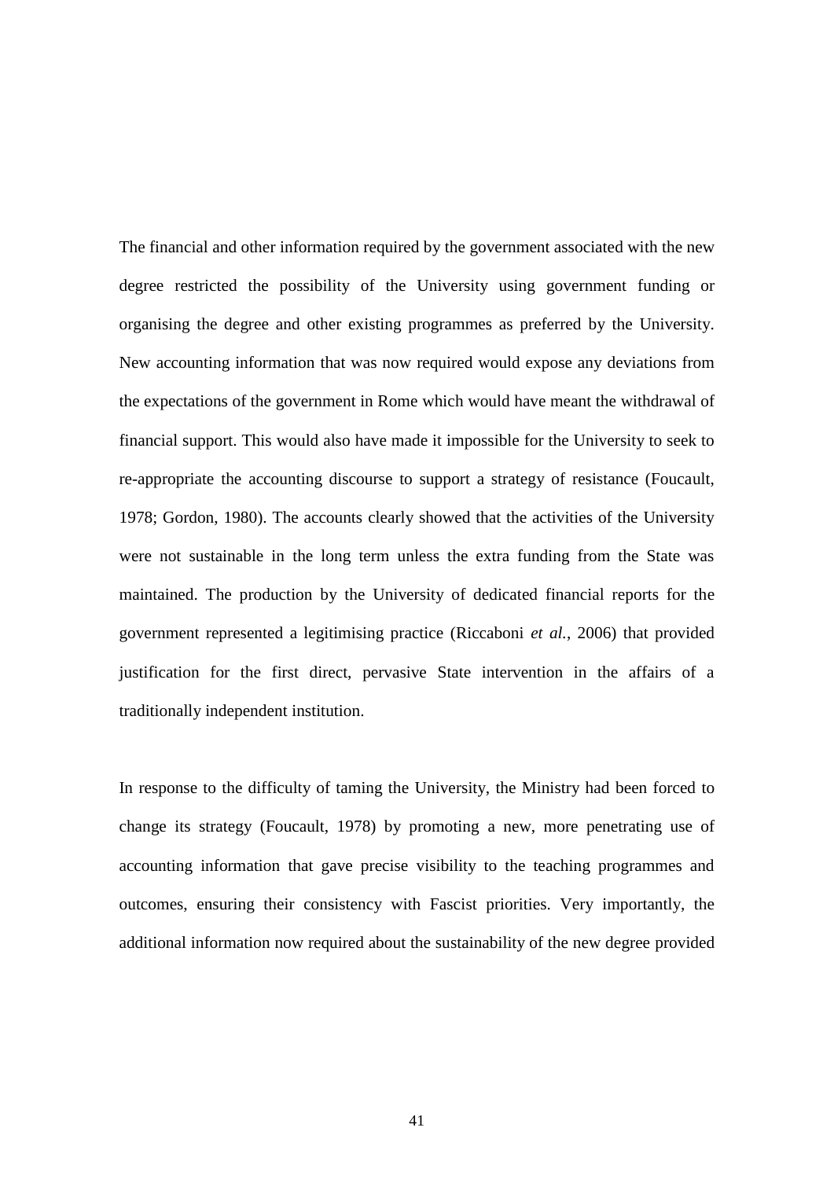The financial and other information required by the government associated with the new degree restricted the possibility of the University using government funding or organising the degree and other existing programmes as preferred by the University. New accounting information that was now required would expose any deviations from the expectations of the government in Rome which would have meant the withdrawal of financial support. This would also have made it impossible for the University to seek to re-appropriate the accounting discourse to support a strategy of resistance (Foucault, 1978; Gordon, 1980). The accounts clearly showed that the activities of the University were not sustainable in the long term unless the extra funding from the State was maintained. The production by the University of dedicated financial reports for the government represented a legitimising practice (Riccaboni *et al.*, 2006) that provided justification for the first direct, pervasive State intervention in the affairs of a traditionally independent institution.

In response to the difficulty of taming the University, the Ministry had been forced to change its strategy (Foucault, 1978) by promoting a new, more penetrating use of accounting information that gave precise visibility to the teaching programmes and outcomes, ensuring their consistency with Fascist priorities. Very importantly, the additional information now required about the sustainability of the new degree provided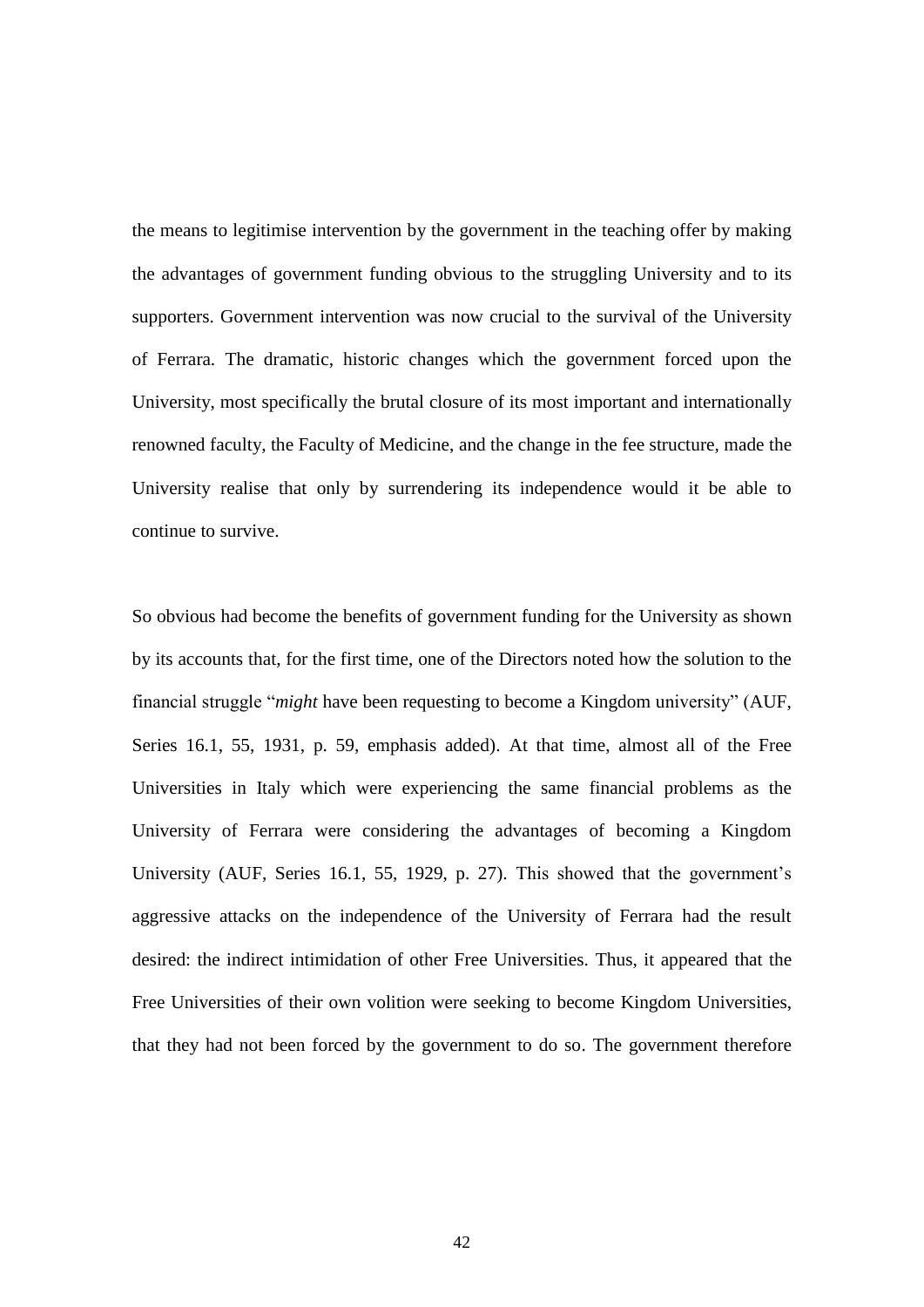the means to legitimise intervention by the government in the teaching offer by making the advantages of government funding obvious to the struggling University and to its supporters. Government intervention was now crucial to the survival of the University of Ferrara. The dramatic, historic changes which the government forced upon the University, most specifically the brutal closure of its most important and internationally renowned faculty, the Faculty of Medicine, and the change in the fee structure, made the University realise that only by surrendering its independence would it be able to continue to survive.

So obvious had become the benefits of government funding for the University as shown by its accounts that, for the first time, one of the Directors noted how the solution to the financial struggle "*might* have been requesting to become a Kingdom university" (AUF, Series 16.1, 55, 1931, p. 59, emphasis added). At that time, almost all of the Free Universities in Italy which were experiencing the same financial problems as the University of Ferrara were considering the advantages of becoming a Kingdom University (AUF, Series 16.1, 55, 1929, p. 27). This showed that the government's aggressive attacks on the independence of the University of Ferrara had the result desired: the indirect intimidation of other Free Universities. Thus, it appeared that the Free Universities of their own volition were seeking to become Kingdom Universities, that they had not been forced by the government to do so. The government therefore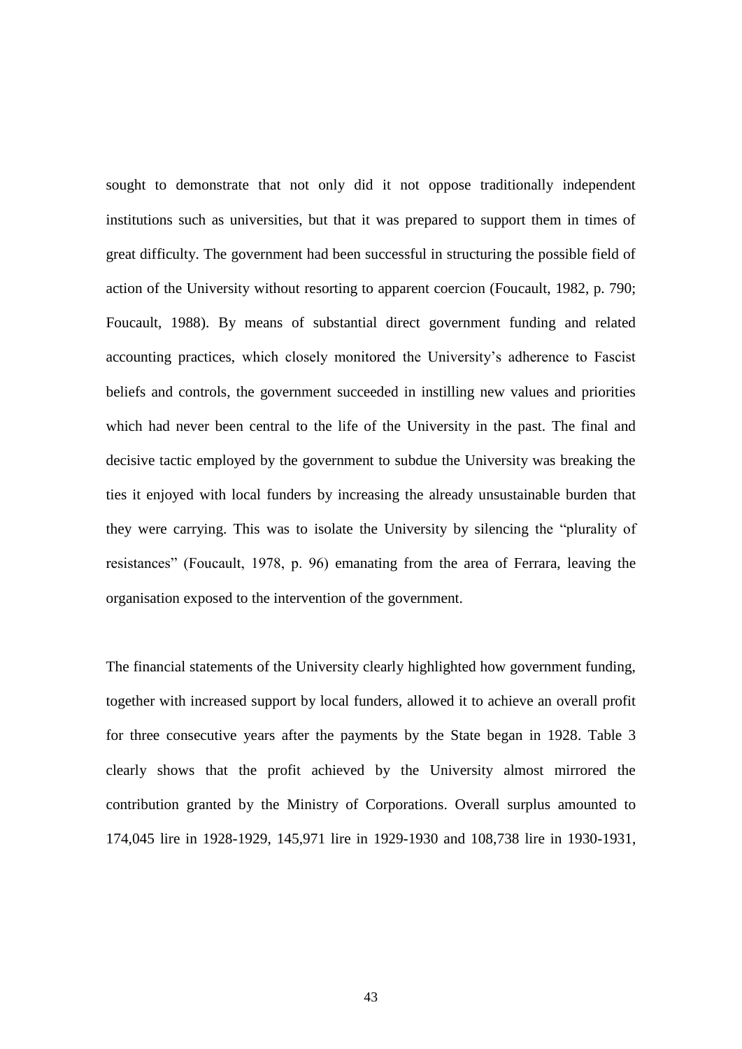sought to demonstrate that not only did it not oppose traditionally independent institutions such as universities, but that it was prepared to support them in times of great difficulty. The government had been successful in structuring the possible field of action of the University without resorting to apparent coercion (Foucault, 1982, p. 790; Foucault, 1988). By means of substantial direct government funding and related accounting practices, which closely monitored the University's adherence to Fascist beliefs and controls, the government succeeded in instilling new values and priorities which had never been central to the life of the University in the past. The final and decisive tactic employed by the government to subdue the University was breaking the ties it enjoyed with local funders by increasing the already unsustainable burden that they were carrying. This was to isolate the University by silencing the "plurality of resistances" (Foucault, 1978, p. 96) emanating from the area of Ferrara, leaving the organisation exposed to the intervention of the government.

The financial statements of the University clearly highlighted how government funding, together with increased support by local funders, allowed it to achieve an overall profit for three consecutive years after the payments by the State began in 1928. Table 3 clearly shows that the profit achieved by the University almost mirrored the contribution granted by the Ministry of Corporations. Overall surplus amounted to 174,045 lire in 1928-1929, 145,971 lire in 1929-1930 and 108,738 lire in 1930-1931,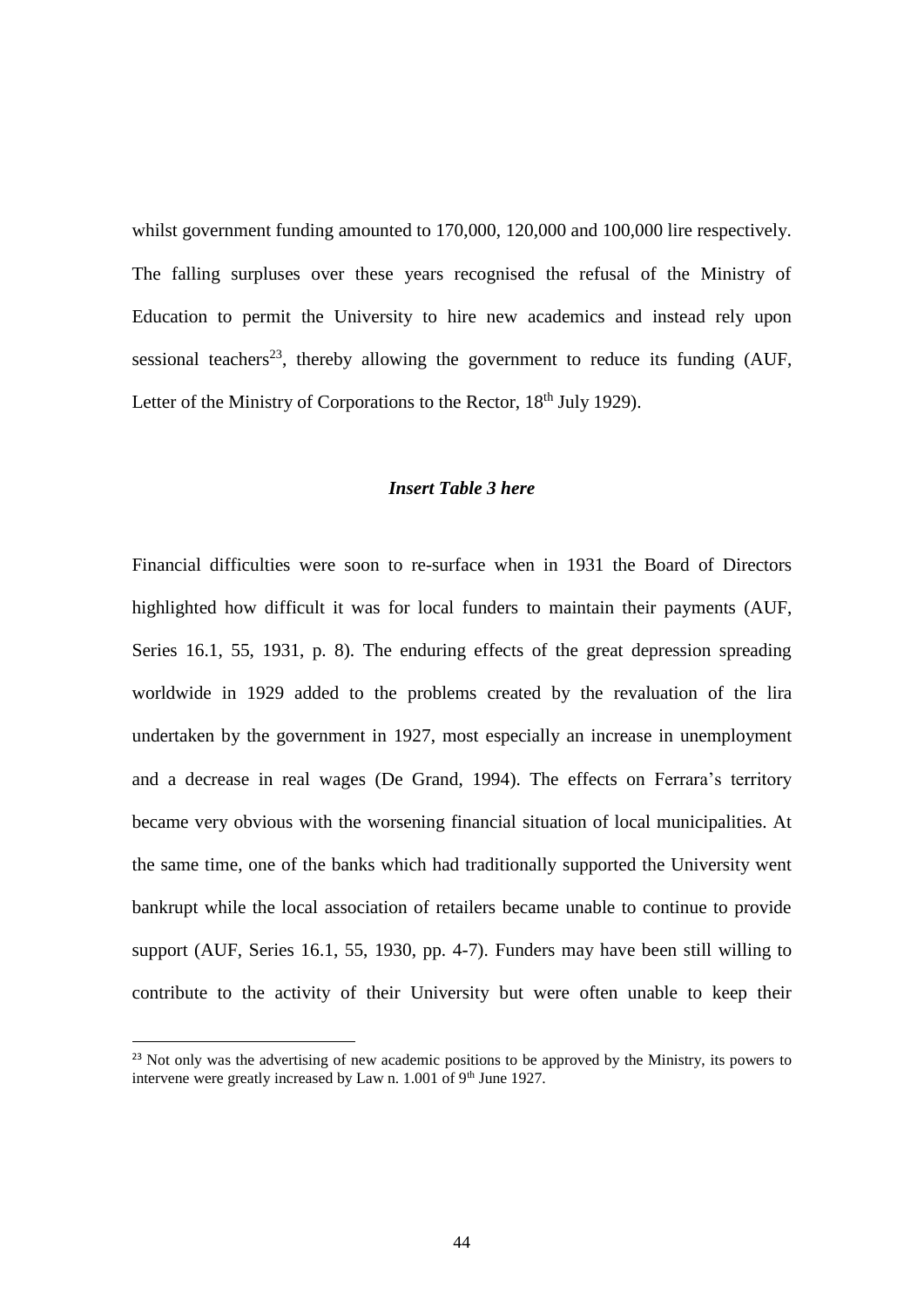whilst government funding amounted to 170,000, 120,000 and 100,000 lire respectively. The falling surpluses over these years recognised the refusal of the Ministry of Education to permit the University to hire new academics and instead rely upon sessional teachers[23], thereby allowing the government to reduce its funding (AUF, Letter of the Ministry of Corporations to the Rector, 18th July 1929).

***Insert Table 3 here***

Financial difficulties were soon to re-surface when in 1931 the Board of Directors highlighted how difficult it was for local funders to maintain their payments (AUF, Series 16.1, 55, 1931, p. 8). The enduring effects of the great depression spreading worldwide in 1929 added to the problems created by the revaluation of the lira undertaken by the government in 1927, most especially an increase in unemployment and a decrease in real wages (De Grand, 1994). The effects on Ferrara's territory became very obvious with the worsening financial situation of local municipalities. At the same time, one of the banks which had traditionally supported the University went bankrupt while the local association of retailers became unable to continue to provide support (AUF, Series 16.1, 55, 1930, pp. 4-7). Funders may have been still willing to contribute to the activity of their University but were often unable to keep their

[23] Not only was the advertising of new academic positions to be approved by the Ministry, its powers to intervene were greatly increased by Law n. 1.001 of 9th June 1927.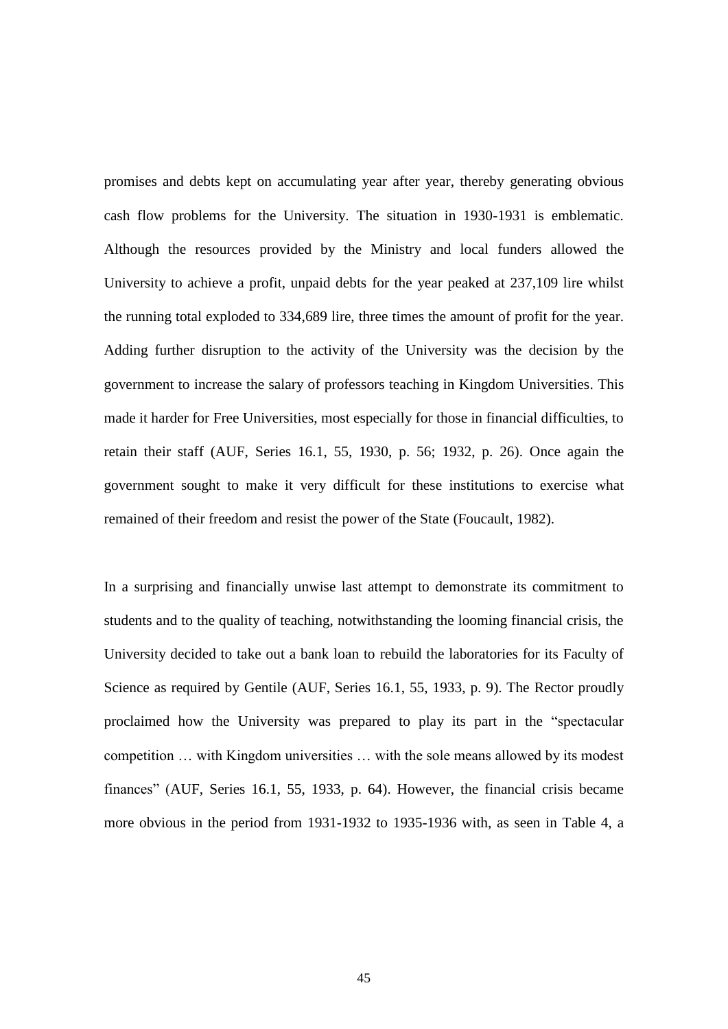promises and debts kept on accumulating year after year, thereby generating obvious cash flow problems for the University. The situation in 1930-1931 is emblematic. Although the resources provided by the Ministry and local funders allowed the University to achieve a profit, unpaid debts for the year peaked at 237,109 lire whilst the running total exploded to 334,689 lire, three times the amount of profit for the year. Adding further disruption to the activity of the University was the decision by the government to increase the salary of professors teaching in Kingdom Universities. This made it harder for Free Universities, most especially for those in financial difficulties, to retain their staff (AUF, Series 16.1, 55, 1930, p. 56; 1932, p. 26). Once again the government sought to make it very difficult for these institutions to exercise what remained of their freedom and resist the power of the State (Foucault, 1982).

In a surprising and financially unwise last attempt to demonstrate its commitment to students and to the quality of teaching, notwithstanding the looming financial crisis, the University decided to take out a bank loan to rebuild the laboratories for its Faculty of Science as required by Gentile (AUF, Series 16.1, 55, 1933, p. 9). The Rector proudly proclaimed how the University was prepared to play its part in the "spectacular competition … with Kingdom universities … with the sole means allowed by its modest finances" (AUF, Series 16.1, 55, 1933, p. 64). However, the financial crisis became more obvious in the period from 1931-1932 to 1935-1936 with, as seen in Table 4, a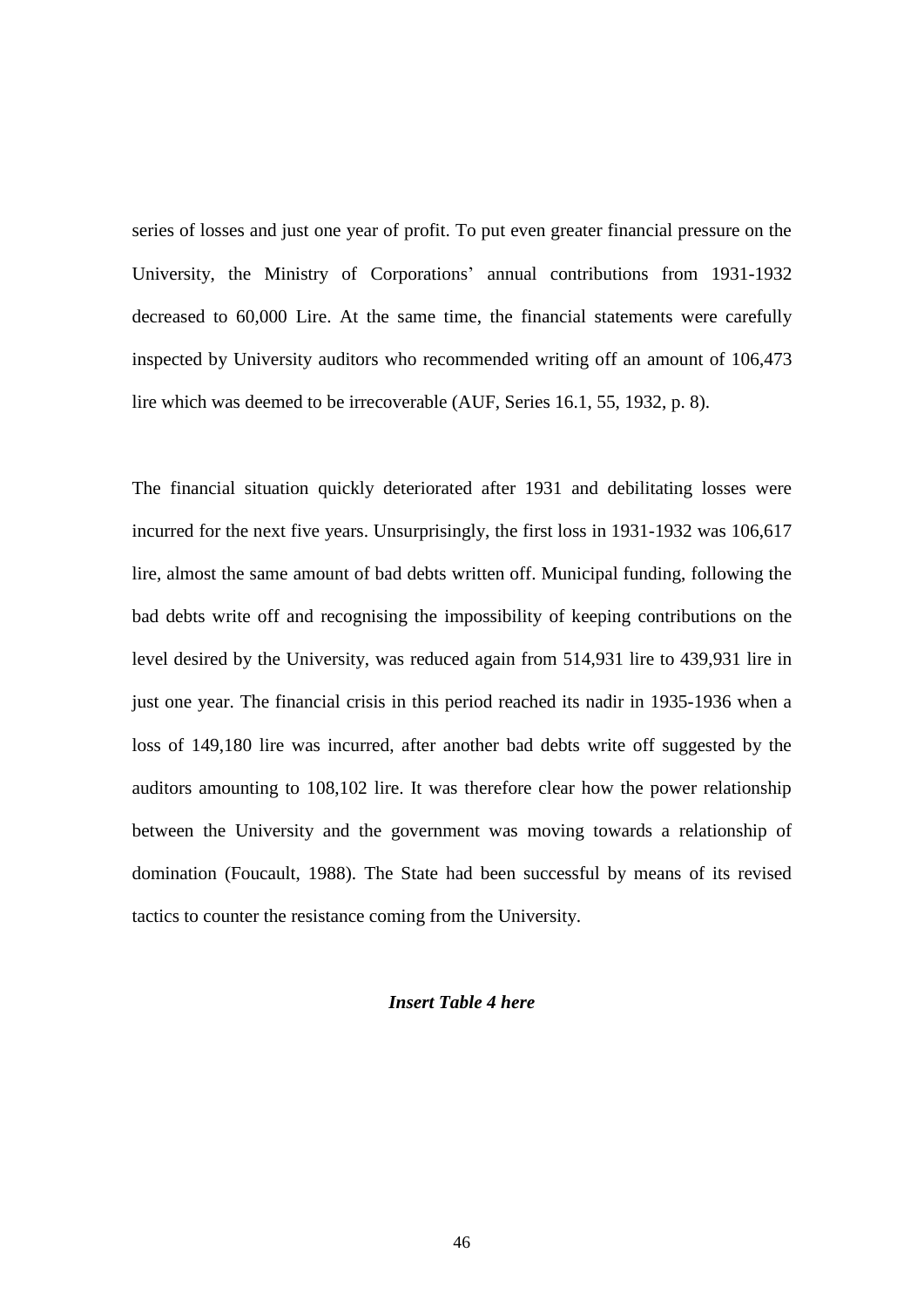series of losses and just one year of profit. To put even greater financial pressure on the University, the Ministry of Corporations' annual contributions from 1931-1932 decreased to 60,000 Lire. At the same time, the financial statements were carefully inspected by University auditors who recommended writing off an amount of 106,473 lire which was deemed to be irrecoverable (AUF, Series 16.1, 55, 1932, p. 8).

The financial situation quickly deteriorated after 1931 and debilitating losses were incurred for the next five years. Unsurprisingly, the first loss in 1931-1932 was 106,617 lire, almost the same amount of bad debts written off. Municipal funding, following the bad debts write off and recognising the impossibility of keeping contributions on the level desired by the University, was reduced again from 514,931 lire to 439,931 lire in just one year. The financial crisis in this period reached its nadir in 1935-1936 when a loss of 149,180 lire was incurred, after another bad debts write off suggested by the auditors amounting to 108,102 lire. It was therefore clear how the power relationship between the University and the government was moving towards a relationship of domination (Foucault, 1988). The State had been successful by means of its revised tactics to counter the resistance coming from the University.

***Insert Table 4 here***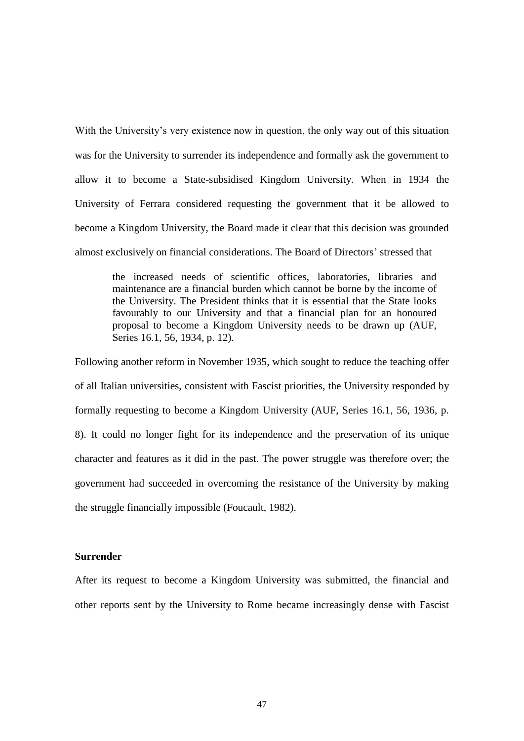With the University's very existence now in question, the only way out of this situation was for the University to surrender its independence and formally ask the government to allow it to become a State-subsidised Kingdom University. When in 1934 the University of Ferrara considered requesting the government that it be allowed to become a Kingdom University, the Board made it clear that this decision was grounded almost exclusively on financial considerations. The Board of Directors' stressed that

> the increased needs of scientific offices, laboratories, libraries and maintenance are a financial burden which cannot be borne by the income of the University. The President thinks that it is essential that the State looks favourably to our University and that a financial plan for an honoured proposal to become a Kingdom University needs to be drawn up (AUF, Series 16.1, 56, 1934, p. 12).

Following another reform in November 1935, which sought to reduce the teaching offer of all Italian universities, consistent with Fascist priorities, the University responded by formally requesting to become a Kingdom University (AUF, Series 16.1, 56, 1936, p. 8). It could no longer fight for its independence and the preservation of its unique character and features as it did in the past. The power struggle was therefore over; the government had succeeded in overcoming the resistance of the University by making the struggle financially impossible (Foucault, 1982).

**Surrender**

After its request to become a Kingdom University was submitted, the financial and other reports sent by the University to Rome became increasingly dense with Fascist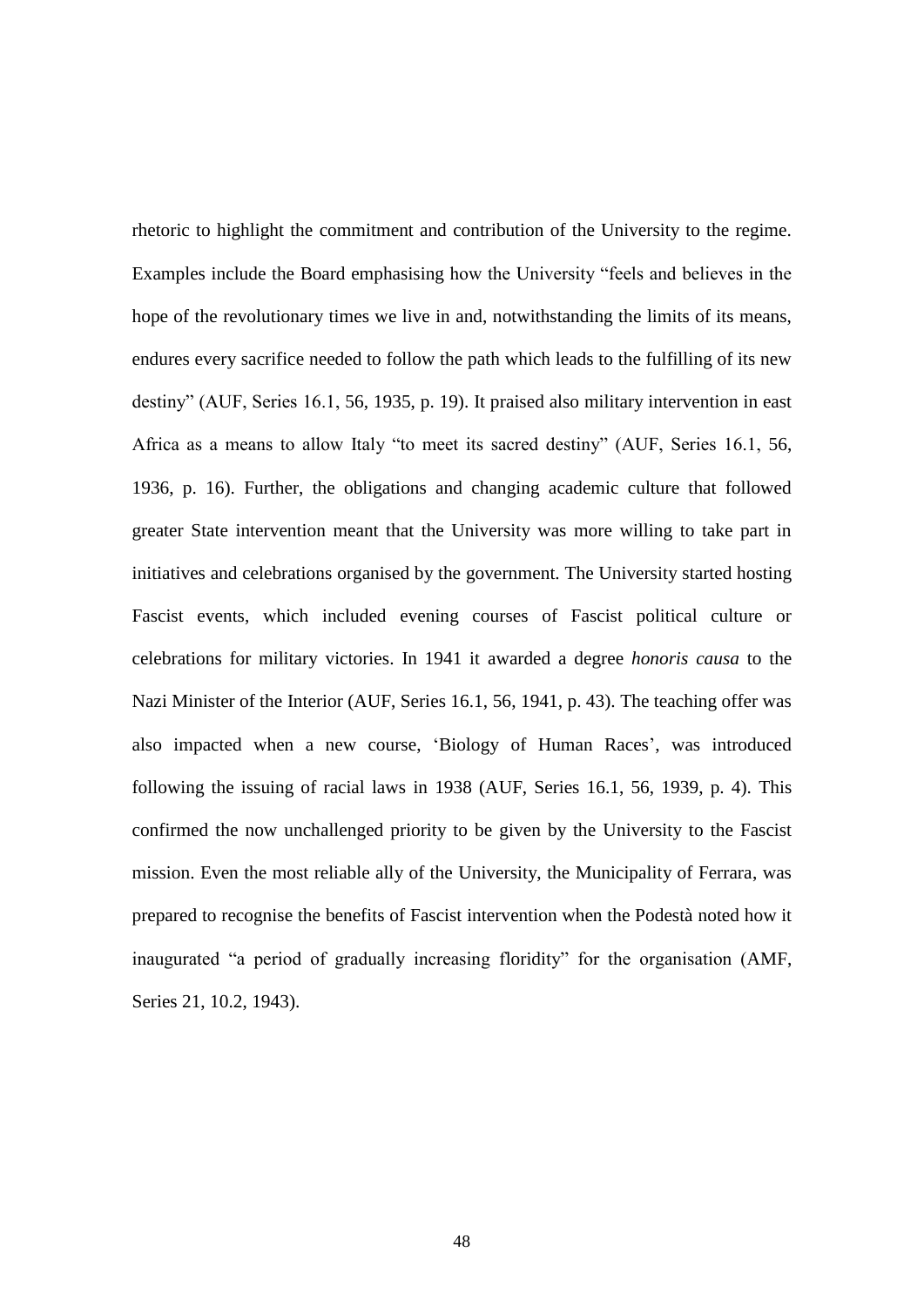rhetoric to highlight the commitment and contribution of the University to the regime. Examples include the Board emphasising how the University "feels and believes in the hope of the revolutionary times we live in and, notwithstanding the limits of its means, endures every sacrifice needed to follow the path which leads to the fulfilling of its new destiny" (AUF, Series 16.1, 56, 1935, p. 19). It praised also military intervention in east Africa as a means to allow Italy "to meet its sacred destiny" (AUF, Series 16.1, 56, 1936, p. 16). Further, the obligations and changing academic culture that followed greater State intervention meant that the University was more willing to take part in initiatives and celebrations organised by the government. The University started hosting Fascist events, which included evening courses of Fascist political culture or celebrations for military victories. In 1941 it awarded a degree *honoris causa* to the Nazi Minister of the Interior (AUF, Series 16.1, 56, 1941, p. 43). The teaching offer was also impacted when a new course, 'Biology of Human Races', was introduced following the issuing of racial laws in 1938 (AUF, Series 16.1, 56, 1939, p. 4). This confirmed the now unchallenged priority to be given by the University to the Fascist mission. Even the most reliable ally of the University, the Municipality of Ferrara, was prepared to recognise the benefits of Fascist intervention when the Podestà noted how it inaugurated "a period of gradually increasing floridity" for the organisation (AMF, Series 21, 10.2, 1943).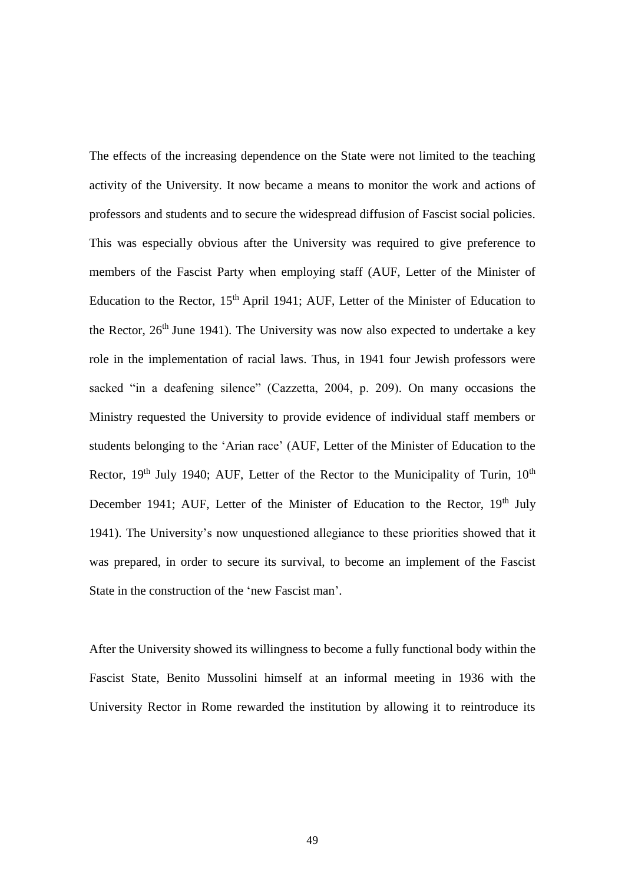The effects of the increasing dependence on the State were not limited to the teaching activity of the University. It now became a means to monitor the work and actions of professors and students and to secure the widespread diffusion of Fascist social policies. This was especially obvious after the University was required to give preference to members of the Fascist Party when employing staff (AUF, Letter of the Minister of Education to the Rector, 15th April 1941; AUF, Letter of the Minister of Education to the Rector, 26th June 1941). The University was now also expected to undertake a key role in the implementation of racial laws. Thus, in 1941 four Jewish professors were sacked "in a deafening silence" (Cazzetta, 2004, p. 209). On many occasions the Ministry requested the University to provide evidence of individual staff members or students belonging to the 'Arian race' (AUF, Letter of the Minister of Education to the Rector, 19th July 1940; AUF, Letter of the Rector to the Municipality of Turin, 10th December 1941; AUF, Letter of the Minister of Education to the Rector, 19th July 1941). The University's now unquestioned allegiance to these priorities showed that it was prepared, in order to secure its survival, to become an implement of the Fascist State in the construction of the 'new Fascist man'.

After the University showed its willingness to become a fully functional body within the Fascist State, Benito Mussolini himself at an informal meeting in 1936 with the University Rector in Rome rewarded the institution by allowing it to reintroduce its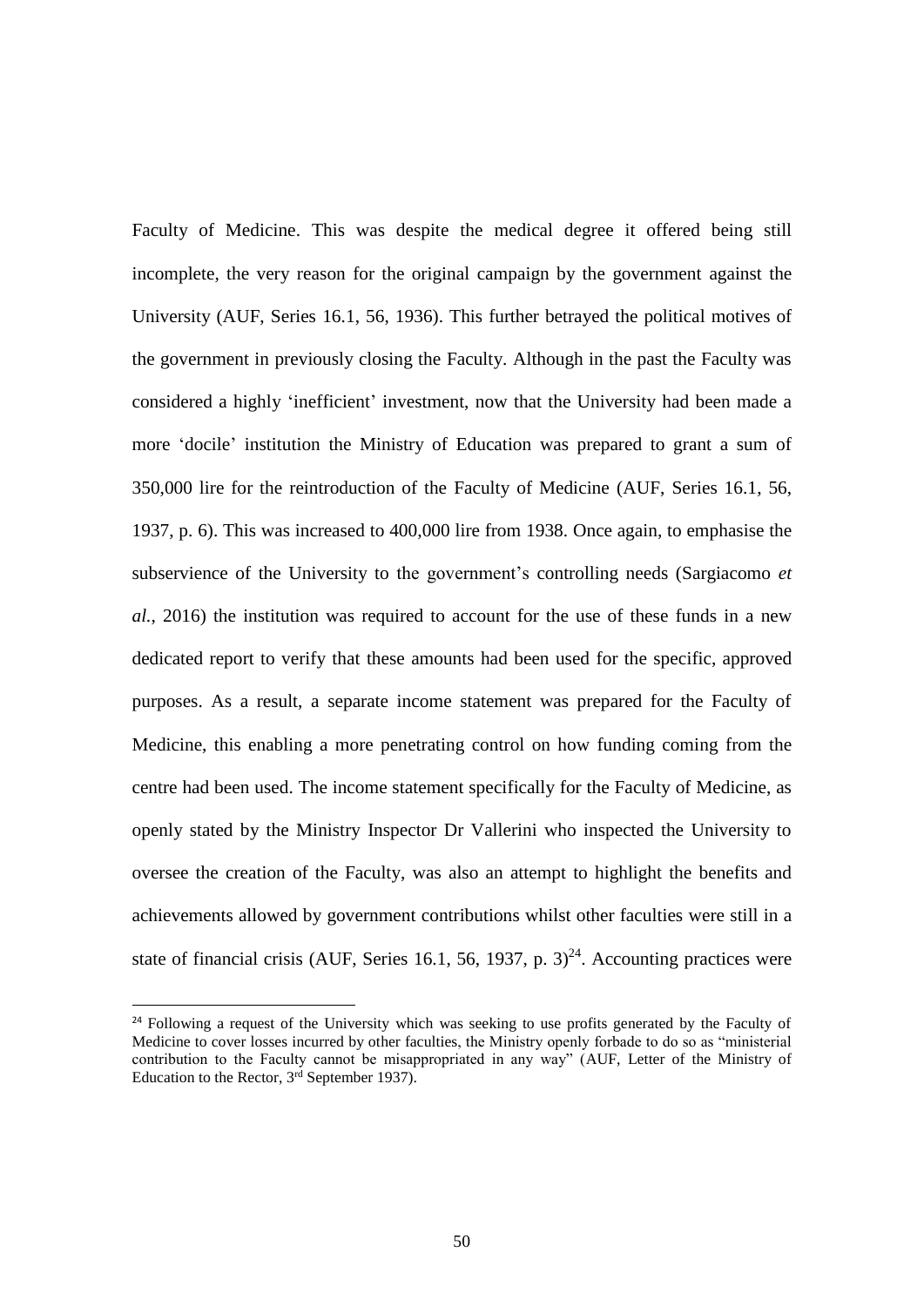Faculty of Medicine. This was despite the medical degree it offered being still incomplete, the very reason for the original campaign by the government against the University (AUF, Series 16.1, 56, 1936). This further betrayed the political motives of the government in previously closing the Faculty. Although in the past the Faculty was considered a highly 'inefficient' investment, now that the University had been made a more 'docile' institution the Ministry of Education was prepared to grant a sum of 350,000 lire for the reintroduction of the Faculty of Medicine (AUF, Series 16.1, 56, 1937, p. 6). This was increased to 400,000 lire from 1938. Once again, to emphasise the subservience of the University to the government's controlling needs (Sargiacomo *et al.*, 2016) the institution was required to account for the use of these funds in a new dedicated report to verify that these amounts had been used for the specific, approved purposes. As a result, a separate income statement was prepared for the Faculty of Medicine, this enabling a more penetrating control on how funding coming from the centre had been used. The income statement specifically for the Faculty of Medicine, as openly stated by the Ministry Inspector Dr Vallerini who inspected the University to oversee the creation of the Faculty, was also an attempt to highlight the benefits and achievements allowed by government contributions whilst other faculties were still in a state of financial crisis (AUF, Series 16.1, 56, 1937, p. 3)[24]. Accounting practices were

[24] Following a request of the University which was seeking to use profits generated by the Faculty of Medicine to cover losses incurred by other faculties, the Ministry openly forbade to do so as "ministerial contribution to the Faculty cannot be misappropriated in any way" (AUF, Letter of the Ministry of Education to the Rector, 3rd September 1937).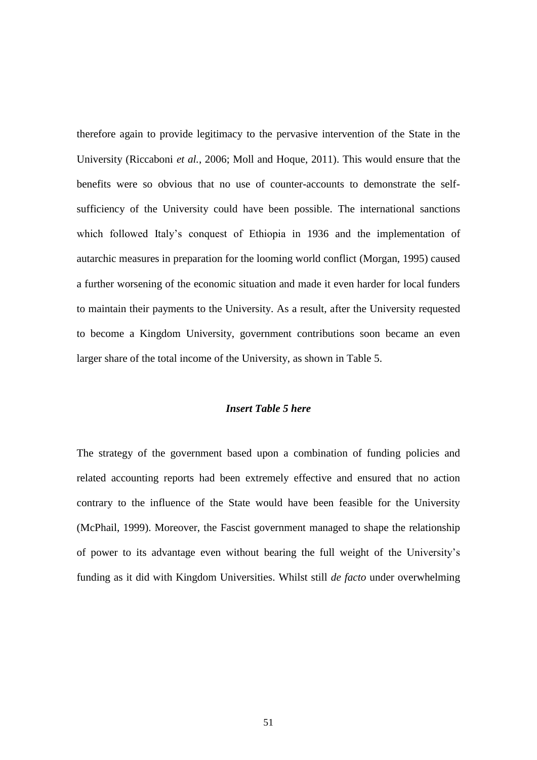therefore again to provide legitimacy to the pervasive intervention of the State in the University (Riccaboni *et al.*, 2006; Moll and Hoque, 2011). This would ensure that the benefits were so obvious that no use of counter-accounts to demonstrate the self-sufficiency of the University could have been possible. The international sanctions which followed Italy's conquest of Ethiopia in 1936 and the implementation of autarchic measures in preparation for the looming world conflict (Morgan, 1995) caused a further worsening of the economic situation and made it even harder for local funders to maintain their payments to the University. As a result, after the University requested to become a Kingdom University, government contributions soon became an even larger share of the total income of the University, as shown in Table 5.

***Insert Table 5 here***

The strategy of the government based upon a combination of funding policies and related accounting reports had been extremely effective and ensured that no action contrary to the influence of the State would have been feasible for the University (McPhail, 1999). Moreover, the Fascist government managed to shape the relationship of power to its advantage even without bearing the full weight of the University's funding as it did with Kingdom Universities. Whilst still *de facto* under overwhelming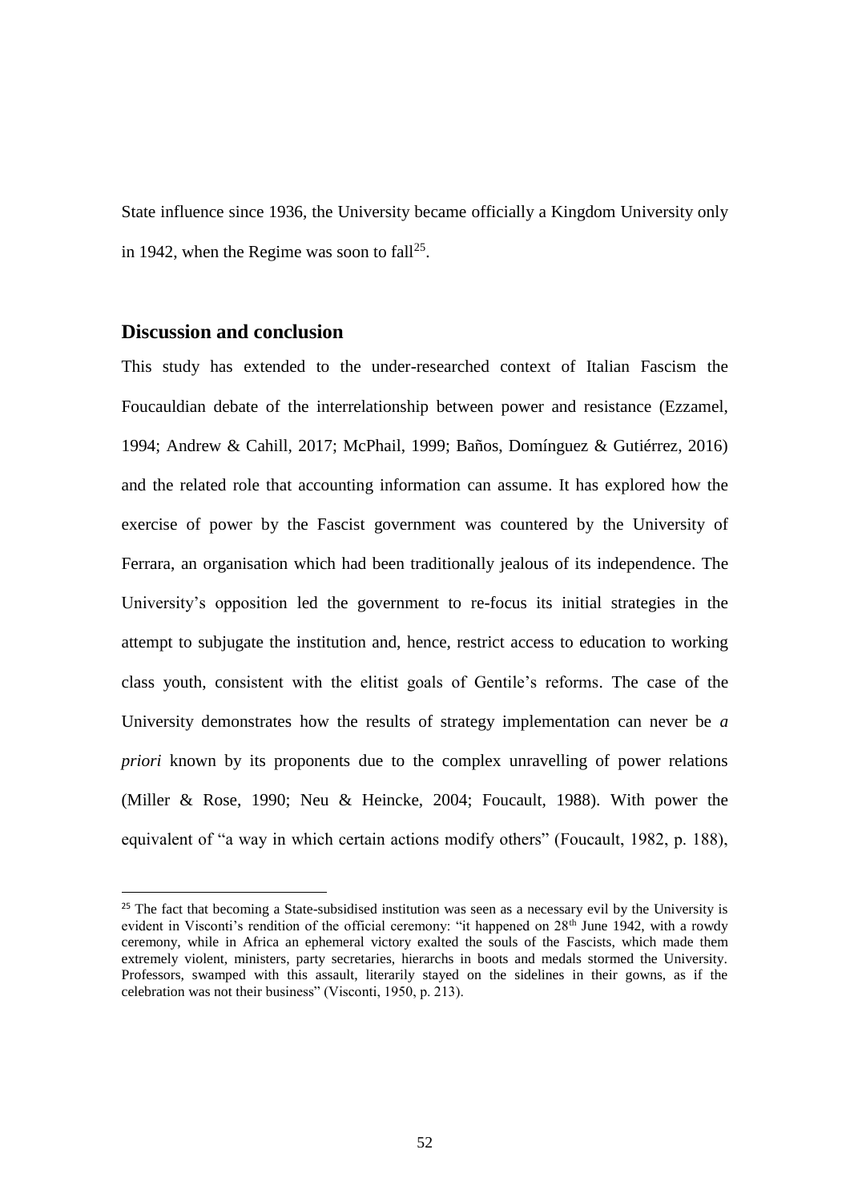State influence since 1936, the University became officially a Kingdom University only in 1942, when the Regime was soon to fall[25].

## Discussion and conclusion

This study has extended to the under-researched context of Italian Fascism the Foucauldian debate of the interrelationship between power and resistance (Ezzamel, 1994; Andrew & Cahill, 2017; McPhail, 1999; Baños, Domínguez & Gutiérrez, 2016) and the related role that accounting information can assume. It has explored how the exercise of power by the Fascist government was countered by the University of Ferrara, an organisation which had been traditionally jealous of its independence. The University's opposition led the government to re-focus its initial strategies in the attempt to subjugate the institution and, hence, restrict access to education to working class youth, consistent with the elitist goals of Gentile's reforms. The case of the University demonstrates how the results of strategy implementation can never be *a priori* known by its proponents due to the complex unravelling of power relations (Miller & Rose, 1990; Neu & Heincke, 2004; Foucault, 1988). With power the equivalent of "a way in which certain actions modify others" (Foucault, 1982, p. 188),

---

[25] The fact that becoming a State-subsidised institution was seen as a necessary evil by the University is evident in Visconti's rendition of the official ceremony: "it happened on 28th June 1942, with a rowdy ceremony, while in Africa an ephemeral victory exalted the souls of the Fascists, which made them extremely violent, ministers, party secretaries, hierarchs in boots and medals stormed the University. Professors, swamped with this assault, literarily stayed on the sidelines in their gowns, as if the celebration was not their business" (Visconti, 1950, p. 213).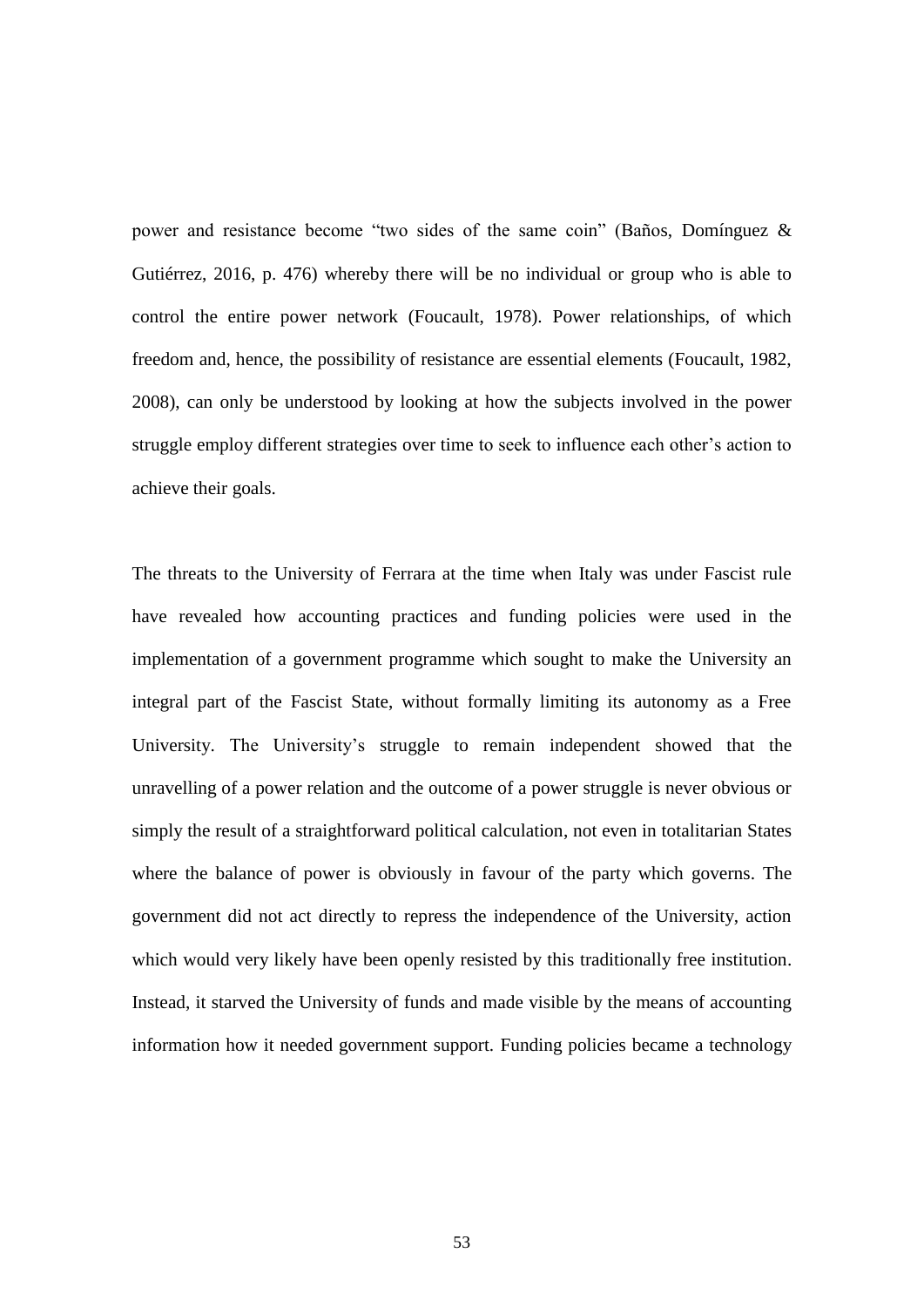power and resistance become "two sides of the same coin" (Baños, Domínguez & Gutiérrez, 2016, p. 476) whereby there will be no individual or group who is able to control the entire power network (Foucault, 1978). Power relationships, of which freedom and, hence, the possibility of resistance are essential elements (Foucault, 1982, 2008), can only be understood by looking at how the subjects involved in the power struggle employ different strategies over time to seek to influence each other's action to achieve their goals.

The threats to the University of Ferrara at the time when Italy was under Fascist rule have revealed how accounting practices and funding policies were used in the implementation of a government programme which sought to make the University an integral part of the Fascist State, without formally limiting its autonomy as a Free University. The University's struggle to remain independent showed that the unravelling of a power relation and the outcome of a power struggle is never obvious or simply the result of a straightforward political calculation, not even in totalitarian States where the balance of power is obviously in favour of the party which governs. The government did not act directly to repress the independence of the University, action which would very likely have been openly resisted by this traditionally free institution. Instead, it starved the University of funds and made visible by the means of accounting information how it needed government support. Funding policies became a technology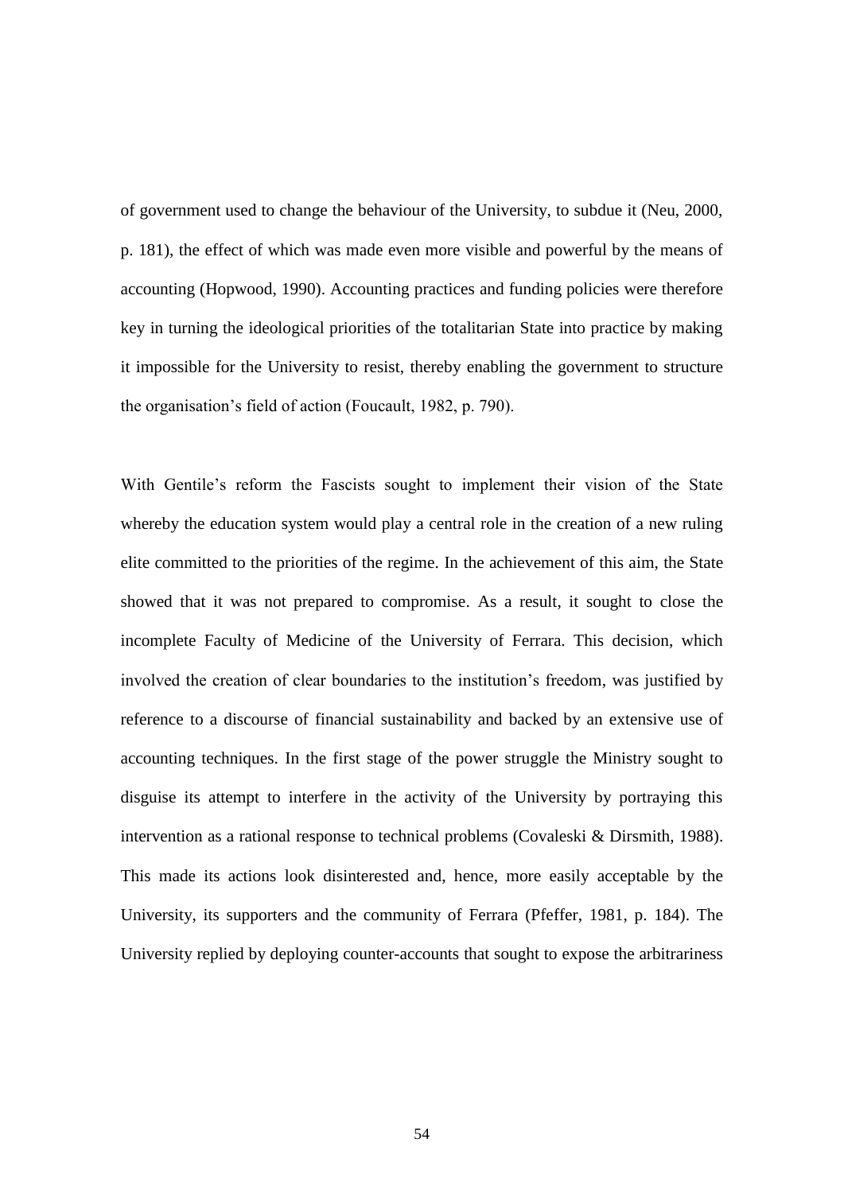of government used to change the behaviour of the University, to subdue it (Neu, 2000, p. 181), the effect of which was made even more visible and powerful by the means of accounting (Hopwood, 1990). Accounting practices and funding policies were therefore key in turning the ideological priorities of the totalitarian State into practice by making it impossible for the University to resist, thereby enabling the government to structure the organisation's field of action (Foucault, 1982, p. 790).

With Gentile's reform the Fascists sought to implement their vision of the State whereby the education system would play a central role in the creation of a new ruling elite committed to the priorities of the regime. In the achievement of this aim, the State showed that it was not prepared to compromise. As a result, it sought to close the incomplete Faculty of Medicine of the University of Ferrara. This decision, which involved the creation of clear boundaries to the institution's freedom, was justified by reference to a discourse of financial sustainability and backed by an extensive use of accounting techniques. In the first stage of the power struggle the Ministry sought to disguise its attempt to interfere in the activity of the University by portraying this intervention as a rational response to technical problems (Covaleski & Dirsmith, 1988). This made its actions look disinterested and, hence, more easily acceptable by the University, its supporters and the community of Ferrara (Pfeffer, 1981, p. 184). The University replied by deploying counter-accounts that sought to expose the arbitrariness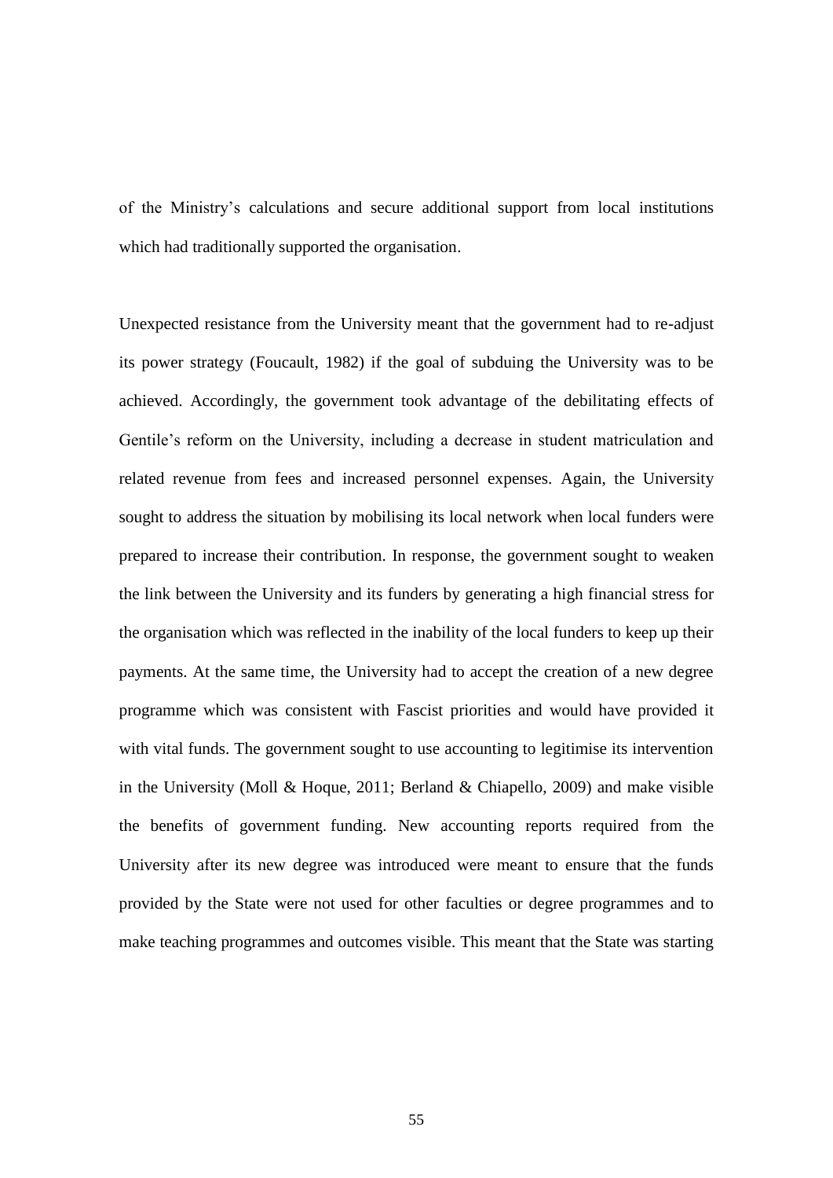of the Ministry's calculations and secure additional support from local institutions which had traditionally supported the organisation.

Unexpected resistance from the University meant that the government had to re-adjust its power strategy (Foucault, 1982) if the goal of subduing the University was to be achieved. Accordingly, the government took advantage of the debilitating effects of Gentile's reform on the University, including a decrease in student matriculation and related revenue from fees and increased personnel expenses. Again, the University sought to address the situation by mobilising its local network when local funders were prepared to increase their contribution. In response, the government sought to weaken the link between the University and its funders by generating a high financial stress for the organisation which was reflected in the inability of the local funders to keep up their payments. At the same time, the University had to accept the creation of a new degree programme which was consistent with Fascist priorities and would have provided it with vital funds. The government sought to use accounting to legitimise its intervention in the University (Moll & Hoque, 2011; Berland & Chiapello, 2009) and make visible the benefits of government funding. New accounting reports required from the University after its new degree was introduced were meant to ensure that the funds provided by the State were not used for other faculties or degree programmes and to make teaching programmes and outcomes visible. This meant that the State was starting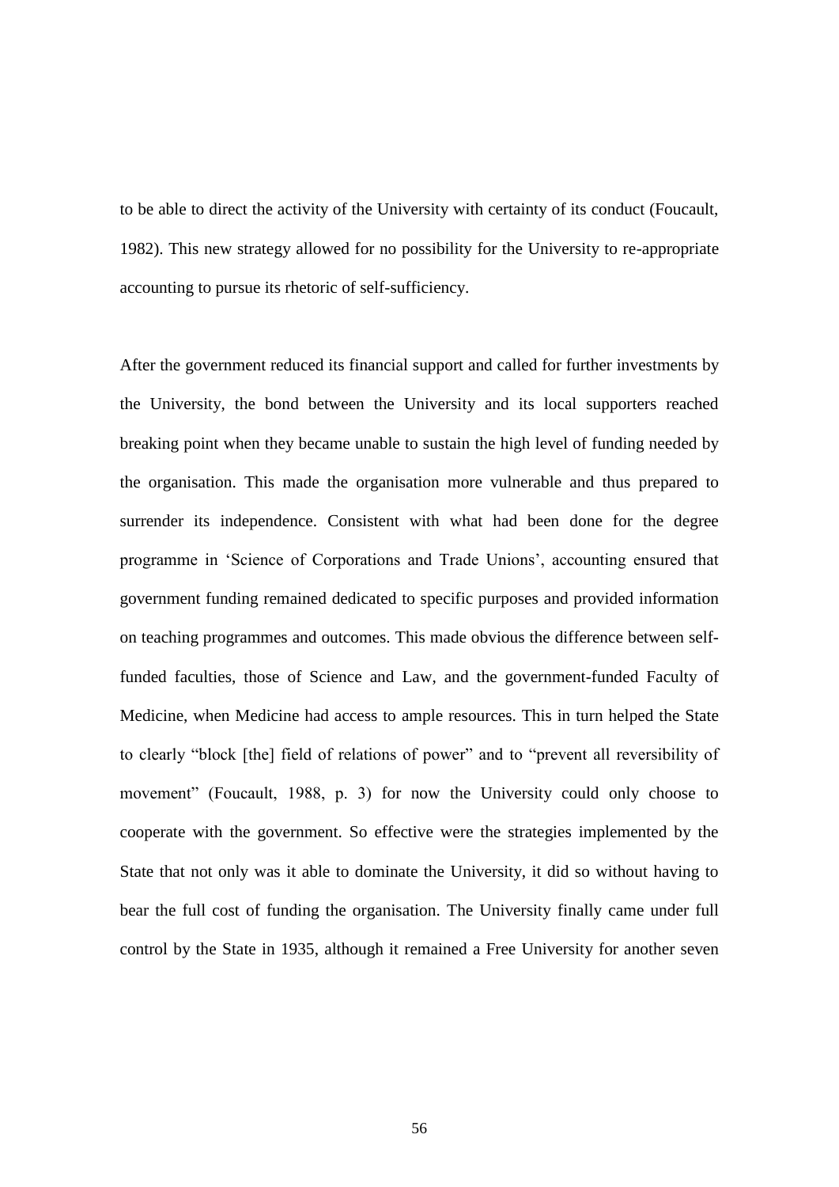to be able to direct the activity of the University with certainty of its conduct (Foucault, 1982). This new strategy allowed for no possibility for the University to re-appropriate accounting to pursue its rhetoric of self-sufficiency.

After the government reduced its financial support and called for further investments by the University, the bond between the University and its local supporters reached breaking point when they became unable to sustain the high level of funding needed by the organisation. This made the organisation more vulnerable and thus prepared to surrender its independence. Consistent with what had been done for the degree programme in 'Science of Corporations and Trade Unions', accounting ensured that government funding remained dedicated to specific purposes and provided information on teaching programmes and outcomes. This made obvious the difference between self-funded faculties, those of Science and Law, and the government-funded Faculty of Medicine, when Medicine had access to ample resources. This in turn helped the State to clearly "block [the] field of relations of power" and to "prevent all reversibility of movement" (Foucault, 1988, p. 3) for now the University could only choose to cooperate with the government. So effective were the strategies implemented by the State that not only was it able to dominate the University, it did so without having to bear the full cost of funding the organisation. The University finally came under full control by the State in 1935, although it remained a Free University for another seven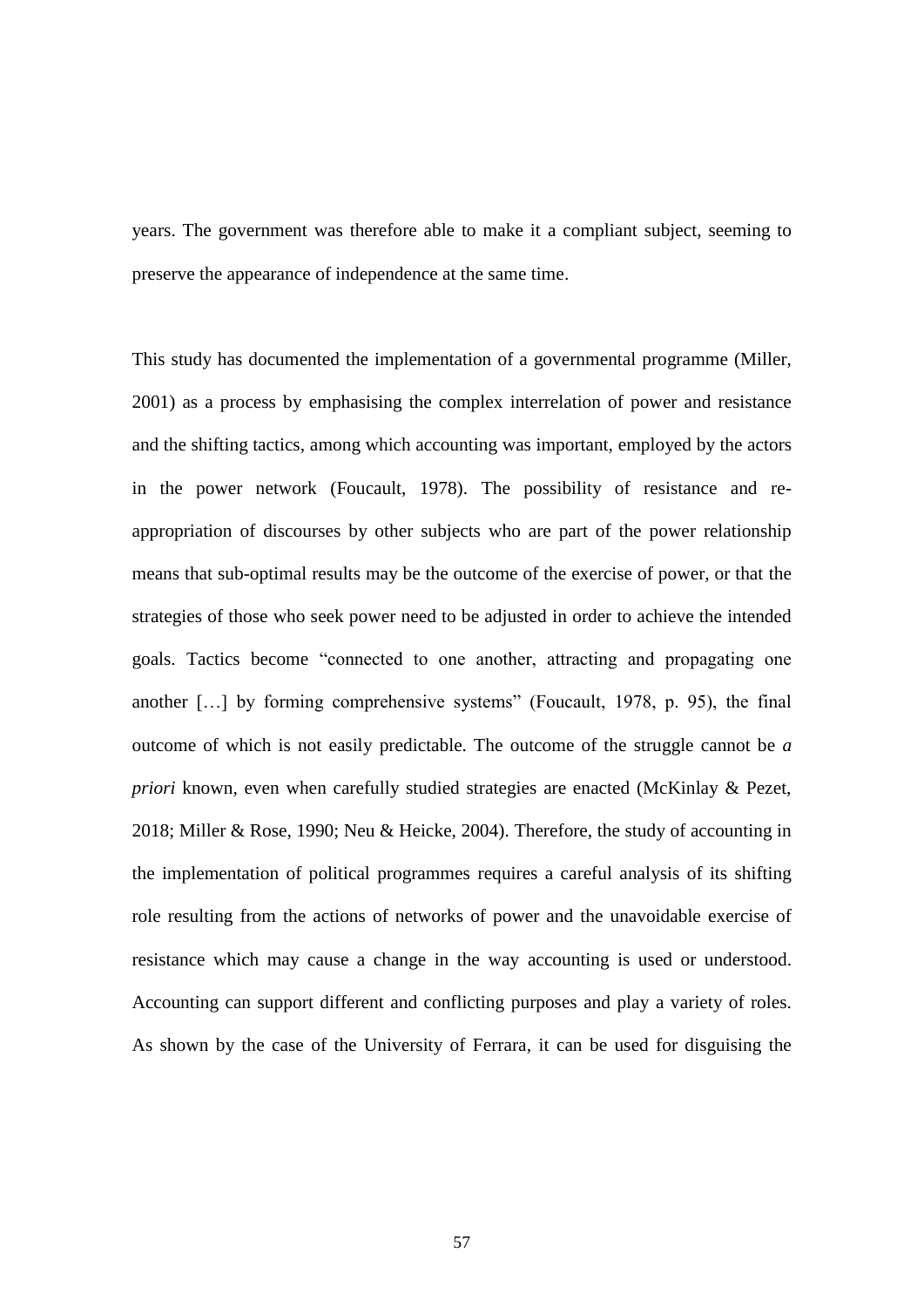years. The government was therefore able to make it a compliant subject, seeming to preserve the appearance of independence at the same time.

This study has documented the implementation of a governmental programme (Miller, 2001) as a process by emphasising the complex interrelation of power and resistance and the shifting tactics, among which accounting was important, employed by the actors in the power network (Foucault, 1978). The possibility of resistance and re-appropriation of discourses by other subjects who are part of the power relationship means that sub-optimal results may be the outcome of the exercise of power, or that the strategies of those who seek power need to be adjusted in order to achieve the intended goals. Tactics become "connected to one another, attracting and propagating one another […] by forming comprehensive systems" (Foucault, 1978, p. 95), the final outcome of which is not easily predictable. The outcome of the struggle cannot be *a priori* known, even when carefully studied strategies are enacted (McKinlay & Pezet, 2018; Miller & Rose, 1990; Neu & Heicke, 2004). Therefore, the study of accounting in the implementation of political programmes requires a careful analysis of its shifting role resulting from the actions of networks of power and the unavoidable exercise of resistance which may cause a change in the way accounting is used or understood. Accounting can support different and conflicting purposes and play a variety of roles. As shown by the case of the University of Ferrara, it can be used for disguising the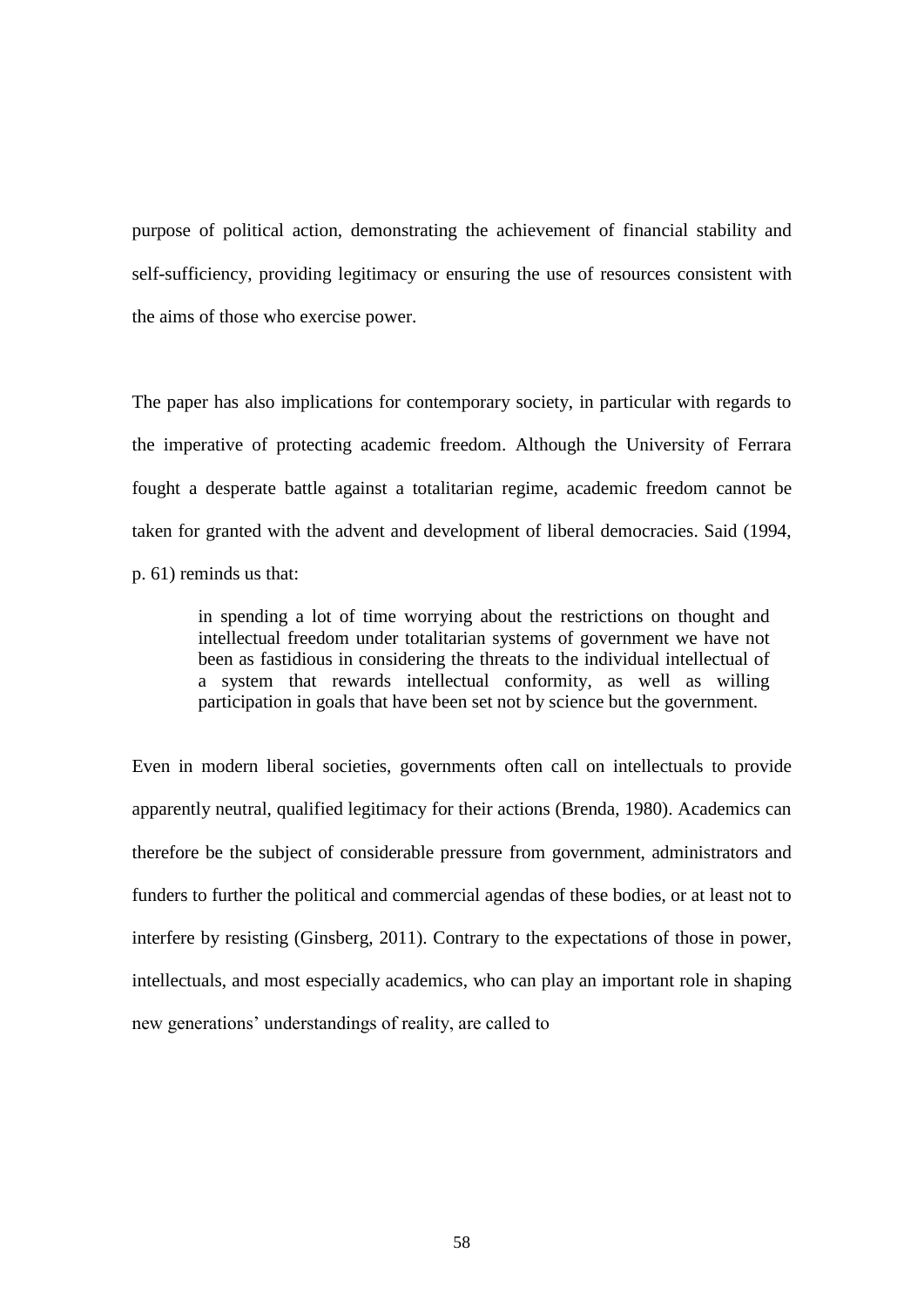purpose of political action, demonstrating the achievement of financial stability and self-sufficiency, providing legitimacy or ensuring the use of resources consistent with the aims of those who exercise power.

The paper has also implications for contemporary society, in particular with regards to the imperative of protecting academic freedom. Although the University of Ferrara fought a desperate battle against a totalitarian regime, academic freedom cannot be taken for granted with the advent and development of liberal democracies. Said (1994, p. 61) reminds us that:

> in spending a lot of time worrying about the restrictions on thought and intellectual freedom under totalitarian systems of government we have not been as fastidious in considering the threats to the individual intellectual of a system that rewards intellectual conformity, as well as willing participation in goals that have been set not by science but the government.

Even in modern liberal societies, governments often call on intellectuals to provide apparently neutral, qualified legitimacy for their actions (Brenda, 1980). Academics can therefore be the subject of considerable pressure from government, administrators and funders to further the political and commercial agendas of these bodies, or at least not to interfere by resisting (Ginsberg, 2011). Contrary to the expectations of those in power, intellectuals, and most especially academics, who can play an important role in shaping new generations' understandings of reality, are called to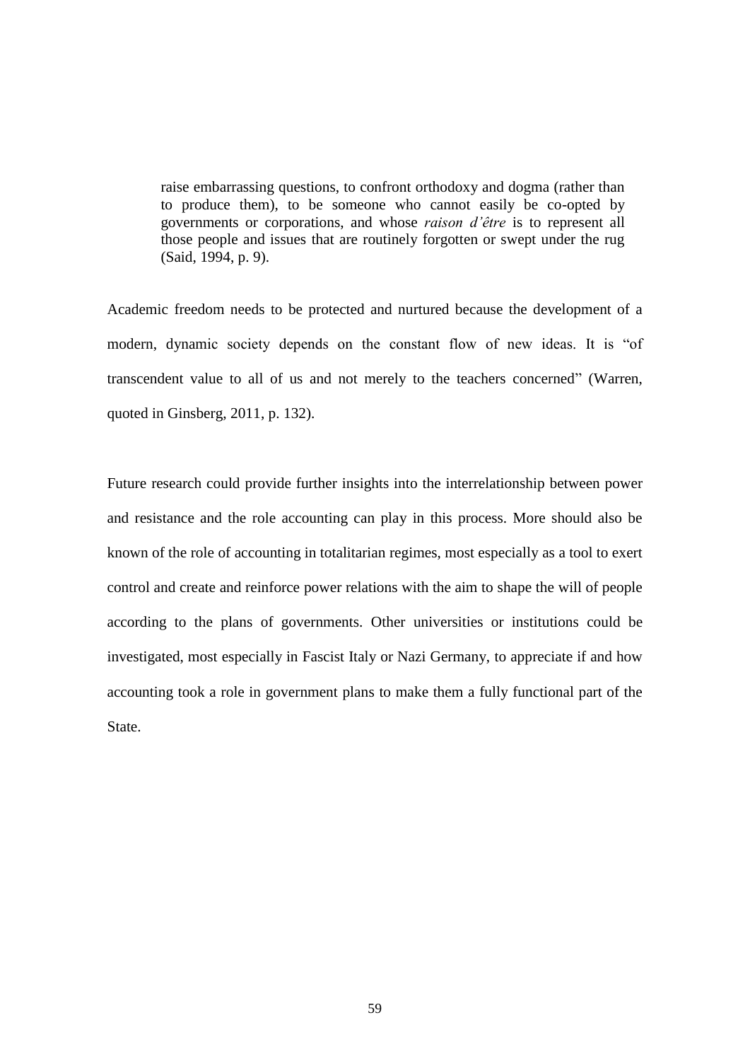> raise embarrassing questions, to confront orthodoxy and dogma (rather than to produce them), to be someone who cannot easily be co-opted by governments or corporations, and whose *raison d'être* is to represent all those people and issues that are routinely forgotten or swept under the rug (Said, 1994, p. 9).

Academic freedom needs to be protected and nurtured because the development of a modern, dynamic society depends on the constant flow of new ideas. It is "of transcendent value to all of us and not merely to the teachers concerned" (Warren, quoted in Ginsberg, 2011, p. 132).

Future research could provide further insights into the interrelationship between power and resistance and the role accounting can play in this process. More should also be known of the role of accounting in totalitarian regimes, most especially as a tool to exert control and create and reinforce power relations with the aim to shape the will of people according to the plans of governments. Other universities or institutions could be investigated, most especially in Fascist Italy or Nazi Germany, to appreciate if and how accounting took a role in government plans to make them a fully functional part of the State.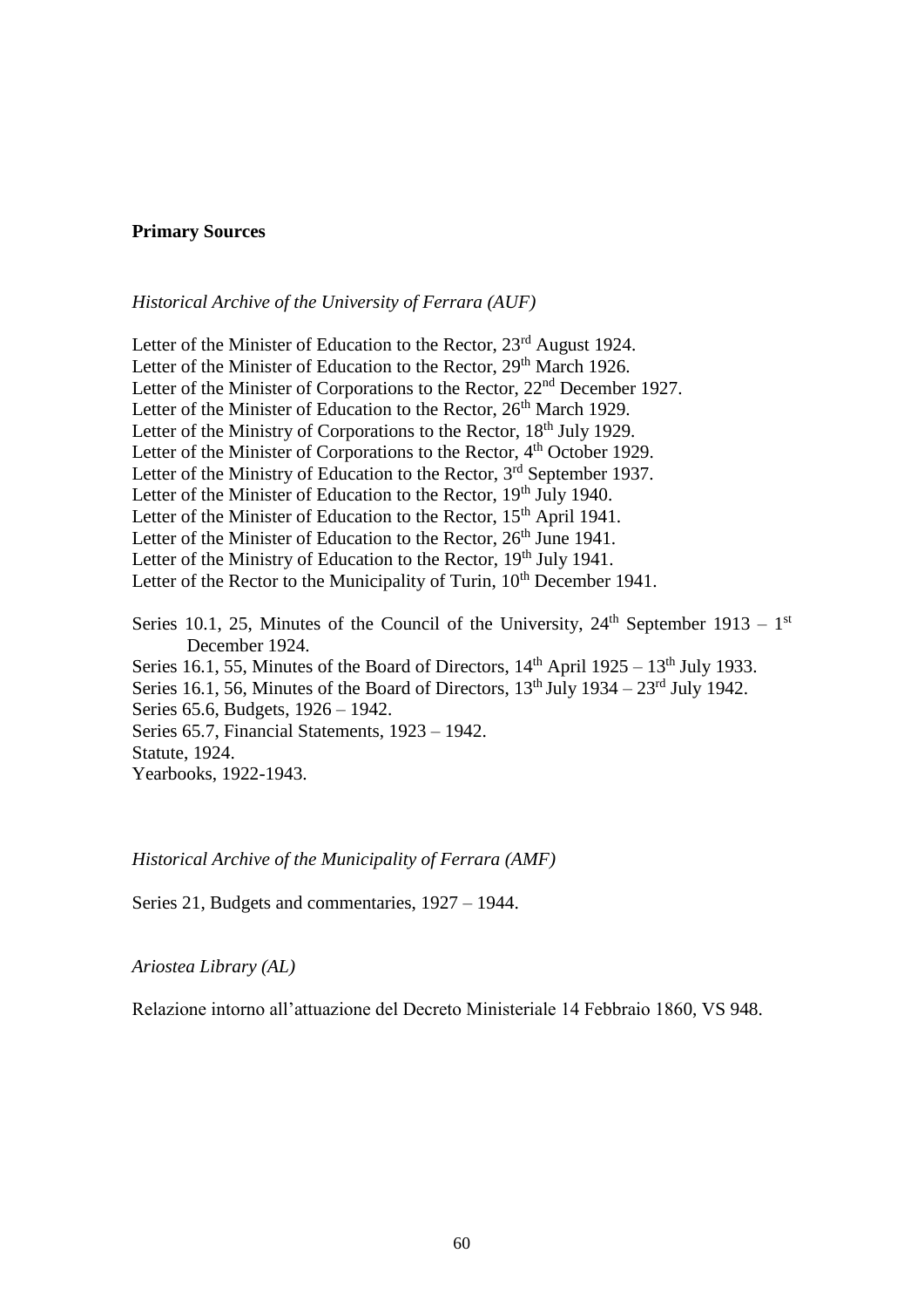**Primary Sources**

*Historical Archive of the University of Ferrara (AUF)*

Letter of the Minister of Education to the Rector, 23rd August 1924.
Letter of the Minister of Education to the Rector, 29th March 1926.
Letter of the Minister of Corporations to the Rector, 22nd December 1927.
Letter of the Minister of Education to the Rector, 26th March 1929.
Letter of the Ministry of Corporations to the Rector, 18th July 1929.
Letter of the Minister of Corporations to the Rector, 4th October 1929.
Letter of the Ministry of Education to the Rector, 3rd September 1937.
Letter of the Minister of Education to the Rector, 19th July 1940.
Letter of the Minister of Education to the Rector, 15th April 1941.
Letter of the Minister of Education to the Rector, 26th June 1941.
Letter of the Ministry of Education to the Rector, 19th July 1941.
Letter of the Rector to the Municipality of Turin, 10th December 1941.

Series 10.1, 25, Minutes of the Council of the University, 24th September 1913 – 1st December 1924.
Series 16.1, 55, Minutes of the Board of Directors, 14th April 1925 – 13th July 1933.
Series 16.1, 56, Minutes of the Board of Directors, 13th July 1934 – 23rd July 1942.
Series 65.6, Budgets, 1926 – 1942.
Series 65.7, Financial Statements, 1923 – 1942.
Statute, 1924.
Yearbooks, 1922-1943.

*Historical Archive of the Municipality of Ferrara (AMF)*

Series 21, Budgets and commentaries, 1927 – 1944.

*Ariostea Library (AL)*

Relazione intorno all'attuazione del Decreto Ministeriale 14 Febbraio 1860, VS 948.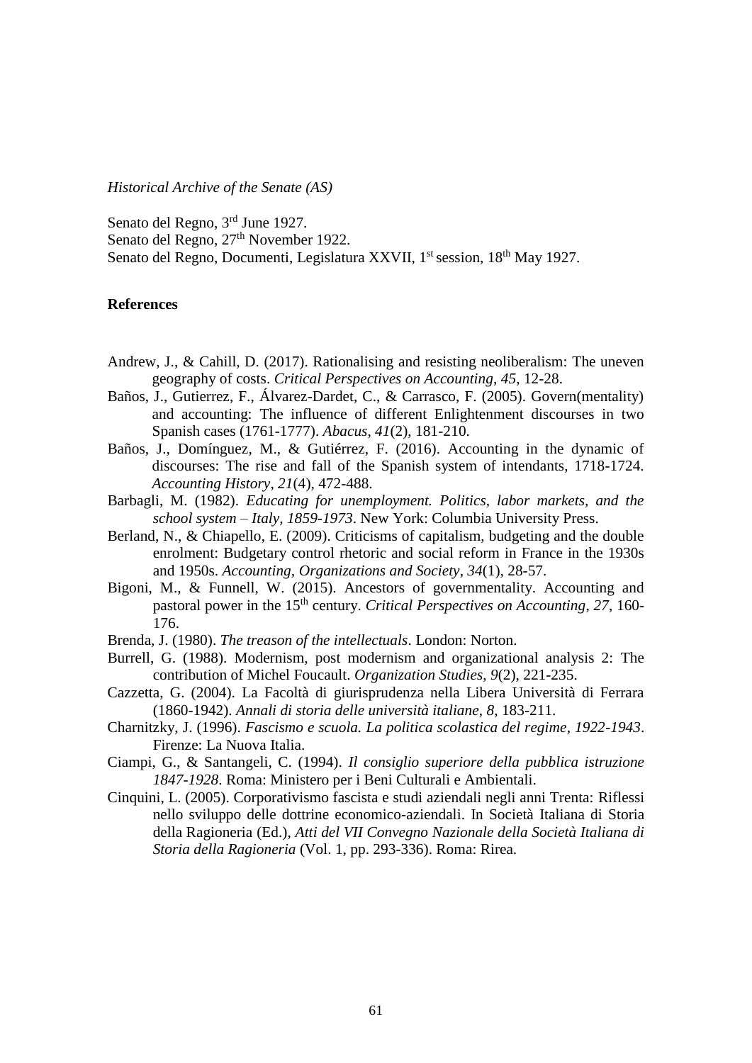*Historical Archive of the Senate (AS)*

Senato del Regno, 3rd June 1927.
Senato del Regno, 27th November 1922.
Senato del Regno, Documenti, Legislatura XXVII, 1st session, 18th May 1927.

## References

Andrew, J., & Cahill, D. (2017). Rationalising and resisting neoliberalism: The uneven geography of costs. *Critical Perspectives on Accounting*, *45*, 12-28.

Baños, J., Gutierrez, F., Álvarez-Dardet, C., & Carrasco, F. (2005). Govern(mentality) and accounting: The influence of different Enlightenment discourses in two Spanish cases (1761-1777). *Abacus*, *41*(2), 181-210.

Baños, J., Domínguez, M., & Gutiérrez, F. (2016). Accounting in the dynamic of discourses: The rise and fall of the Spanish system of intendants, 1718-1724. *Accounting History*, *21*(4), 472-488.

Barbagli, M. (1982). *Educating for unemployment. Politics, labor markets, and the school system – Italy, 1859-1973*. New York: Columbia University Press.

Berland, N., & Chiapello, E. (2009). Criticisms of capitalism, budgeting and the double enrolment: Budgetary control rhetoric and social reform in France in the 1930s and 1950s. *Accounting, Organizations and Society*, *34*(1), 28-57.

Bigoni, M., & Funnell, W. (2015). Ancestors of governmentality. Accounting and pastoral power in the 15th century. *Critical Perspectives on Accounting*, *27*, 160-176.

Brenda, J. (1980). *The treason of the intellectuals*. London: Norton.

Burrell, G. (1988). Modernism, post modernism and organizational analysis 2: The contribution of Michel Foucault. *Organization Studies*, *9*(2), 221-235.

Cazzetta, G. (2004). La Facoltà di giurisprudenza nella Libera Università di Ferrara (1860-1942). *Annali di storia delle università italiane*, *8*, 183-211.

Charnitzky, J. (1996). *Fascismo e scuola. La politica scolastica del regime, 1922-1943*. Firenze: La Nuova Italia.

Ciampi, G., & Santangeli, C. (1994). *Il consiglio superiore della pubblica istruzione 1847-1928*. Roma: Ministero per i Beni Culturali e Ambientali.

Cinquini, L. (2005). Corporativismo fascista e studi aziendali negli anni Trenta: Riflessi nello sviluppo delle dottrine economico-aziendali. In Società Italiana di Storia della Ragioneria (Ed.), *Atti del VII Convegno Nazionale della Società Italiana di Storia della Ragioneria* (Vol. 1, pp. 293-336). Roma: Rirea.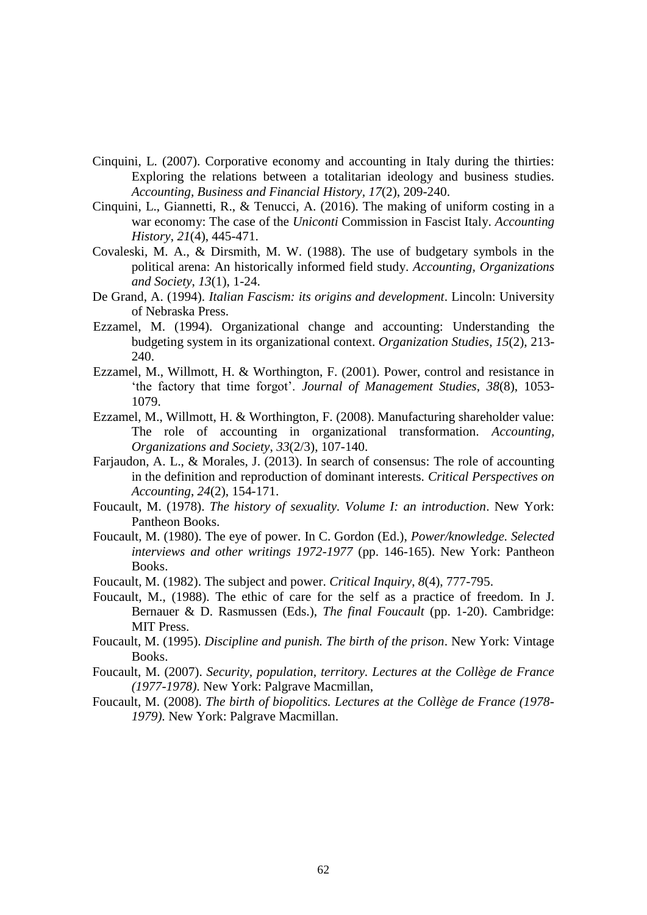Cinquini, L. (2007). Corporative economy and accounting in Italy during the thirties: Exploring the relations between a totalitarian ideology and business studies. *Accounting, Business and Financial History*, *17*(2), 209-240.

Cinquini, L., Giannetti, R., & Tenucci, A. (2016). The making of uniform costing in a war economy: The case of the *Uniconti* Commission in Fascist Italy. *Accounting History*, *21*(4), 445-471.

Covaleski, M. A., & Dirsmith, M. W. (1988). The use of budgetary symbols in the political arena: An historically informed field study. *Accounting, Organizations and Society*, *13*(1), 1-24.

De Grand, A. (1994). *Italian Fascism: its origins and development*. Lincoln: University of Nebraska Press.

Ezzamel, M. (1994). Organizational change and accounting: Understanding the budgeting system in its organizational context. *Organization Studies*, *15*(2), 213-240.

Ezzamel, M., Willmott, H. & Worthington, F. (2001). Power, control and resistance in 'the factory that time forgot'. *Journal of Management Studies*, *38*(8), 1053-1079.

Ezzamel, M., Willmott, H. & Worthington, F. (2008). Manufacturing shareholder value: The role of accounting in organizational transformation. *Accounting, Organizations and Society*, *33*(2/3), 107-140.

Farjaudon, A. L., & Morales, J. (2013). In search of consensus: The role of accounting in the definition and reproduction of dominant interests. *Critical Perspectives on Accounting*, *24*(2), 154-171.

Foucault, M. (1978). *The history of sexuality. Volume I: an introduction*. New York: Pantheon Books.

Foucault, M. (1980). The eye of power. In C. Gordon (Ed.), *Power/knowledge. Selected interviews and other writings 1972-1977* (pp. 146-165). New York: Pantheon Books.

Foucault, M. (1982). The subject and power. *Critical Inquiry*, *8*(4), 777-795.

Foucault, M., (1988). The ethic of care for the self as a practice of freedom. In J. Bernauer & D. Rasmussen (Eds.), *The final Foucault* (pp. 1-20). Cambridge: MIT Press.

Foucault, M. (1995). *Discipline and punish. The birth of the prison*. New York: Vintage Books.

Foucault, M. (2007). *Security, population, territory. Lectures at the Collège de France (1977-1978).* New York: Palgrave Macmillan,

Foucault, M. (2008). *The birth of biopolitics. Lectures at the Collège de France (1978-1979).* New York: Palgrave Macmillan.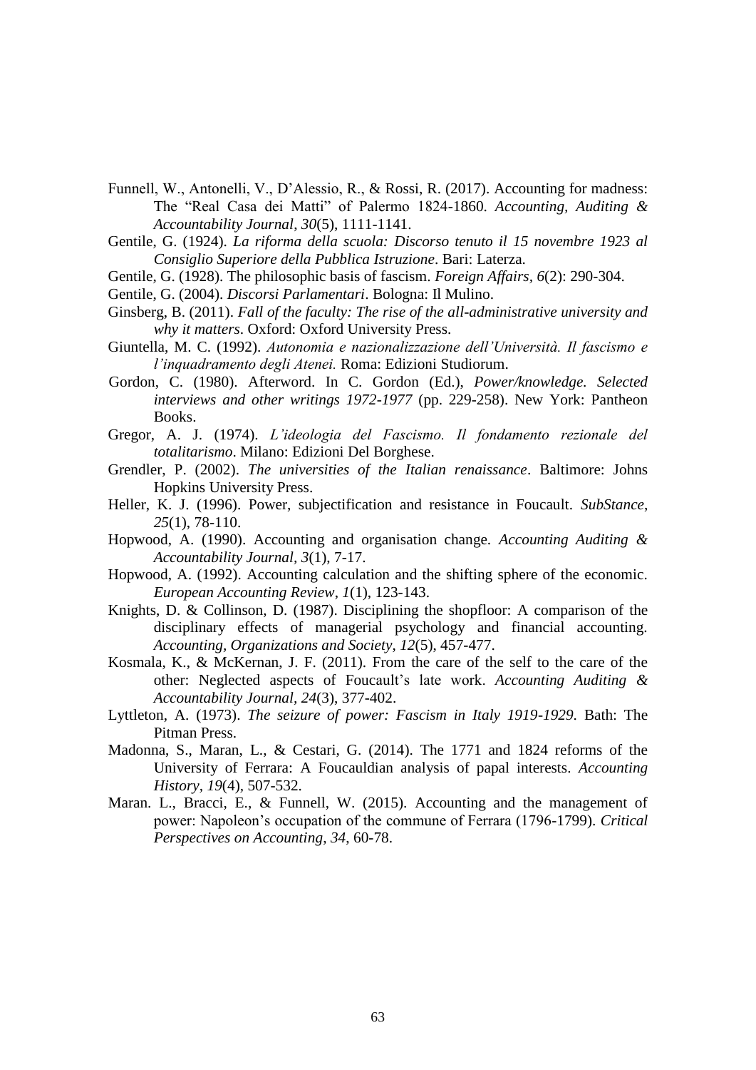Funnell, W., Antonelli, V., D'Alessio, R., & Rossi, R. (2017). Accounting for madness: The "Real Casa dei Matti" of Palermo 1824-1860. *Accounting, Auditing & Accountability Journal*, *30*(5), 1111-1141.

Gentile, G. (1924). *La riforma della scuola: Discorso tenuto il 15 novembre 1923 al Consiglio Superiore della Pubblica Istruzione*. Bari: Laterza.

Gentile, G. (1928). The philosophic basis of fascism. *Foreign Affairs*, *6*(2): 290-304.

Gentile, G. (2004). *Discorsi Parlamentari*. Bologna: Il Mulino.

Ginsberg, B. (2011). *Fall of the faculty: The rise of the all-administrative university and why it matters*. Oxford: Oxford University Press.

Giuntella, M. C. (1992). *Autonomia e nazionalizzazione dell'Università. Il fascismo e l'inquadramento degli Atenei.* Roma: Edizioni Studiorum.

Gordon, C. (1980). Afterword. In C. Gordon (Ed.), *Power/knowledge. Selected interviews and other writings 1972-1977* (pp. 229-258). New York: Pantheon Books.

Gregor, A. J. (1974). *L'ideologia del Fascismo. Il fondamento rezionale del totalitarismo*. Milano: Edizioni Del Borghese.

Grendler, P. (2002). *The universities of the Italian renaissance*. Baltimore: Johns Hopkins University Press.

Heller, K. J. (1996). Power, subjectification and resistance in Foucault. *SubStance*, *25*(1), 78-110.

Hopwood, A. (1990). Accounting and organisation change. *Accounting Auditing & Accountability Journal*, *3*(1), 7-17.

Hopwood, A. (1992). Accounting calculation and the shifting sphere of the economic. *European Accounting Review*, *1*(1), 123-143.

Knights, D. & Collinson, D. (1987). Disciplining the shopfloor: A comparison of the disciplinary effects of managerial psychology and financial accounting. *Accounting, Organizations and Society*, *12*(5), 457-477.

Kosmala, K., & McKernan, J. F. (2011). From the care of the self to the care of the other: Neglected aspects of Foucault's late work. *Accounting Auditing & Accountability Journal*, *24*(3), 377-402.

Lyttleton, A. (1973). *The seizure of power: Fascism in Italy 1919-1929*. Bath: The Pitman Press.

Madonna, S., Maran, L., & Cestari, G. (2014). The 1771 and 1824 reforms of the University of Ferrara: A Foucauldian analysis of papal interests. *Accounting History*, *19*(4), 507-532.

Maran. L., Bracci, E., & Funnell, W. (2015). Accounting and the management of power: Napoleon's occupation of the commune of Ferrara (1796-1799). *Critical Perspectives on Accounting*, *34*, 60-78.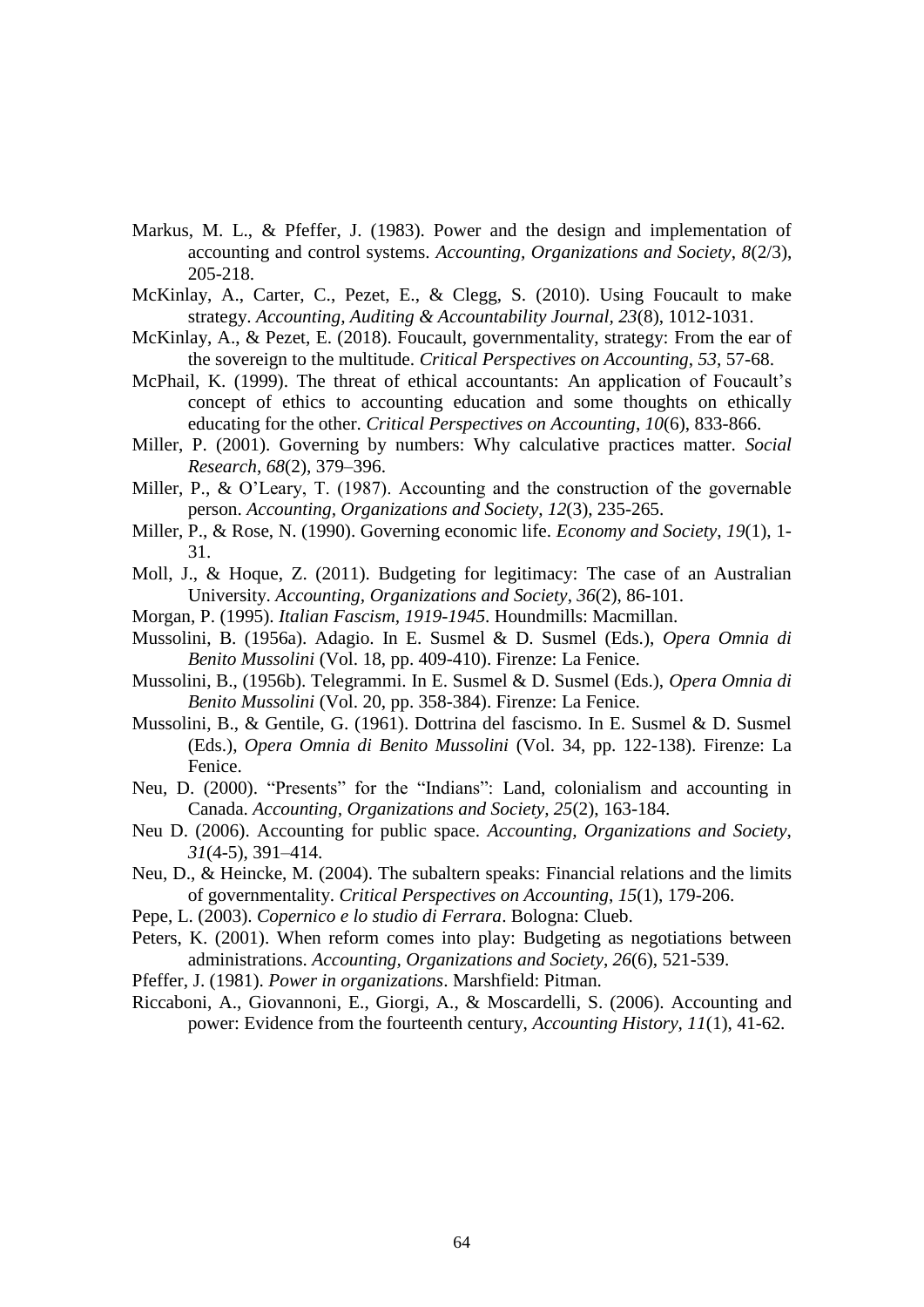Markus, M. L., & Pfeffer, J. (1983). Power and the design and implementation of accounting and control systems. *Accounting, Organizations and Society*, *8*(2/3), 205-218.

McKinlay, A., Carter, C., Pezet, E., & Clegg, S. (2010). Using Foucault to make strategy. *Accounting, Auditing & Accountability Journal*, *23*(8), 1012-1031.

McKinlay, A., & Pezet, E. (2018). Foucault, governmentality, strategy: From the ear of the sovereign to the multitude. *Critical Perspectives on Accounting*, *53*, 57-68.

McPhail, K. (1999). The threat of ethical accountants: An application of Foucault's concept of ethics to accounting education and some thoughts on ethically educating for the other. *Critical Perspectives on Accounting*, *10*(6), 833-866.

Miller, P. (2001). Governing by numbers: Why calculative practices matter. *Social Research*, *68*(2), 379–396.

Miller, P., & O'Leary, T. (1987). Accounting and the construction of the governable person. *Accounting, Organizations and Society*, *12*(3), 235-265.

Miller, P., & Rose, N. (1990). Governing economic life. *Economy and Society*, *19*(1), 1-31.

Moll, J., & Hoque, Z. (2011). Budgeting for legitimacy: The case of an Australian University. *Accounting, Organizations and Society*, *36*(2), 86-101.

Morgan, P. (1995). *Italian Fascism, 1919-1945*. Houndmills: Macmillan.

Mussolini, B. (1956a). Adagio. In E. Susmel & D. Susmel (Eds.), *Opera Omnia di Benito Mussolini* (Vol. 18, pp. 409-410). Firenze: La Fenice.

Mussolini, B., (1956b). Telegrammi. In E. Susmel & D. Susmel (Eds.), *Opera Omnia di Benito Mussolini* (Vol. 20, pp. 358-384). Firenze: La Fenice.

Mussolini, B., & Gentile, G. (1961). Dottrina del fascismo. In E. Susmel & D. Susmel (Eds.), *Opera Omnia di Benito Mussolini* (Vol. 34, pp. 122-138). Firenze: La Fenice.

Neu, D. (2000). "Presents" for the "Indians": Land, colonialism and accounting in Canada. *Accounting, Organizations and Society*, *25*(2), 163-184.

Neu D. (2006). Accounting for public space. *Accounting, Organizations and Society*, *31*(4-5), 391–414.

Neu, D., & Heincke, M. (2004). The subaltern speaks: Financial relations and the limits of governmentality. *Critical Perspectives on Accounting*, *15*(1), 179-206.

Pepe, L. (2003). *Copernico e lo studio di Ferrara*. Bologna: Clueb.

Peters, K. (2001). When reform comes into play: Budgeting as negotiations between administrations. *Accounting, Organizations and Society*, *26*(6), 521-539.

Pfeffer, J. (1981). *Power in organizations*. Marshfield: Pitman.

Riccaboni, A., Giovannoni, E., Giorgi, A., & Moscardelli, S. (2006). Accounting and power: Evidence from the fourteenth century, *Accounting History*, *11*(1), 41-62.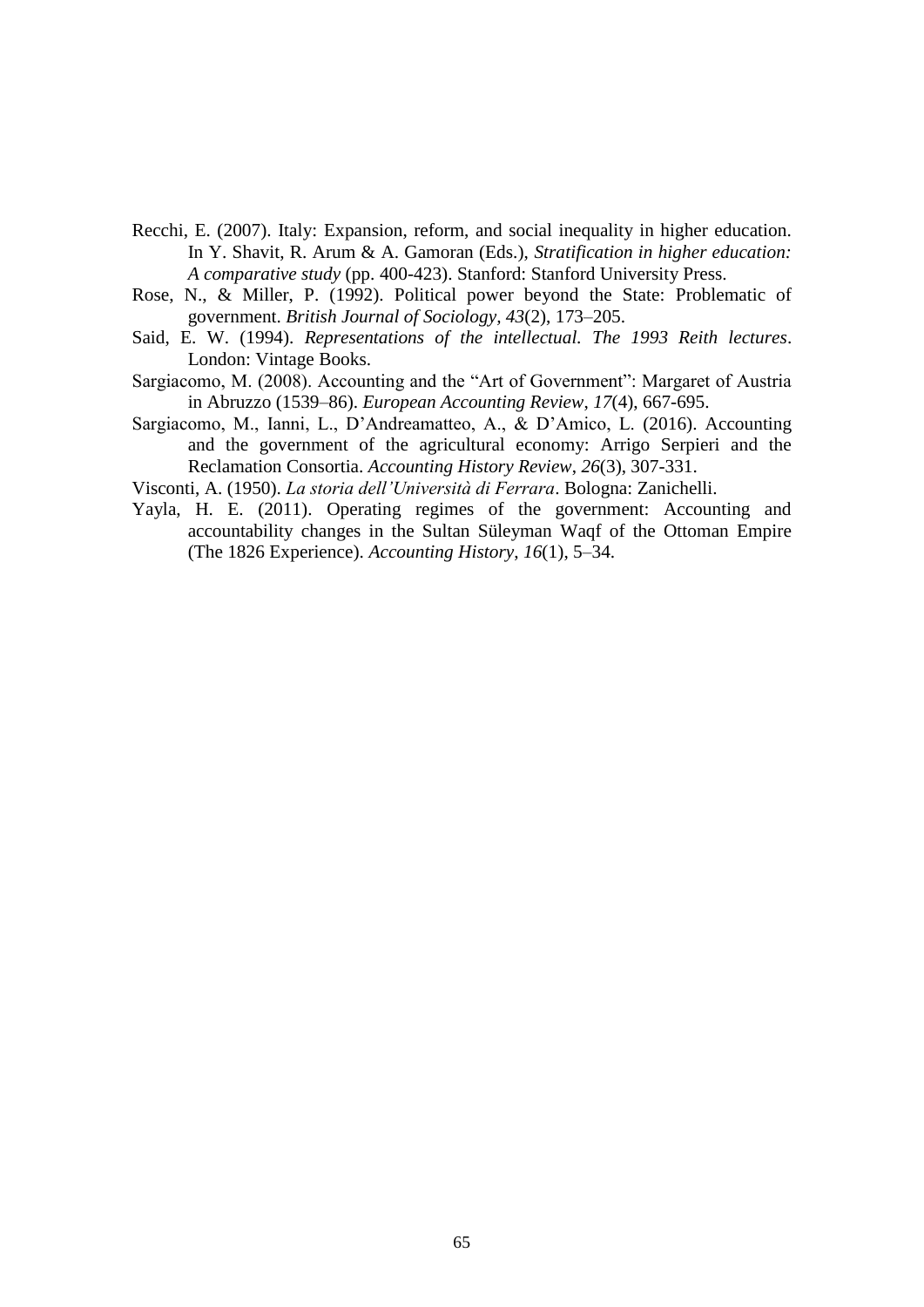Recchi, E. (2007). Italy: Expansion, reform, and social inequality in higher education. In Y. Shavit, R. Arum & A. Gamoran (Eds.), *Stratification in higher education: A comparative study* (pp. 400-423). Stanford: Stanford University Press.

Rose, N., & Miller, P. (1992). Political power beyond the State: Problematic of government. *British Journal of Sociology*, *43*(2), 173–205.

Said, E. W. (1994). *Representations of the intellectual. The 1993 Reith lectures*. London: Vintage Books.

Sargiacomo, M. (2008). Accounting and the "Art of Government": Margaret of Austria in Abruzzo (1539–86). *European Accounting Review*, *17*(4), 667-695.

Sargiacomo, M., Ianni, L., D'Andreamatteo, A., & D'Amico, L. (2016). Accounting and the government of the agricultural economy: Arrigo Serpieri and the Reclamation Consortia. *Accounting History Review*, *26*(3), 307-331.

Visconti, A. (1950). *La storia dell'Università di Ferrara*. Bologna: Zanichelli.

Yayla, H. E. (2011). Operating regimes of the government: Accounting and accountability changes in the Sultan Süleyman Waqf of the Ottoman Empire (The 1826 Experience). *Accounting History*, *16*(1), 5–34.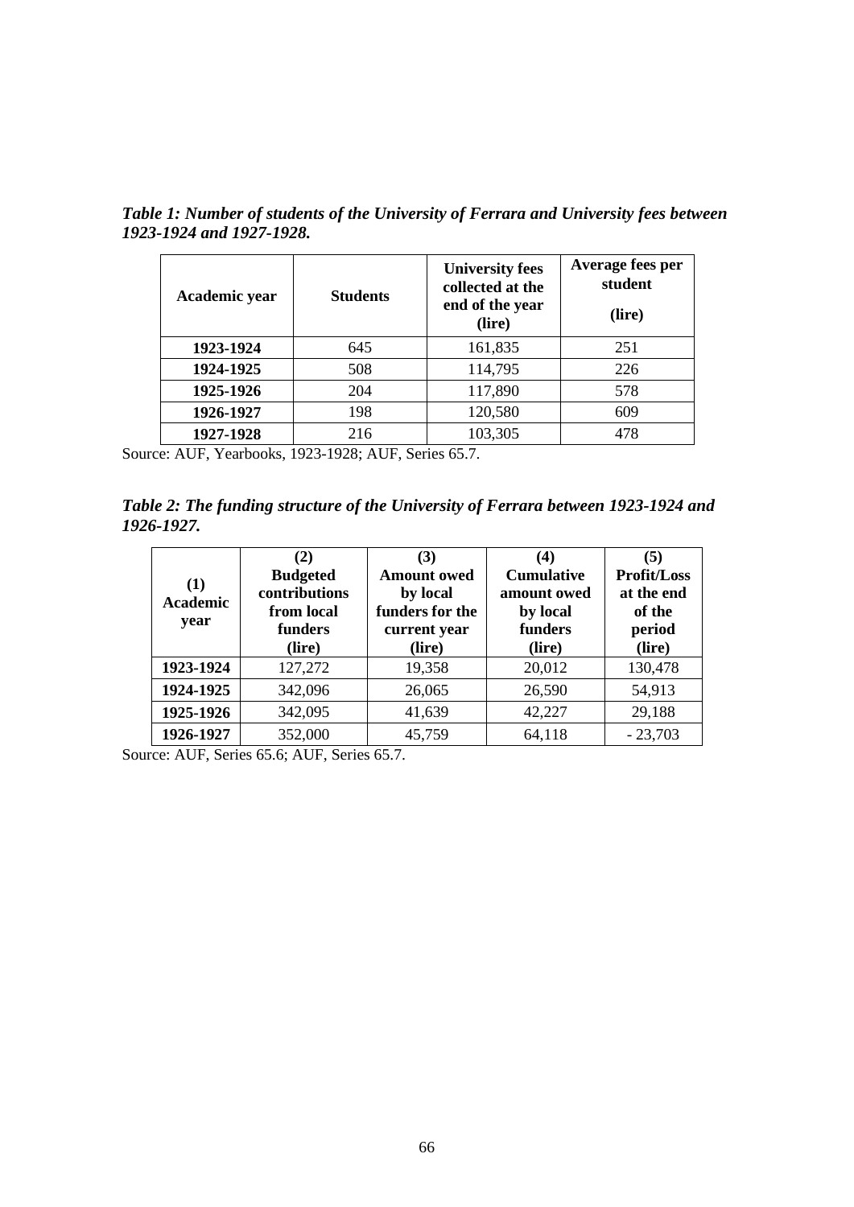***Table 1: Number of students of the University of Ferrara and University fees between 1923-1924 and 1927-1928.***

| Academic year | Students | University fees collected at the end of the year (lire) | Average fees per student (lire) |
|---|---|---|---|
| **1923-1924** | 645 | 161,835 | 251 |
| **1924-1925** | 508 | 114,795 | 226 |
| **1925-1926** | 204 | 117,890 | 578 |
| **1926-1927** | 198 | 120,580 | 609 |
| **1927-1928** | 216 | 103,305 | 478 |

Source: AUF, Yearbooks, 1923-1928; AUF, Series 65.7.

***Table 2: The funding structure of the University of Ferrara between 1923-1924 and 1926-1927.***

| (1) Academic year | (2) Budgeted contributions from local funders (lire) | (3) Amount owed by local funders for the current year (lire) | (4) Cumulative amount owed by local funders (lire) | (5) Profit/Loss at the end of the period (lire) |
|---|---|---|---|---|
| **1923-1924** | 127,272 | 19,358 | 20,012 | 130,478 |
| **1924-1925** | 342,096 | 26,065 | 26,590 | 54,913 |
| **1925-1926** | 342,095 | 41,639 | 42,227 | 29,188 |
| **1926-1927** | 352,000 | 45,759 | 64,118 | - 23,703 |

Source: AUF, Series 65.6; AUF, Series 65.7.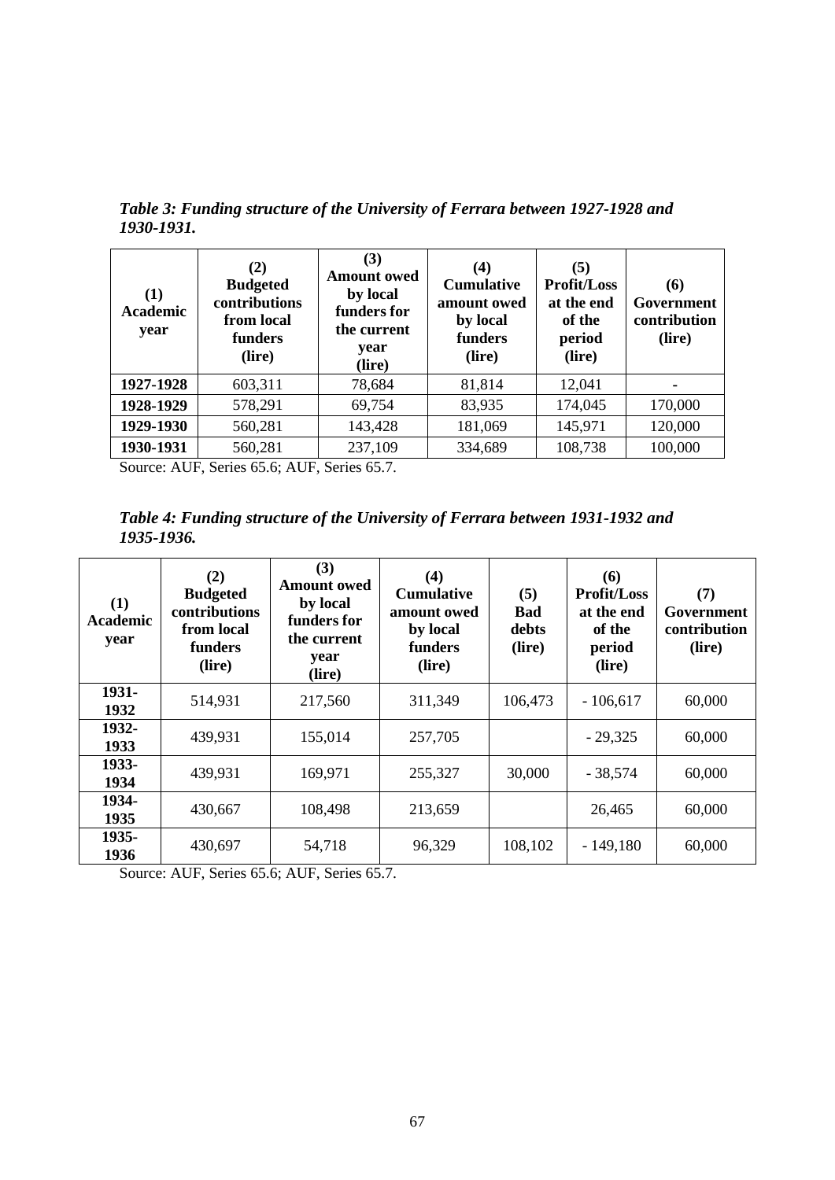*Table 3: Funding structure of the University of Ferrara between 1927-1928 and 1930-1931.*

| (1) Academic year | (2) Budgeted contributions from local funders (lire) | (3) Amount owed by local funders for the current year (lire) | (4) Cumulative amount owed by local funders (lire) | (5) Profit/Loss at the end of the period (lire) | (6) Government contribution (lire) |
|---|---|---|---|---|---|
| **1927-1928** | 603,311 | 78,684 | 81,814 | 12,041 | - |
| **1928-1929** | 578,291 | 69,754 | 83,935 | 174,045 | 170,000 |
| **1929-1930** | 560,281 | 143,428 | 181,069 | 145,971 | 120,000 |
| **1930-1931** | 560,281 | 237,109 | 334,689 | 108,738 | 100,000 |

Source: AUF, Series 65.6; AUF, Series 65.7.

*Table 4: Funding structure of the University of Ferrara between 1931-1932 and 1935-1936.*

| (1) Academic year | (2) Budgeted contributions from local funders (lire) | (3) Amount owed by local funders for the current year (lire) | (4) Cumulative amount owed by local funders (lire) | (5) Bad debts (lire) | (6) Profit/Loss at the end of the period (lire) | (7) Government contribution (lire) |
|---|---|---|---|---|---|---|
| **1931-1932** | 514,931 | 217,560 | 311,349 | 106,473 | - 106,617 | 60,000 |
| **1932-1933** | 439,931 | 155,014 | 257,705 | | - 29,325 | 60,000 |
| **1933-1934** | 439,931 | 169,971 | 255,327 | 30,000 | - 38,574 | 60,000 |
| **1934-1935** | 430,667 | 108,498 | 213,659 | | 26,465 | 60,000 |
| **1935-1936** | 430,697 | 54,718 | 96,329 | 108,102 | - 149,180 | 60,000 |

Source: AUF, Series 65.6; AUF, Series 65.7.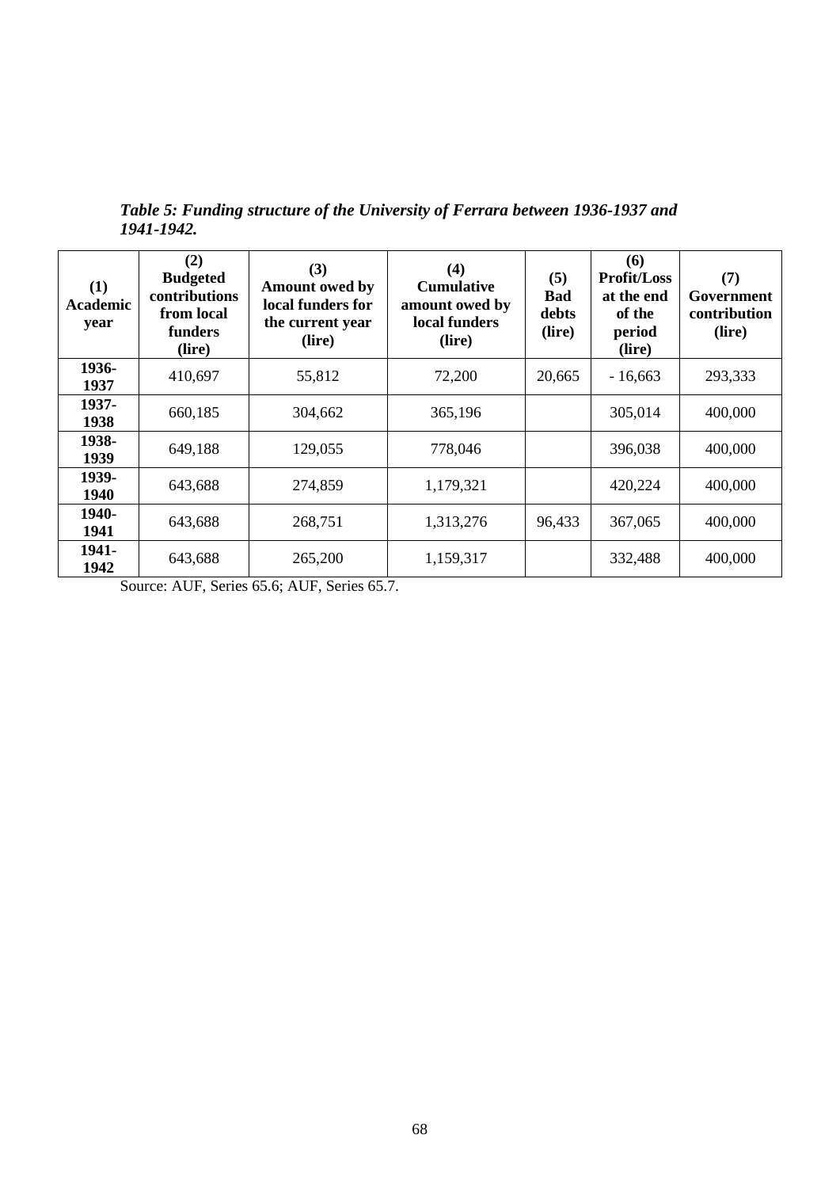*Table 5: Funding structure of the University of Ferrara between 1936-1937 and 1941-1942.*

| (1) Academic year | (2) Budgeted contributions from local funders (lire) | (3) Amount owed by local funders for the current year (lire) | (4) Cumulative amount owed by local funders (lire) | (5) Bad debts (lire) | (6) Profit/Loss at the end of the period (lire) | (7) Government contribution (lire) |
|---|---|---|---|---|---|---|
| 1936-1937 | 410,697 | 55,812 | 72,200 | 20,665 | - 16,663 | 293,333 |
| 1937-1938 | 660,185 | 304,662 | 365,196 | | 305,014 | 400,000 |
| 1938-1939 | 649,188 | 129,055 | 778,046 | | 396,038 | 400,000 |
| 1939-1940 | 643,688 | 274,859 | 1,179,321 | | 420,224 | 400,000 |
| 1940-1941 | 643,688 | 268,751 | 1,313,276 | 96,433 | 367,065 | 400,000 |
| 1941-1942 | 643,688 | 265,200 | 1,159,317 | | 332,488 | 400,000 |

Source: AUF, Series 65.6; AUF, Series 65.7.